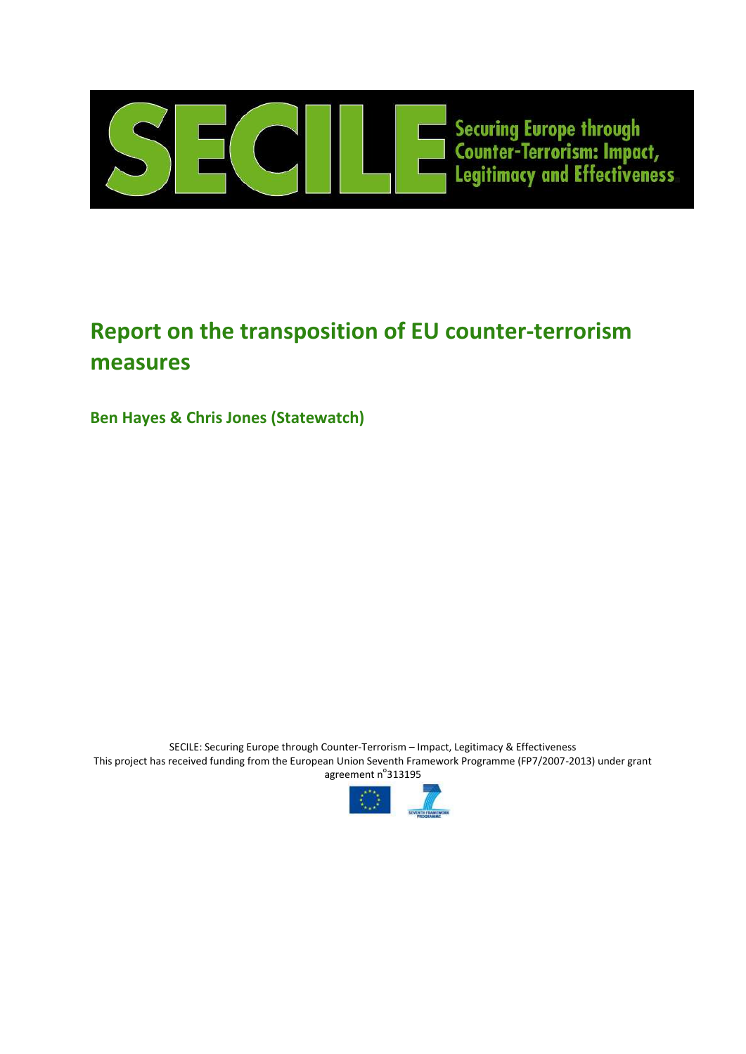# SECILE Securing Europe through Counter-Terrorism: Impact, Legitimacy and Effectiveness

# Report on the transposition of EU counter-terrorism measures

**Ben Hayes & Chris Jones (Statewatch)**

SECILE: Securing Europe through Counter-Terrorism – Impact, Legitimacy & Effectiveness
This project has received funding from the European Union Seventh Framework Programme (FP7/2007-2013) under grant agreement n°313195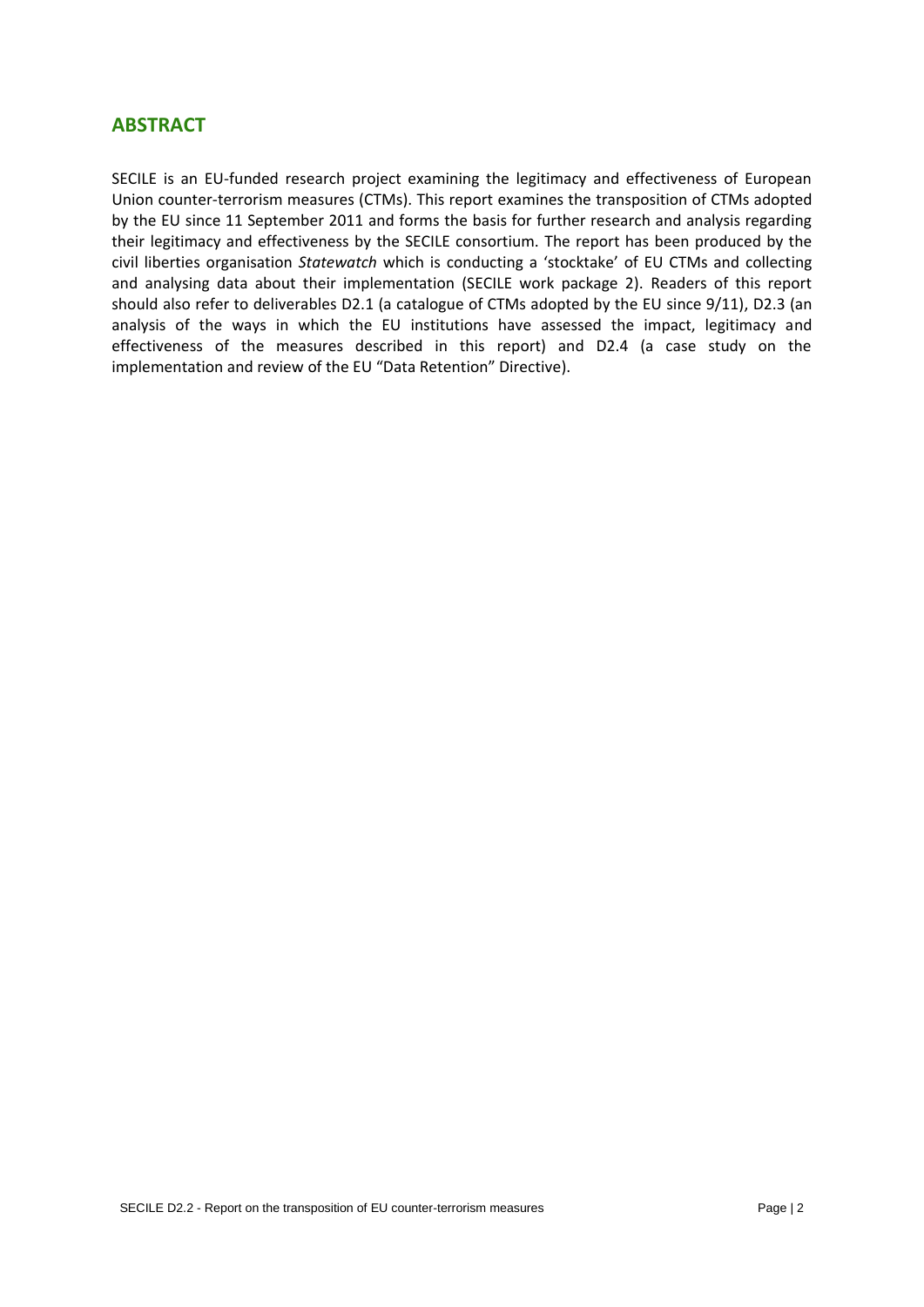## ABSTRACT

SECILE is an EU-funded research project examining the legitimacy and effectiveness of European Union counter-terrorism measures (CTMs). This report examines the transposition of CTMs adopted by the EU since 11 September 2011 and forms the basis for further research and analysis regarding their legitimacy and effectiveness by the SECILE consortium. The report has been produced by the civil liberties organisation *Statewatch* which is conducting a 'stocktake' of EU CTMs and collecting and analysing data about their implementation (SECILE work package 2). Readers of this report should also refer to deliverables D2.1 (a catalogue of CTMs adopted by the EU since 9/11), D2.3 (an analysis of the ways in which the EU institutions have assessed the impact, legitimacy and effectiveness of the measures described in this report) and D2.4 (a case study on the implementation and review of the EU "Data Retention" Directive).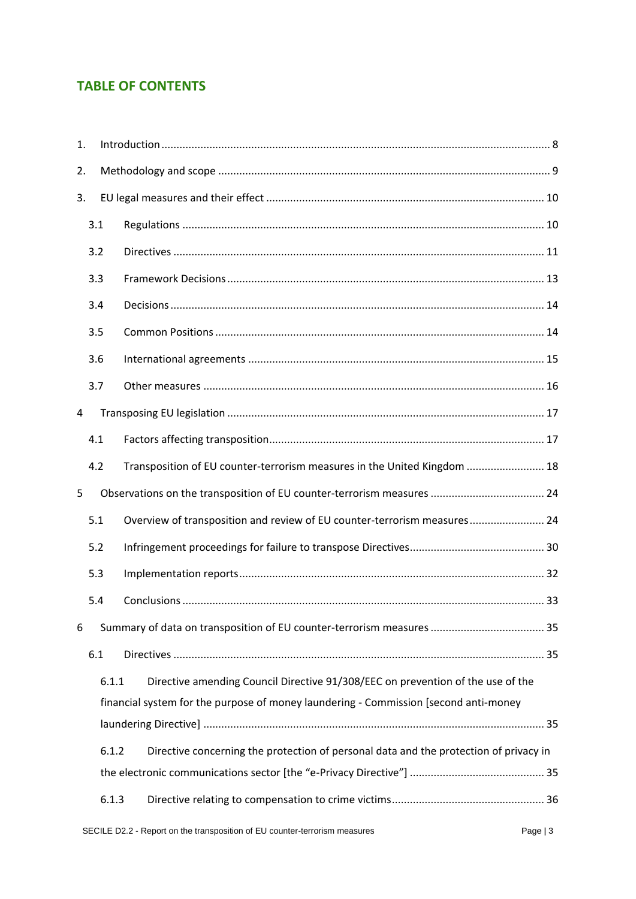## TABLE OF CONTENTS

1. Introduction ........ 8
2. Methodology and scope ........ 9
3. EU legal measures and their effect ........ 10
   - 3.1 Regulations ........ 10
   - 3.2 Directives ........ 11
   - 3.3 Framework Decisions ........ 13
   - 3.4 Decisions ........ 14
   - 3.5 Common Positions ........ 14
   - 3.6 International agreements ........ 15
   - 3.7 Other measures ........ 16
4 Transposing EU legislation ........ 17
   - 4.1 Factors affecting transposition ........ 17
   - 4.2 Transposition of EU counter-terrorism measures in the United Kingdom ........ 18
5 Observations on the transposition of EU counter-terrorism measures ........ 24
   - 5.1 Overview of transposition and review of EU counter-terrorism measures ........ 24
   - 5.2 Infringement proceedings for failure to transpose Directives ........ 30
   - 5.3 Implementation reports ........ 32
   - 5.4 Conclusions ........ 33
6 Summary of data on transposition of EU counter-terrorism measures ........ 35
   - 6.1 Directives ........ 35
     - 6.1.1 Directive amending Council Directive 91/308/EEC on prevention of the use of the financial system for the purpose of money laundering - Commission [second anti-money laundering Directive] ........ 35
     - 6.1.2 Directive concerning the protection of personal data and the protection of privacy in the electronic communications sector [the "e-Privacy Directive"] ........ 35
     - 6.1.3 Directive relating to compensation to crime victims ........ 36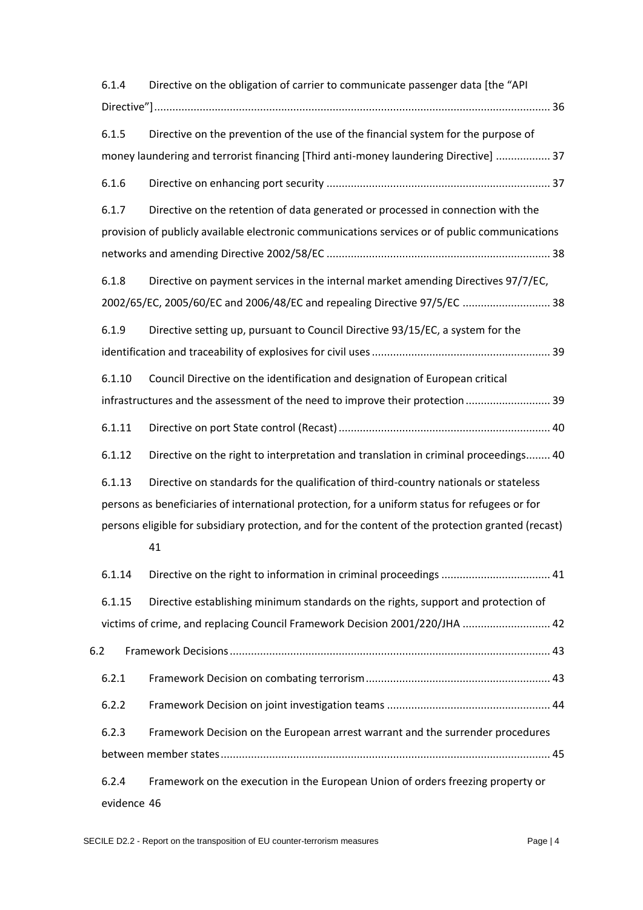6.1.4 Directive on the obligation of carrier to communicate passenger data [the "API Directive"] ... 36

6.1.5 Directive on the prevention of the use of the financial system for the purpose of money laundering and terrorist financing [Third anti-money laundering Directive] ... 37

6.1.6 Directive on enhancing port security ... 37

6.1.7 Directive on the retention of data generated or processed in connection with the provision of publicly available electronic communications services or of public communications networks and amending Directive 2002/58/EC ... 38

6.1.8 Directive on payment services in the internal market amending Directives 97/7/EC, 2002/65/EC, 2005/60/EC and 2006/48/EC and repealing Directive 97/5/EC ... 38

6.1.9 Directive setting up, pursuant to Council Directive 93/15/EC, a system for the identification and traceability of explosives for civil uses ... 39

6.1.10 Council Directive on the identification and designation of European critical infrastructures and the assessment of the need to improve their protection ... 39

6.1.11 Directive on port State control (Recast) ... 40

6.1.12 Directive on the right to interpretation and translation in criminal proceedings ... 40

6.1.13 Directive on standards for the qualification of third-country nationals or stateless persons as beneficiaries of international protection, for a uniform status for refugees or for persons eligible for subsidiary protection, and for the content of the protection granted (recast) 41

6.1.14 Directive on the right to information in criminal proceedings ... 41

6.1.15 Directive establishing minimum standards on the rights, support and protection of victims of crime, and replacing Council Framework Decision 2001/220/JHA ... 42

6.2 Framework Decisions ... 43

6.2.1 Framework Decision on combating terrorism ... 43

6.2.2 Framework Decision on joint investigation teams ... 44

6.2.3 Framework Decision on the European arrest warrant and the surrender procedures between member states ... 45

6.2.4 Framework on the execution in the European Union of orders freezing property or evidence 46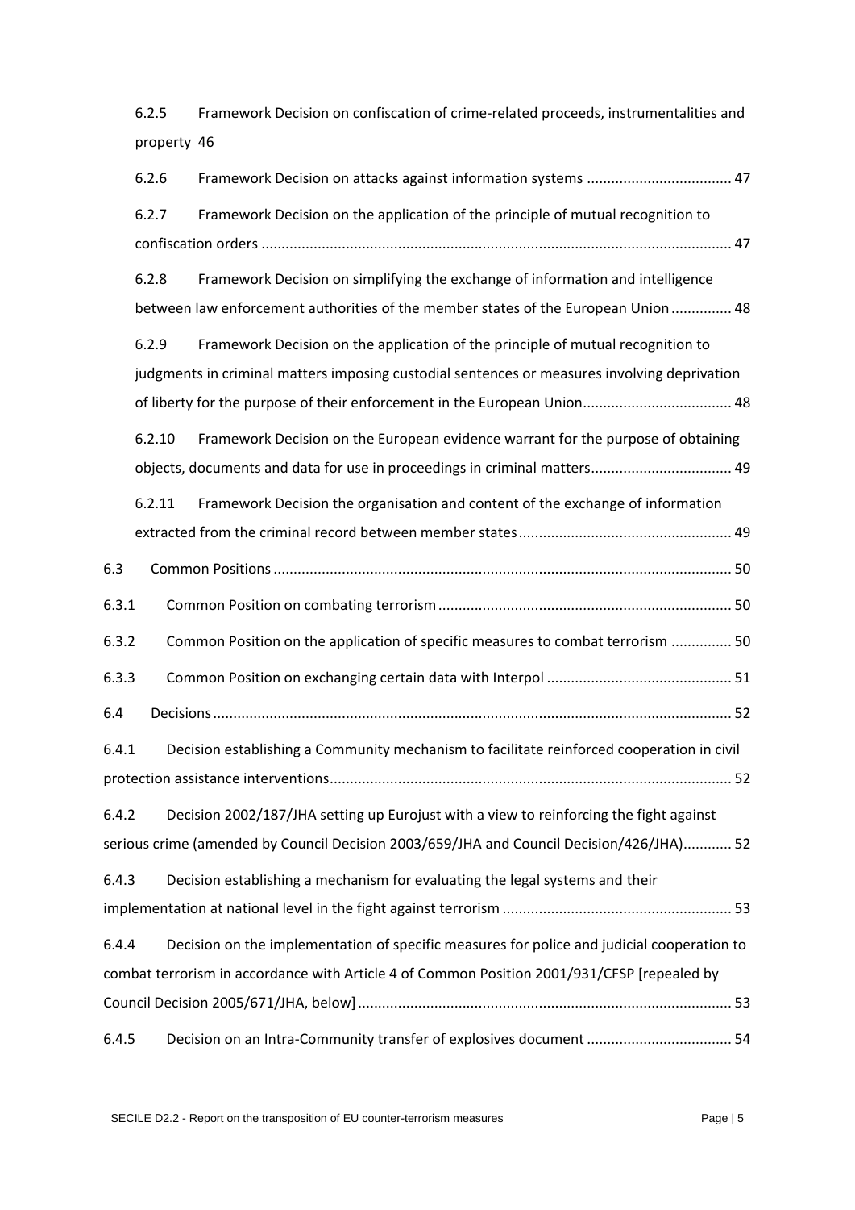6.2.5 Framework Decision on confiscation of crime-related proceeds, instrumentalities and property 46

6.2.6 Framework Decision on attacks against information systems .................................... 47

6.2.7 Framework Decision on the application of the principle of mutual recognition to confiscation orders .................................................................................................................... 47

6.2.8 Framework Decision on simplifying the exchange of information and intelligence between law enforcement authorities of the member states of the European Union ............... 48

6.2.9 Framework Decision on the application of the principle of mutual recognition to judgments in criminal matters imposing custodial sentences or measures involving deprivation of liberty for the purpose of their enforcement in the European Union..................................... 48

6.2.10 Framework Decision on the European evidence warrant for the purpose of obtaining objects, documents and data for use in proceedings in criminal matters................................... 49

6.2.11 Framework Decision the organisation and content of the exchange of information extracted from the criminal record between member states..................................................... 49

6.3 Common Positions ................................................................................................................. 50

6.3.1 Common Position on combating terrorism ........................................................................ 50

6.3.2 Common Position on the application of specific measures to combat terrorism ............... 50

6.3.3 Common Position on exchanging certain data with Interpol ............................................. 51

6.4 Decisions ............................................................................................................................... 52

6.4.1 Decision establishing a Community mechanism to facilitate reinforced cooperation in civil protection assistance interventions................................................................................................... 52

6.4.2 Decision 2002/187/JHA setting up Eurojust with a view to reinforcing the fight against serious crime (amended by Council Decision 2003/659/JHA and Council Decision/426/JHA)............ 52

6.4.3 Decision establishing a mechanism for evaluating the legal systems and their implementation at national level in the fight against terrorism ......................................................... 53

6.4.4 Decision on the implementation of specific measures for police and judicial cooperation to combat terrorism in accordance with Article 4 of Common Position 2001/931/CFSP [repealed by Council Decision 2005/671/JHA, below] ............................................................................................ 53

6.4.5 Decision on an Intra-Community transfer of explosives document .................................... 54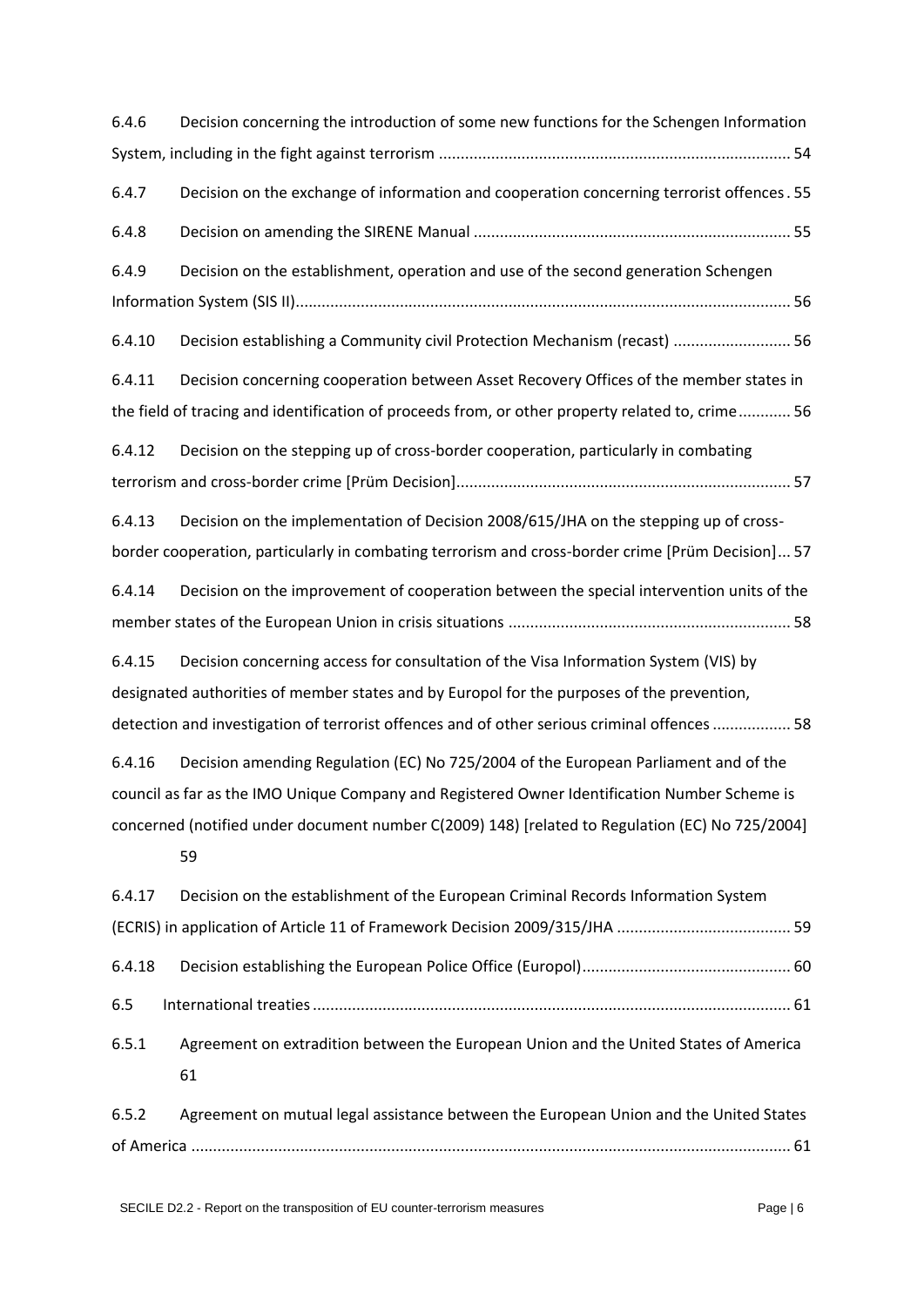6.4.6 Decision concerning the introduction of some new functions for the Schengen Information System, including in the fight against terrorism ........ 54

6.4.7 Decision on the exchange of information and cooperation concerning terrorist offences . 55

6.4.8 Decision on amending the SIRENE Manual ........ 55

6.4.9 Decision on the establishment, operation and use of the second generation Schengen Information System (SIS II) ........ 56

6.4.10 Decision establishing a Community civil Protection Mechanism (recast) ........ 56

6.4.11 Decision concerning cooperation between Asset Recovery Offices of the member states in the field of tracing and identification of proceeds from, or other property related to, crime ........ 56

6.4.12 Decision on the stepping up of cross-border cooperation, particularly in combating terrorism and cross-border crime [Prüm Decision] ........ 57

6.4.13 Decision on the implementation of Decision 2008/615/JHA on the stepping up of cross-border cooperation, particularly in combating terrorism and cross-border crime [Prüm Decision] ... 57

6.4.14 Decision on the improvement of cooperation between the special intervention units of the member states of the European Union in crisis situations ........ 58

6.4.15 Decision concerning access for consultation of the Visa Information System (VIS) by designated authorities of member states and by Europol for the purposes of the prevention, detection and investigation of terrorist offences and of other serious criminal offences ........ 58

6.4.16 Decision amending Regulation (EC) No 725/2004 of the European Parliament and of the council as far as the IMO Unique Company and Registered Owner Identification Number Scheme is concerned (notified under document number C(2009) 148) [related to Regulation (EC) No 725/2004] 59

6.4.17 Decision on the establishment of the European Criminal Records Information System (ECRIS) in application of Article 11 of Framework Decision 2009/315/JHA ........ 59

6.4.18 Decision establishing the European Police Office (Europol) ........ 60

6.5 International treaties ........ 61

6.5.1 Agreement on extradition between the European Union and the United States of America 61

6.5.2 Agreement on mutual legal assistance between the European Union and the United States of America ........ 61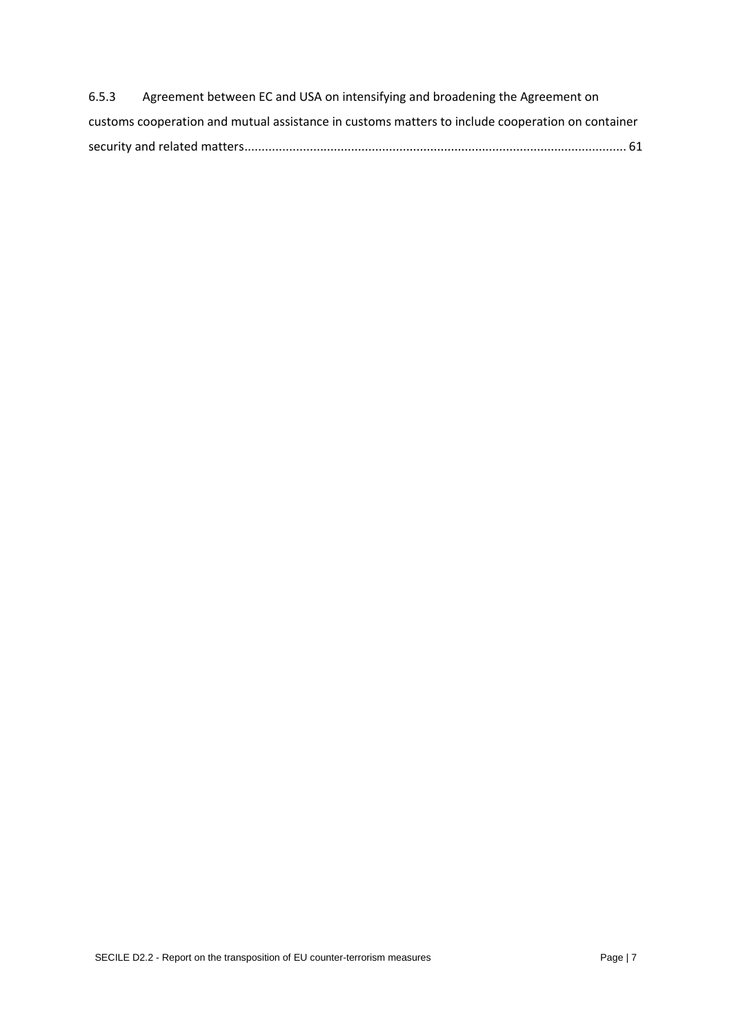6.5.3 Agreement between EC and USA on intensifying and broadening the Agreement on customs cooperation and mutual assistance in customs matters to include cooperation on container security and related matters.............................................................................................................. 61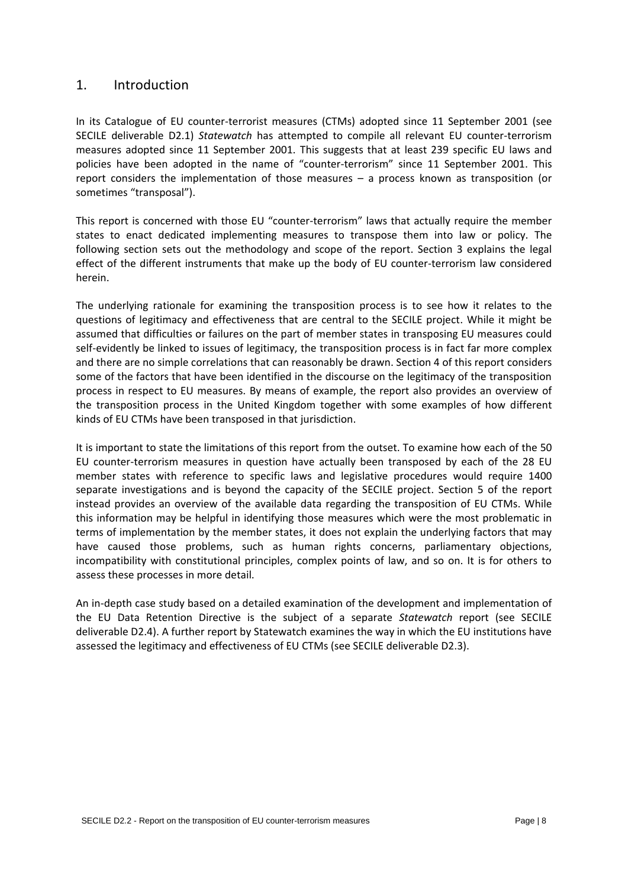# 1. Introduction

In its Catalogue of EU counter-terrorist measures (CTMs) adopted since 11 September 2001 (see SECILE deliverable D2.1) *Statewatch* has attempted to compile all relevant EU counter-terrorism measures adopted since 11 September 2001. This suggests that at least 239 specific EU laws and policies have been adopted in the name of "counter-terrorism" since 11 September 2001. This report considers the implementation of those measures – a process known as transposition (or sometimes "transposal").

This report is concerned with those EU "counter-terrorism" laws that actually require the member states to enact dedicated implementing measures to transpose them into law or policy. The following section sets out the methodology and scope of the report. Section 3 explains the legal effect of the different instruments that make up the body of EU counter-terrorism law considered herein.

The underlying rationale for examining the transposition process is to see how it relates to the questions of legitimacy and effectiveness that are central to the SECILE project. While it might be assumed that difficulties or failures on the part of member states in transposing EU measures could self-evidently be linked to issues of legitimacy, the transposition process is in fact far more complex and there are no simple correlations that can reasonably be drawn. Section 4 of this report considers some of the factors that have been identified in the discourse on the legitimacy of the transposition process in respect to EU measures. By means of example, the report also provides an overview of the transposition process in the United Kingdom together with some examples of how different kinds of EU CTMs have been transposed in that jurisdiction.

It is important to state the limitations of this report from the outset. To examine how each of the 50 EU counter-terrorism measures in question have actually been transposed by each of the 28 EU member states with reference to specific laws and legislative procedures would require 1400 separate investigations and is beyond the capacity of the SECILE project. Section 5 of the report instead provides an overview of the available data regarding the transposition of EU CTMs. While this information may be helpful in identifying those measures which were the most problematic in terms of implementation by the member states, it does not explain the underlying factors that may have caused those problems, such as human rights concerns, parliamentary objections, incompatibility with constitutional principles, complex points of law, and so on. It is for others to assess these processes in more detail.

An in-depth case study based on a detailed examination of the development and implementation of the EU Data Retention Directive is the subject of a separate *Statewatch* report (see SECILE deliverable D2.4). A further report by Statewatch examines the way in which the EU institutions have assessed the legitimacy and effectiveness of EU CTMs (see SECILE deliverable D2.3).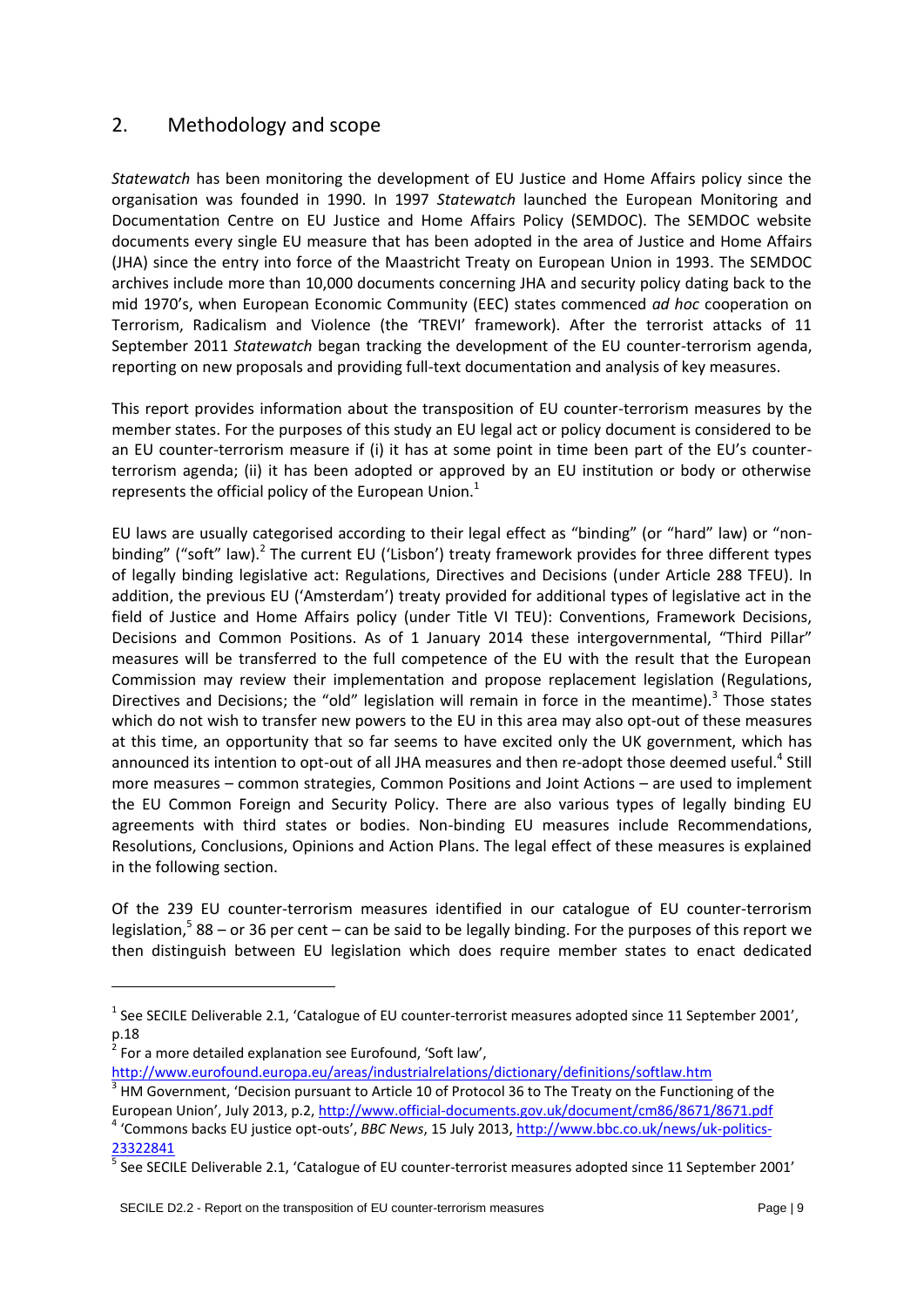## 2. Methodology and scope

*Statewatch* has been monitoring the development of EU Justice and Home Affairs policy since the organisation was founded in 1990. In 1997 *Statewatch* launched the European Monitoring and Documentation Centre on EU Justice and Home Affairs Policy (SEMDOC). The SEMDOC website documents every single EU measure that has been adopted in the area of Justice and Home Affairs (JHA) since the entry into force of the Maastricht Treaty on European Union in 1993. The SEMDOC archives include more than 10,000 documents concerning JHA and security policy dating back to the mid 1970's, when European Economic Community (EEC) states commenced *ad hoc* cooperation on Terrorism, Radicalism and Violence (the 'TREVI' framework). After the terrorist attacks of 11 September 2011 *Statewatch* began tracking the development of the EU counter-terrorism agenda, reporting on new proposals and providing full-text documentation and analysis of key measures.

This report provides information about the transposition of EU counter-terrorism measures by the member states. For the purposes of this study an EU legal act or policy document is considered to be an EU counter-terrorism measure if (i) it has at some point in time been part of the EU's counter-terrorism agenda; (ii) it has been adopted or approved by an EU institution or body or otherwise represents the official policy of the European Union.[1]

EU laws are usually categorised according to their legal effect as "binding" (or "hard" law) or "non-binding" ("soft" law).[2] The current EU ('Lisbon') treaty framework provides for three different types of legally binding legislative act: Regulations, Directives and Decisions (under Article 288 TFEU). In addition, the previous EU ('Amsterdam') treaty provided for additional types of legislative act in the field of Justice and Home Affairs policy (under Title VI TEU): Conventions, Framework Decisions, Decisions and Common Positions. As of 1 January 2014 these intergovernmental, "Third Pillar" measures will be transferred to the full competence of the EU with the result that the European Commission may review their implementation and propose replacement legislation (Regulations, Directives and Decisions; the "old" legislation will remain in force in the meantime).[3] Those states which do not wish to transfer new powers to the EU in this area may also opt-out of these measures at this time, an opportunity that so far seems to have excited only the UK government, which has announced its intention to opt-out of all JHA measures and then re-adopt those deemed useful.[4] Still more measures – common strategies, Common Positions and Joint Actions – are used to implement the EU Common Foreign and Security Policy. There are also various types of legally binding EU agreements with third states or bodies. Non-binding EU measures include Recommendations, Resolutions, Conclusions, Opinions and Action Plans. The legal effect of these measures is explained in the following section.

Of the 239 EU counter-terrorism measures identified in our catalogue of EU counter-terrorism legislation,[5] 88 – or 36 per cent – can be said to be legally binding. For the purposes of this report we then distinguish between EU legislation which does require member states to enact dedicated

---

[1] See SECILE Deliverable 2.1, 'Catalogue of EU counter-terrorist measures adopted since 11 September 2001', p.18

[2] For a more detailed explanation see Eurofound, 'Soft law', http://www.eurofound.europa.eu/areas/industrialrelations/dictionary/definitions/softlaw.htm

[3] HM Government, 'Decision pursuant to Article 10 of Protocol 36 to The Treaty on the Functioning of the European Union', July 2013, p.2, http://www.official-documents.gov.uk/document/cm86/8671/8671.pdf

[4] 'Commons backs EU justice opt-outs', *BBC News*, 15 July 2013, http://www.bbc.co.uk/news/uk-politics-23322841

[5] See SECILE Deliverable 2.1, 'Catalogue of EU counter-terrorist measures adopted since 11 September 2001'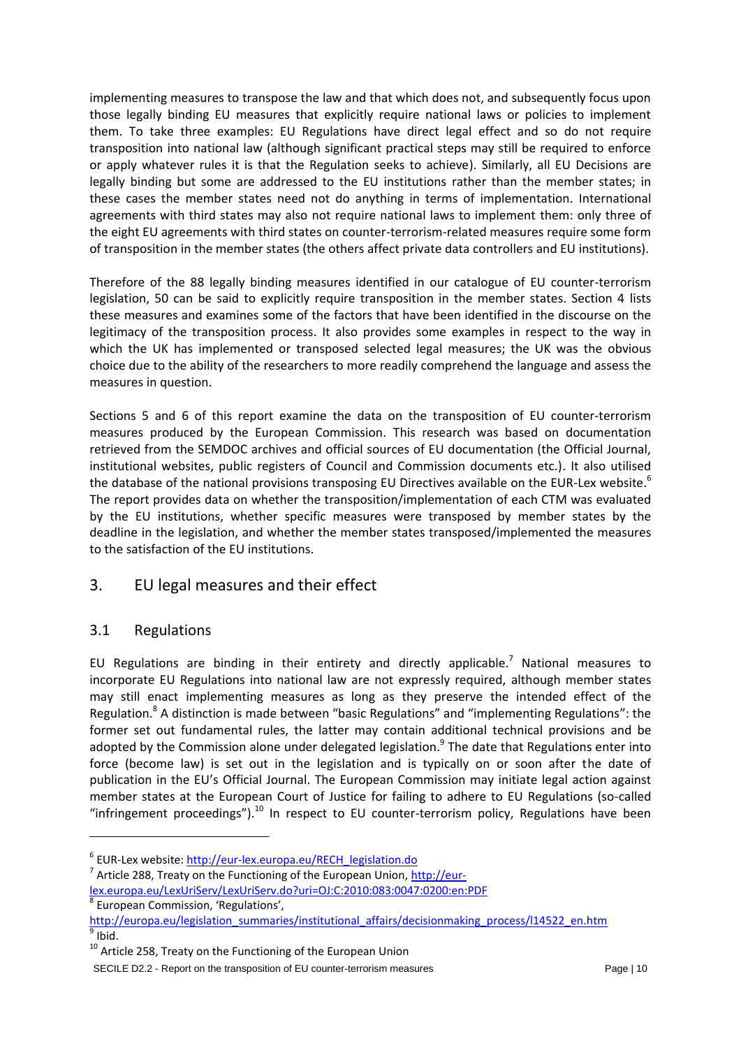implementing measures to transpose the law and that which does not, and subsequently focus upon those legally binding EU measures that explicitly require national laws or policies to implement them. To take three examples: EU Regulations have direct legal effect and so do not require transposition into national law (although significant practical steps may still be required to enforce or apply whatever rules it is that the Regulation seeks to achieve). Similarly, all EU Decisions are legally binding but some are addressed to the EU institutions rather than the member states; in these cases the member states need not do anything in terms of implementation. International agreements with third states may also not require national laws to implement them: only three of the eight EU agreements with third states on counter-terrorism-related measures require some form of transposition in the member states (the others affect private data controllers and EU institutions).

Therefore of the 88 legally binding measures identified in our catalogue of EU counter-terrorism legislation, 50 can be said to explicitly require transposition in the member states. Section 4 lists these measures and examines some of the factors that have been identified in the discourse on the legitimacy of the transposition process. It also provides some examples in respect to the way in which the UK has implemented or transposed selected legal measures; the UK was the obvious choice due to the ability of the researchers to more readily comprehend the language and assess the measures in question.

Sections 5 and 6 of this report examine the data on the transposition of EU counter-terrorism measures produced by the European Commission. This research was based on documentation retrieved from the SEMDOC archives and official sources of EU documentation (the Official Journal, institutional websites, public registers of Council and Commission documents etc.). It also utilised the database of the national provisions transposing EU Directives available on the EUR-Lex website.[6] The report provides data on whether the transposition/implementation of each CTM was evaluated by the EU institutions, whether specific measures were transposed by member states by the deadline in the legislation, and whether the member states transposed/implemented the measures to the satisfaction of the EU institutions.

## 3. EU legal measures and their effect

### 3.1 Regulations

EU Regulations are binding in their entirety and directly applicable.[7] National measures to incorporate EU Regulations into national law are not expressly required, although member states may still enact implementing measures as long as they preserve the intended effect of the Regulation.[8] A distinction is made between "basic Regulations" and "implementing Regulations": the former set out fundamental rules, the latter may contain additional technical provisions and be adopted by the Commission alone under delegated legislation.[9] The date that Regulations enter into force (become law) is set out in the legislation and is typically on or soon after the date of publication in the EU's Official Journal. The European Commission may initiate legal action against member states at the European Court of Justice for failing to adhere to EU Regulations (so-called "infringement proceedings").[10] In respect to EU counter-terrorism policy, Regulations have been

---

[6] EUR-Lex website: http://eur-lex.europa.eu/RECH_legislation.do

[7] Article 288, Treaty on the Functioning of the European Union, http://eur-lex.europa.eu/LexUriServ/LexUriServ.do?uri=OJ:C:2010:083:0047:0200:en:PDF

[8] European Commission, 'Regulations', http://europa.eu/legislation_summaries/institutional_affairs/decisionmaking_process/l14522_en.htm

[9] Ibid.

[10] Article 258, Treaty on the Functioning of the European Union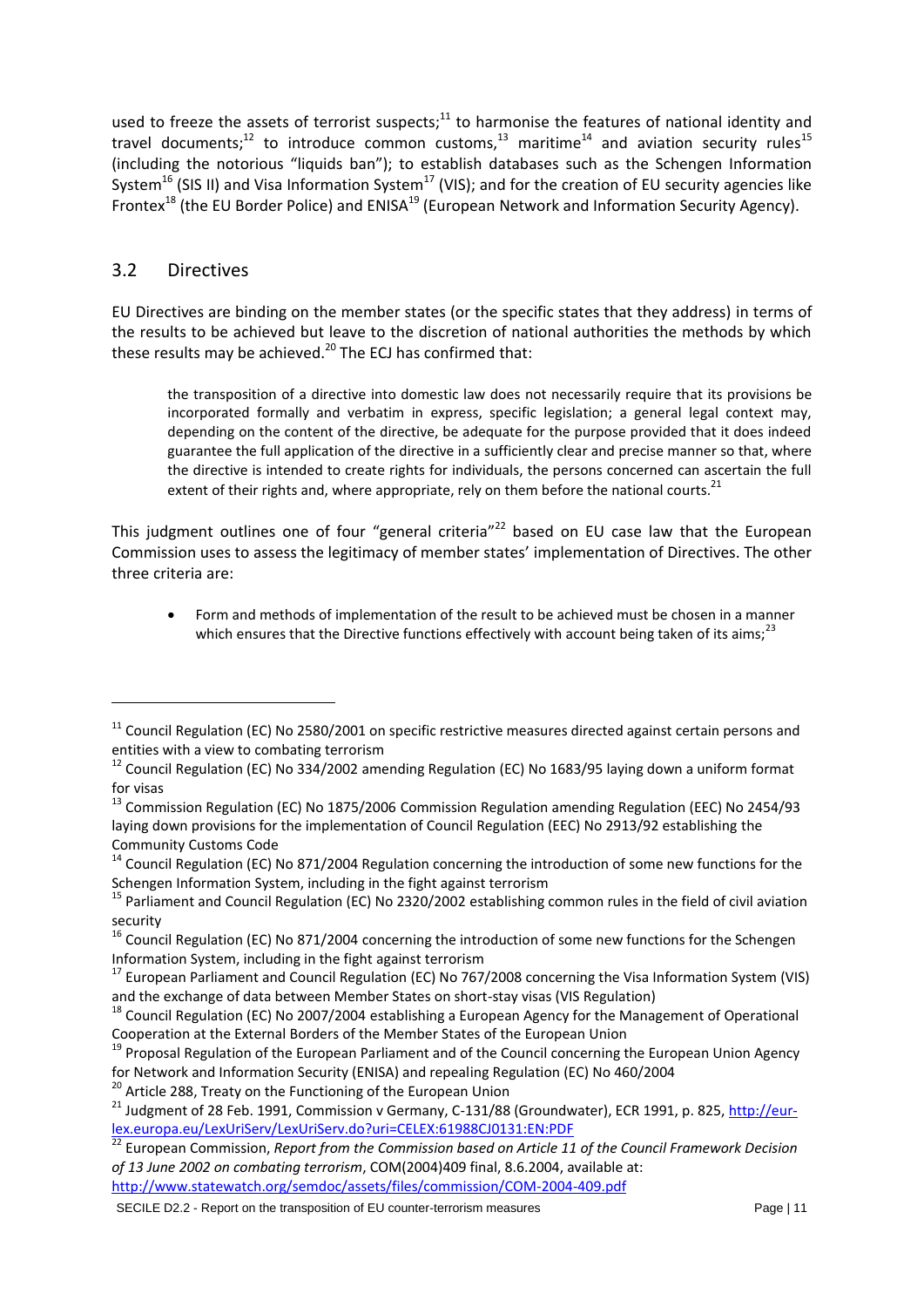used to freeze the assets of terrorist suspects;[11] to harmonise the features of national identity and travel documents;[12] to introduce common customs,[13] maritime[14] and aviation security rules[15] (including the notorious "liquids ban"); to establish databases such as the Schengen Information System[16] (SIS II) and Visa Information System[17] (VIS); and for the creation of EU security agencies like Frontex[18] (the EU Border Police) and ENISA[19] (European Network and Information Security Agency).

## 3.2 Directives

EU Directives are binding on the member states (or the specific states that they address) in terms of the results to be achieved but leave to the discretion of national authorities the methods by which these results may be achieved.[20] The ECJ has confirmed that:

> the transposition of a directive into domestic law does not necessarily require that its provisions be incorporated formally and verbatim in express, specific legislation; a general legal context may, depending on the content of the directive, be adequate for the purpose provided that it does indeed guarantee the full application of the directive in a sufficiently clear and precise manner so that, where the directive is intended to create rights for individuals, the persons concerned can ascertain the full extent of their rights and, where appropriate, rely on them before the national courts.[21]

This judgment outlines one of four "general criteria"[22] based on EU case law that the European Commission uses to assess the legitimacy of member states' implementation of Directives. The other three criteria are:

- Form and methods of implementation of the result to be achieved must be chosen in a manner which ensures that the Directive functions effectively with account being taken of its aims;[23]

---

[11] Council Regulation (EC) No 2580/2001 on specific restrictive measures directed against certain persons and entities with a view to combating terrorism

[12] Council Regulation (EC) No 334/2002 amending Regulation (EC) No 1683/95 laying down a uniform format for visas

[13] Commission Regulation (EC) No 1875/2006 Commission Regulation amending Regulation (EEC) No 2454/93 laying down provisions for the implementation of Council Regulation (EEC) No 2913/92 establishing the Community Customs Code

[14] Council Regulation (EC) No 871/2004 Regulation concerning the introduction of some new functions for the Schengen Information System, including in the fight against terrorism

[15] Parliament and Council Regulation (EC) No 2320/2002 establishing common rules in the field of civil aviation security

[16] Council Regulation (EC) No 871/2004 concerning the introduction of some new functions for the Schengen Information System, including in the fight against terrorism

[17] European Parliament and Council Regulation (EC) No 767/2008 concerning the Visa Information System (VIS) and the exchange of data between Member States on short-stay visas (VIS Regulation)

[18] Council Regulation (EC) No 2007/2004 establishing a European Agency for the Management of Operational Cooperation at the External Borders of the Member States of the European Union

[19] Proposal Regulation of the European Parliament and of the Council concerning the European Union Agency for Network and Information Security (ENISA) and repealing Regulation (EC) No 460/2004

[20] Article 288, Treaty on the Functioning of the European Union

[21] Judgment of 28 Feb. 1991, Commission v Germany, C-131/88 (Groundwater), ECR 1991, p. 825, http://eur-lex.europa.eu/LexUriServ/LexUriServ.do?uri=CELEX:61988CJ0131:EN:PDF

[22] European Commission, *Report from the Commission based on Article 11 of the Council Framework Decision of 13 June 2002 on combating terrorism*, COM(2004)409 final, 8.6.2004, available at: http://www.statewatch.org/semdoc/assets/files/commission/COM-2004-409.pdf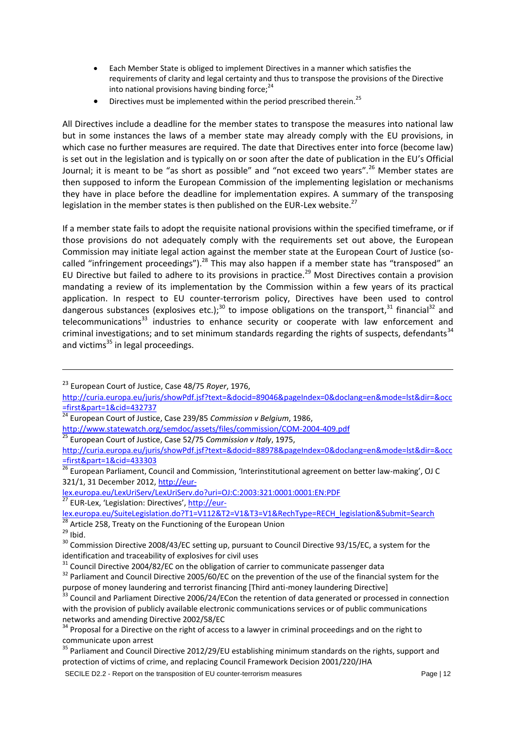- Each Member State is obliged to implement Directives in a manner which satisfies the requirements of clarity and legal certainty and thus to transpose the provisions of the Directive into national provisions having binding force;[24]
- Directives must be implemented within the period prescribed therein.[25]

All Directives include a deadline for the member states to transpose the measures into national law but in some instances the laws of a member state may already comply with the EU provisions, in which case no further measures are required. The date that Directives enter into force (become law) is set out in the legislation and is typically on or soon after the date of publication in the EU's Official Journal; it is meant to be "as short as possible" and "not exceed two years".[26] Member states are then supposed to inform the European Commission of the implementing legislation or mechanisms they have in place before the deadline for implementation expires. A summary of the transposing legislation in the member states is then published on the EUR-Lex website.[27]

If a member state fails to adopt the requisite national provisions within the specified timeframe, or if those provisions do not adequately comply with the requirements set out above, the European Commission may initiate legal action against the member state at the European Court of Justice (so-called "infringement proceedings").[28] This may also happen if a member state has "transposed" an EU Directive but failed to adhere to its provisions in practice.[29] Most Directives contain a provision mandating a review of its implementation by the Commission within a few years of its practical application. In respect to EU counter-terrorism policy, Directives have been used to control dangerous substances (explosives etc.);[30] to impose obligations on the transport,[31] financial[32] and telecommunications[33] industries to enhance security or cooperate with law enforcement and criminal investigations; and to set minimum standards regarding the rights of suspects, defendants[34] and victims[35] in legal proceedings.

---

[23] European Court of Justice, Case 48/75 *Royer*, 1976, http://curia.europa.eu/juris/showPdf.jsf?text=&docid=89046&pageIndex=0&doclang=en&mode=lst&dir=&occ=first&part=1&cid=432737

[24] European Court of Justice, Case 239/85 *Commission v Belgium*, 1986, http://www.statewatch.org/semdoc/assets/files/commission/COM-2004-409.pdf

[25] European Court of Justice, Case 52/75 *Commission v Italy*, 1975, http://curia.europa.eu/juris/showPdf.jsf?text=&docid=88978&pageIndex=0&doclang=en&mode=lst&dir=&occ=first&part=1&cid=433303

[26] European Parliament, Council and Commission, 'Interinstitutional agreement on better law-making', OJ C 321/1, 31 December 2012, http://eur-lex.europa.eu/LexUriServ/LexUriServ.do?uri=OJ:C:2003:321:0001:0001:EN:PDF

[27] EUR-Lex, 'Legislation: Directives', http://eur-lex.europa.eu/SuiteLegislation.do?T1=V112&T2=V1&T3=V1&RechType=RECH_legislation&Submit=Search

[28] Article 258, Treaty on the Functioning of the European Union

[29] Ibid.

[30] Commission Directive 2008/43/EC setting up, pursuant to Council Directive 93/15/EC, a system for the identification and traceability of explosives for civil uses

[31] Council Directive 2004/82/EC on the obligation of carrier to communicate passenger data

[32] Parliament and Council Directive 2005/60/EC on the prevention of the use of the financial system for the purpose of money laundering and terrorist financing [Third anti-money laundering Directive]

[33] Council and Parliament Directive 2006/24/ECon the retention of data generated or processed in connection with the provision of publicly available electronic communications services or of public communications networks and amending Directive 2002/58/EC

[34] Proposal for a Directive on the right of access to a lawyer in criminal proceedings and on the right to communicate upon arrest

[35] Parliament and Council Directive 2012/29/EU establishing minimum standards on the rights, support and protection of victims of crime, and replacing Council Framework Decision 2001/220/JHA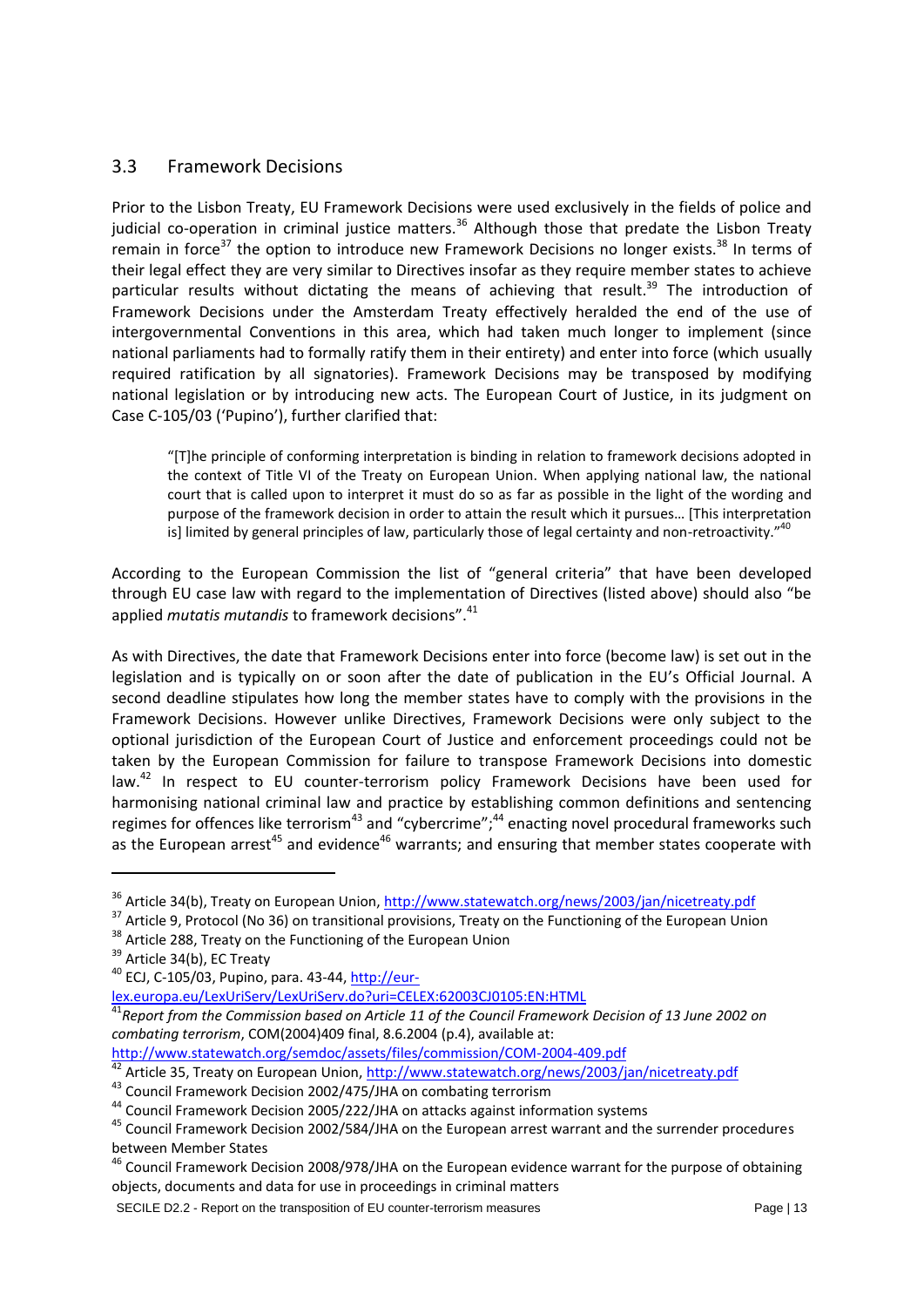## 3.3 Framework Decisions

Prior to the Lisbon Treaty, EU Framework Decisions were used exclusively in the fields of police and judicial co-operation in criminal justice matters.[36] Although those that predate the Lisbon Treaty remain in force[37] the option to introduce new Framework Decisions no longer exists.[38] In terms of their legal effect they are very similar to Directives insofar as they require member states to achieve particular results without dictating the means of achieving that result.[39] The introduction of Framework Decisions under the Amsterdam Treaty effectively heralded the end of the use of intergovernmental Conventions in this area, which had taken much longer to implement (since national parliaments had to formally ratify them in their entirety) and enter into force (which usually required ratification by all signatories). Framework Decisions may be transposed by modifying national legislation or by introducing new acts. The European Court of Justice, in its judgment on Case C-105/03 ('Pupino'), further clarified that:

> "[T]he principle of conforming interpretation is binding in relation to framework decisions adopted in the context of Title VI of the Treaty on European Union. When applying national law, the national court that is called upon to interpret it must do so as far as possible in the light of the wording and purpose of the framework decision in order to attain the result which it pursues… [This interpretation is] limited by general principles of law, particularly those of legal certainty and non-retroactivity."[40]

According to the European Commission the list of "general criteria" that have been developed through EU case law with regard to the implementation of Directives (listed above) should also "be applied *mutatis mutandis* to framework decisions".[41]

As with Directives, the date that Framework Decisions enter into force (become law) is set out in the legislation and is typically on or soon after the date of publication in the EU's Official Journal. A second deadline stipulates how long the member states have to comply with the provisions in the Framework Decisions. However unlike Directives, Framework Decisions were only subject to the optional jurisdiction of the European Court of Justice and enforcement proceedings could not be taken by the European Commission for failure to transpose Framework Decisions into domestic law.[42] In respect to EU counter-terrorism policy Framework Decisions have been used for harmonising national criminal law and practice by establishing common definitions and sentencing regimes for offences like terrorism[43] and "cybercrime";[44] enacting novel procedural frameworks such as the European arrest[45] and evidence[46] warrants; and ensuring that member states cooperate with

---

[36] Article 34(b), Treaty on European Union, http://www.statewatch.org/news/2003/jan/nicetreaty.pdf

[37] Article 9, Protocol (No 36) on transitional provisions, Treaty on the Functioning of the European Union

[38] Article 288, Treaty on the Functioning of the European Union

[39] Article 34(b), EC Treaty

[40] ECJ, C-105/03, Pupino, para. 43-44, http://eur-lex.europa.eu/LexUriServ/LexUriServ.do?uri=CELEX:62003CJ0105:EN:HTML

[41] *Report from the Commission based on Article 11 of the Council Framework Decision of 13 June 2002 on combating terrorism*, COM(2004)409 final, 8.6.2004 (p.4), available at: http://www.statewatch.org/semdoc/assets/files/commission/COM-2004-409.pdf

[42] Article 35, Treaty on European Union, http://www.statewatch.org/news/2003/jan/nicetreaty.pdf

[43] Council Framework Decision 2002/475/JHA on combating terrorism

[44] Council Framework Decision 2005/222/JHA on attacks against information systems

[45] Council Framework Decision 2002/584/JHA on the European arrest warrant and the surrender procedures between Member States

[46] Council Framework Decision 2008/978/JHA on the European evidence warrant for the purpose of obtaining objects, documents and data for use in proceedings in criminal matters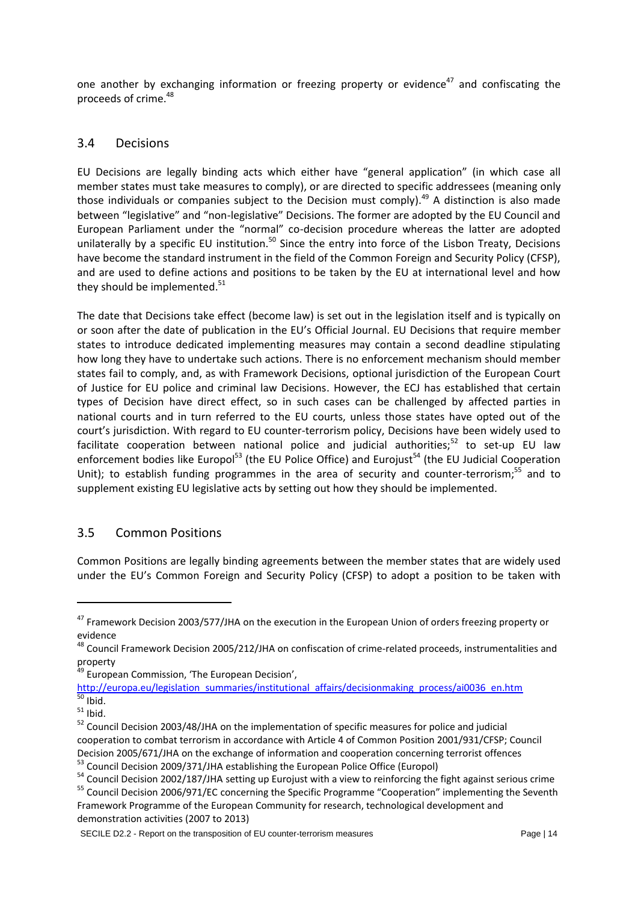one another by exchanging information or freezing property or evidence[47] and confiscating the proceeds of crime.[48]

## 3.4 Decisions

EU Decisions are legally binding acts which either have "general application" (in which case all member states must take measures to comply), or are directed to specific addressees (meaning only those individuals or companies subject to the Decision must comply).[49] A distinction is also made between "legislative" and "non-legislative" Decisions. The former are adopted by the EU Council and European Parliament under the "normal" co-decision procedure whereas the latter are adopted unilaterally by a specific EU institution.[50] Since the entry into force of the Lisbon Treaty, Decisions have become the standard instrument in the field of the Common Foreign and Security Policy (CFSP), and are used to define actions and positions to be taken by the EU at international level and how they should be implemented.[51]

The date that Decisions take effect (become law) is set out in the legislation itself and is typically on or soon after the date of publication in the EU's Official Journal. EU Decisions that require member states to introduce dedicated implementing measures may contain a second deadline stipulating how long they have to undertake such actions. There is no enforcement mechanism should member states fail to comply, and, as with Framework Decisions, optional jurisdiction of the European Court of Justice for EU police and criminal law Decisions. However, the ECJ has established that certain types of Decision have direct effect, so in such cases can be challenged by affected parties in national courts and in turn referred to the EU courts, unless those states have opted out of the court's jurisdiction. With regard to EU counter-terrorism policy, Decisions have been widely used to facilitate cooperation between national police and judicial authorities;[52] to set-up EU law enforcement bodies like Europol[53] (the EU Police Office) and Eurojust[54] (the EU Judicial Cooperation Unit); to establish funding programmes in the area of security and counter-terrorism;[55] and to supplement existing EU legislative acts by setting out how they should be implemented.

## 3.5 Common Positions

Common Positions are legally binding agreements between the member states that are widely used under the EU's Common Foreign and Security Policy (CFSP) to adopt a position to be taken with

---

[47] Framework Decision 2003/577/JHA on the execution in the European Union of orders freezing property or evidence

[48] Council Framework Decision 2005/212/JHA on confiscation of crime-related proceeds, instrumentalities and property

[49] European Commission, 'The European Decision', http://europa.eu/legislation_summaries/institutional_affairs/decisionmaking_process/ai0036_en.htm

[50] Ibid.

[51] Ibid.

[52] Council Decision 2003/48/JHA on the implementation of specific measures for police and judicial cooperation to combat terrorism in accordance with Article 4 of Common Position 2001/931/CFSP; Council Decision 2005/671/JHA on the exchange of information and cooperation concerning terrorist offences

[53] Council Decision 2009/371/JHA establishing the European Police Office (Europol)

[54] Council Decision 2002/187/JHA setting up Eurojust with a view to reinforcing the fight against serious crime

[55] Council Decision 2006/971/EC concerning the Specific Programme "Cooperation" implementing the Seventh Framework Programme of the European Community for research, technological development and demonstration activities (2007 to 2013)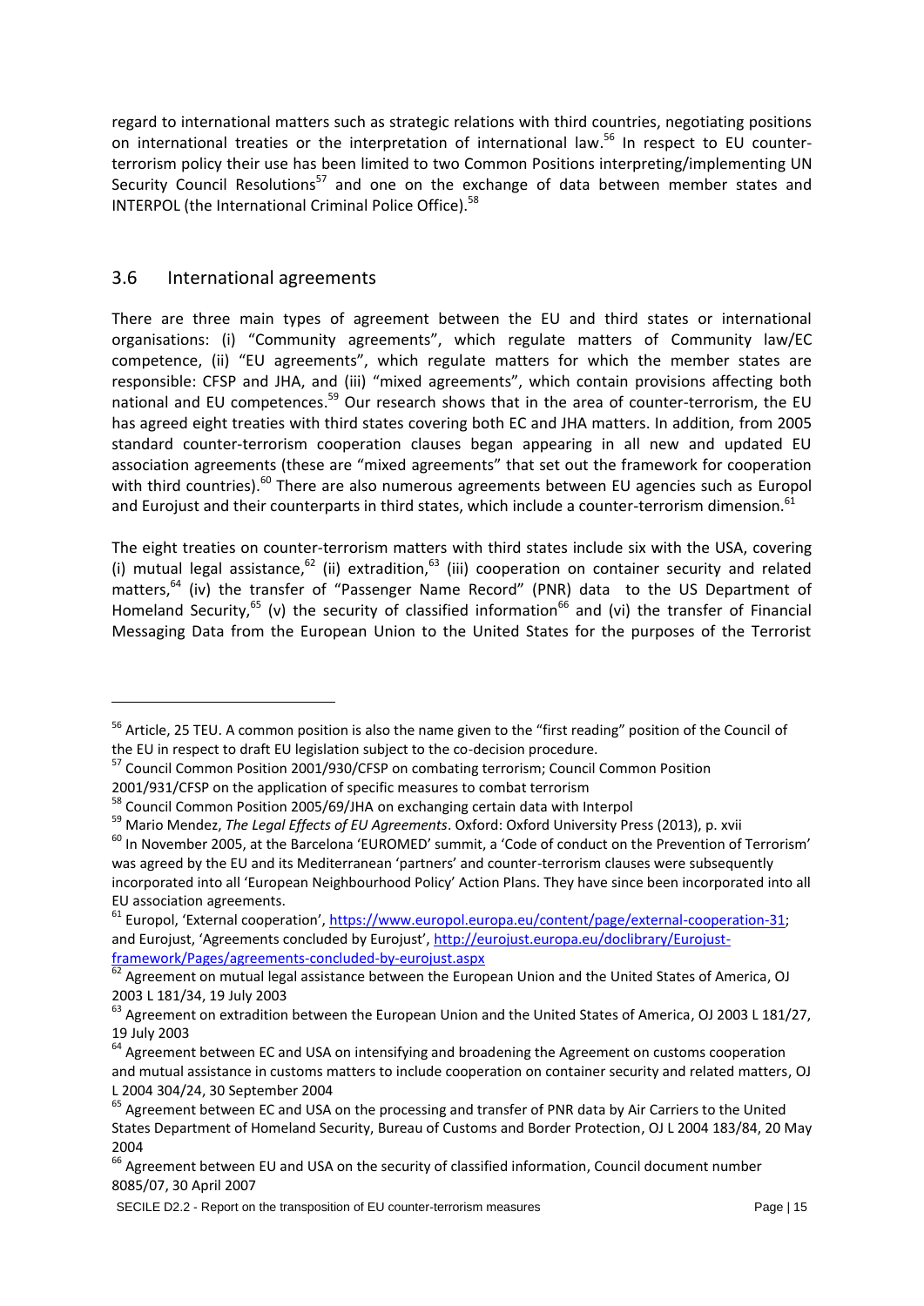regard to international matters such as strategic relations with third countries, negotiating positions on international treaties or the interpretation of international law.[56] In respect to EU counter-terrorism policy their use has been limited to two Common Positions interpreting/implementing UN Security Council Resolutions[57] and one on the exchange of data between member states and INTERPOL (the International Criminal Police Office).[58]

## 3.6 International agreements

There are three main types of agreement between the EU and third states or international organisations: (i) "Community agreements", which regulate matters of Community law/EC competence, (ii) "EU agreements", which regulate matters for which the member states are responsible: CFSP and JHA, and (iii) "mixed agreements", which contain provisions affecting both national and EU competences.[59] Our research shows that in the area of counter-terrorism, the EU has agreed eight treaties with third states covering both EC and JHA matters. In addition, from 2005 standard counter-terrorism cooperation clauses began appearing in all new and updated EU association agreements (these are "mixed agreements" that set out the framework for cooperation with third countries).[60] There are also numerous agreements between EU agencies such as Europol and Eurojust and their counterparts in third states, which include a counter-terrorism dimension.[61]

The eight treaties on counter-terrorism matters with third states include six with the USA, covering (i) mutual legal assistance,[62] (ii) extradition,[63] (iii) cooperation on container security and related matters,[64] (iv) the transfer of "Passenger Name Record" (PNR) data to the US Department of Homeland Security,[65] (v) the security of classified information[66] and (vi) the transfer of Financial Messaging Data from the European Union to the United States for the purposes of the Terrorist

---

[56] Article, 25 TEU. A common position is also the name given to the "first reading" position of the Council of the EU in respect to draft EU legislation subject to the co-decision procedure.

[57] Council Common Position 2001/930/CFSP on combating terrorism; Council Common Position 2001/931/CFSP on the application of specific measures to combat terrorism

[58] Council Common Position 2005/69/JHA on exchanging certain data with Interpol

[59] Mario Mendez, *The Legal Effects of EU Agreements*. Oxford: Oxford University Press (2013), p. xvii

[60] In November 2005, at the Barcelona 'EUROMED' summit, a 'Code of conduct on the Prevention of Terrorism' was agreed by the EU and its Mediterranean 'partners' and counter-terrorism clauses were subsequently incorporated into all 'European Neighbourhood Policy' Action Plans. They have since been incorporated into all EU association agreements.

[61] Europol, 'External cooperation', https://www.europol.europa.eu/content/page/external-cooperation-31; and Eurojust, 'Agreements concluded by Eurojust', http://eurojust.europa.eu/doclibrary/Eurojust-framework/Pages/agreements-concluded-by-eurojust.aspx

[62] Agreement on mutual legal assistance between the European Union and the United States of America, OJ 2003 L 181/34, 19 July 2003

[63] Agreement on extradition between the European Union and the United States of America, OJ 2003 L 181/27, 19 July 2003

[64] Agreement between EC and USA on intensifying and broadening the Agreement on customs cooperation and mutual assistance in customs matters to include cooperation on container security and related matters, OJ L 2004 304/24, 30 September 2004

[65] Agreement between EC and USA on the processing and transfer of PNR data by Air Carriers to the United States Department of Homeland Security, Bureau of Customs and Border Protection, OJ L 2004 183/84, 20 May 2004

[66] Agreement between EU and USA on the security of classified information, Council document number 8085/07, 30 April 2007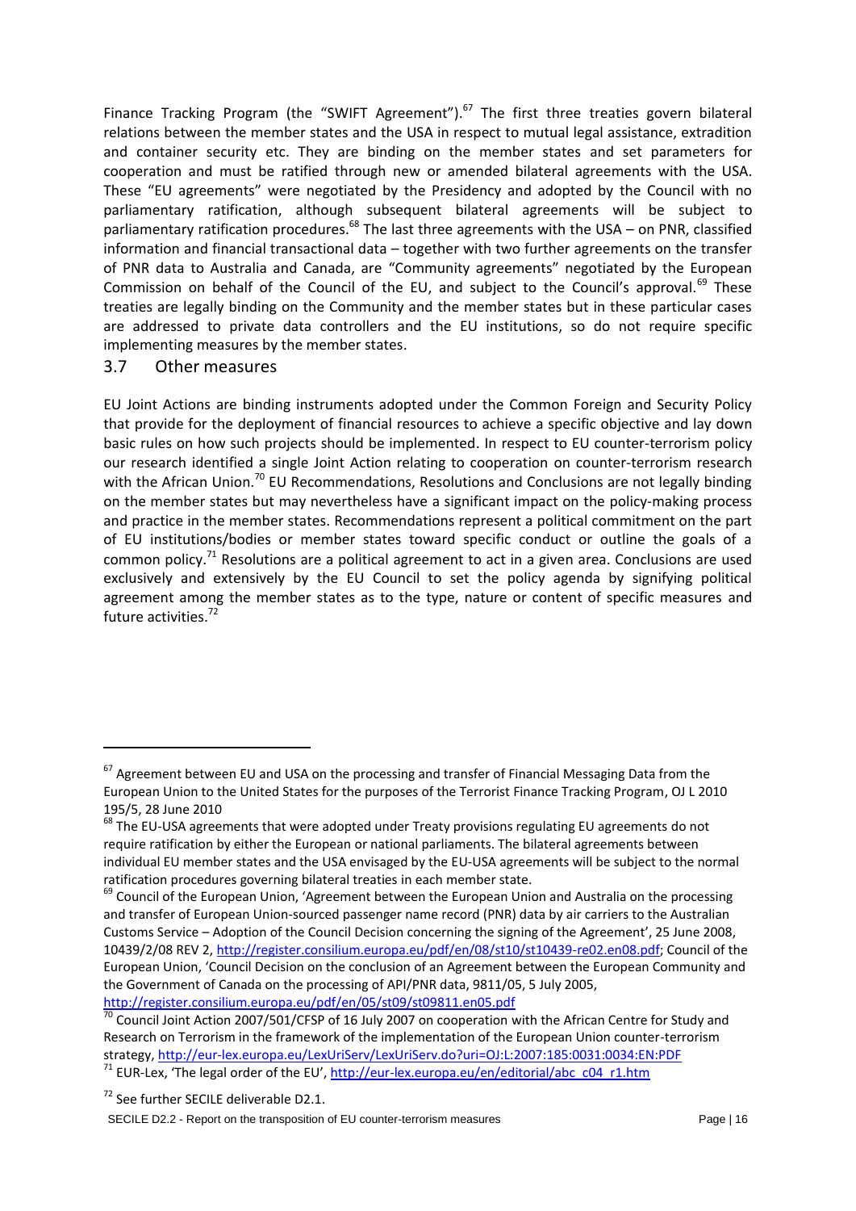Finance Tracking Program (the "SWIFT Agreement").[67] The first three treaties govern bilateral relations between the member states and the USA in respect to mutual legal assistance, extradition and container security etc. They are binding on the member states and set parameters for cooperation and must be ratified through new or amended bilateral agreements with the USA. These "EU agreements" were negotiated by the Presidency and adopted by the Council with no parliamentary ratification, although subsequent bilateral agreements will be subject to parliamentary ratification procedures.[68] The last three agreements with the USA – on PNR, classified information and financial transactional data – together with two further agreements on the transfer of PNR data to Australia and Canada, are "Community agreements" negotiated by the European Commission on behalf of the Council of the EU, and subject to the Council's approval.[69] These treaties are legally binding on the Community and the member states but in these particular cases are addressed to private data controllers and the EU institutions, so do not require specific implementing measures by the member states.

## 3.7 Other measures

EU Joint Actions are binding instruments adopted under the Common Foreign and Security Policy that provide for the deployment of financial resources to achieve a specific objective and lay down basic rules on how such projects should be implemented. In respect to EU counter-terrorism policy our research identified a single Joint Action relating to cooperation on counter-terrorism research with the African Union.[70] EU Recommendations, Resolutions and Conclusions are not legally binding on the member states but may nevertheless have a significant impact on the policy-making process and practice in the member states. Recommendations represent a political commitment on the part of EU institutions/bodies or member states toward specific conduct or outline the goals of a common policy.[71] Resolutions are a political agreement to act in a given area. Conclusions are used exclusively and extensively by the EU Council to set the policy agenda by signifying political agreement among the member states as to the type, nature or content of specific measures and future activities.[72]

---

[67] Agreement between EU and USA on the processing and transfer of Financial Messaging Data from the European Union to the United States for the purposes of the Terrorist Finance Tracking Program, OJ L 2010 195/5, 28 June 2010

[68] The EU-USA agreements that were adopted under Treaty provisions regulating EU agreements do not require ratification by either the European or national parliaments. The bilateral agreements between individual EU member states and the USA envisaged by the EU-USA agreements will be subject to the normal ratification procedures governing bilateral treaties in each member state.

[69] Council of the European Union, 'Agreement between the European Union and Australia on the processing and transfer of European Union-sourced passenger name record (PNR) data by air carriers to the Australian Customs Service – Adoption of the Council Decision concerning the signing of the Agreement', 25 June 2008, 10439/2/08 REV 2, http://register.consilium.europa.eu/pdf/en/08/st10/st10439-re02.en08.pdf; Council of the European Union, 'Council Decision on the conclusion of an Agreement between the European Community and the Government of Canada on the processing of API/PNR data, 9811/05, 5 July 2005, http://register.consilium.europa.eu/pdf/en/05/st09/st09811.en05.pdf

[70] Council Joint Action 2007/501/CFSP of 16 July 2007 on cooperation with the African Centre for Study and Research on Terrorism in the framework of the implementation of the European Union counter-terrorism strategy, http://eur-lex.europa.eu/LexUriServ/LexUriServ.do?uri=OJ:L:2007:185:0031:0034:EN:PDF

[71] EUR-Lex, 'The legal order of the EU', http://eur-lex.europa.eu/en/editorial/abc_c04_r1.htm

[72] See further SECILE deliverable D2.1.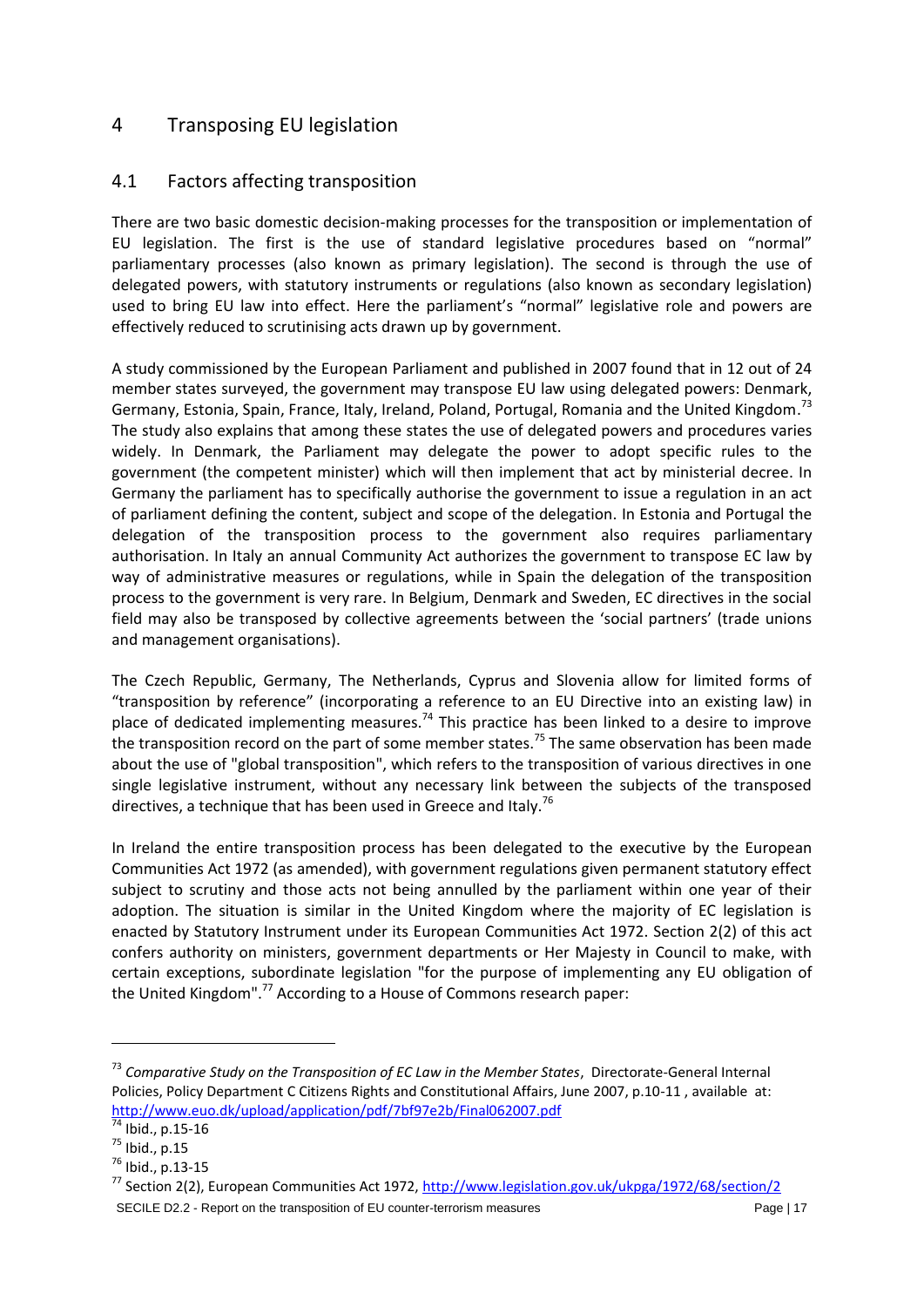# 4 Transposing EU legislation

## 4.1 Factors affecting transposition

There are two basic domestic decision-making processes for the transposition or implementation of EU legislation. The first is the use of standard legislative procedures based on "normal" parliamentary processes (also known as primary legislation). The second is through the use of delegated powers, with statutory instruments or regulations (also known as secondary legislation) used to bring EU law into effect. Here the parliament's "normal" legislative role and powers are effectively reduced to scrutinising acts drawn up by government.

A study commissioned by the European Parliament and published in 2007 found that in 12 out of 24 member states surveyed, the government may transpose EU law using delegated powers: Denmark, Germany, Estonia, Spain, France, Italy, Ireland, Poland, Portugal, Romania and the United Kingdom.[73] The study also explains that among these states the use of delegated powers and procedures varies widely. In Denmark, the Parliament may delegate the power to adopt specific rules to the government (the competent minister) which will then implement that act by ministerial decree. In Germany the parliament has to specifically authorise the government to issue a regulation in an act of parliament defining the content, subject and scope of the delegation. In Estonia and Portugal the delegation of the transposition process to the government also requires parliamentary authorisation. In Italy an annual Community Act authorizes the government to transpose EC law by way of administrative measures or regulations, while in Spain the delegation of the transposition process to the government is very rare. In Belgium, Denmark and Sweden, EC directives in the social field may also be transposed by collective agreements between the 'social partners' (trade unions and management organisations).

The Czech Republic, Germany, The Netherlands, Cyprus and Slovenia allow for limited forms of "transposition by reference" (incorporating a reference to an EU Directive into an existing law) in place of dedicated implementing measures.[74] This practice has been linked to a desire to improve the transposition record on the part of some member states.[75] The same observation has been made about the use of "global transposition", which refers to the transposition of various directives in one single legislative instrument, without any necessary link between the subjects of the transposed directives, a technique that has been used in Greece and Italy.[76]

In Ireland the entire transposition process has been delegated to the executive by the European Communities Act 1972 (as amended), with government regulations given permanent statutory effect subject to scrutiny and those acts not being annulled by the parliament within one year of their adoption. The situation is similar in the United Kingdom where the majority of EC legislation is enacted by Statutory Instrument under its European Communities Act 1972. Section 2(2) of this act confers authority on ministers, government departments or Her Majesty in Council to make, with certain exceptions, subordinate legislation "for the purpose of implementing any EU obligation of the United Kingdom".[77] According to a House of Commons research paper:

---

[73] *Comparative Study on the Transposition of EC Law in the Member States*, Directorate-General Internal Policies, Policy Department C Citizens Rights and Constitutional Affairs, June 2007, p.10-11 , available at: http://www.euo.dk/upload/application/pdf/7bf97e2b/Final062007.pdf

[74] Ibid., p.15-16

[75] Ibid., p.15

[76] Ibid., p.13-15

[77] Section 2(2), European Communities Act 1972, http://www.legislation.gov.uk/ukpga/1972/68/section/2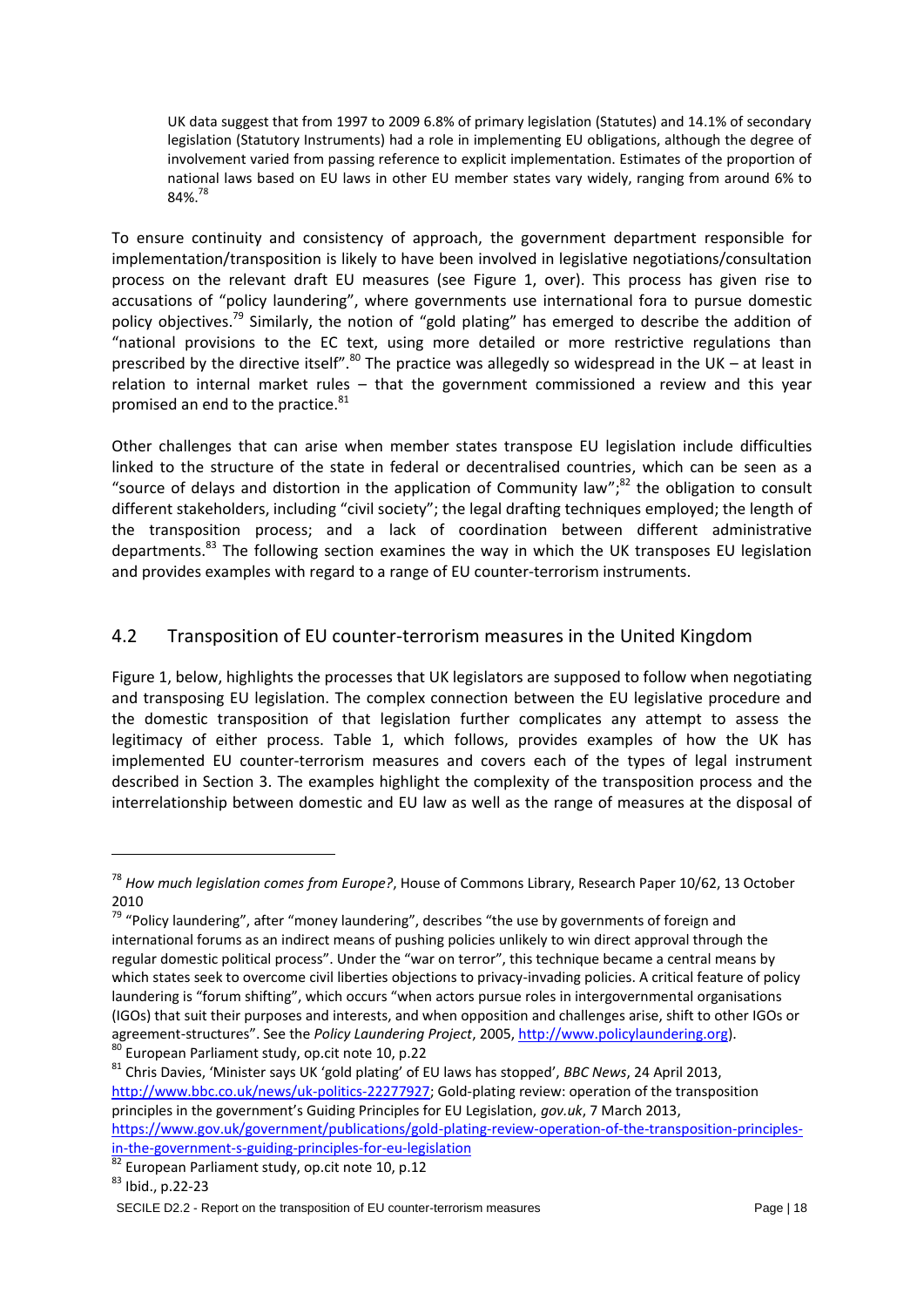> UK data suggest that from 1997 to 2009 6.8% of primary legislation (Statutes) and 14.1% of secondary legislation (Statutory Instruments) had a role in implementing EU obligations, although the degree of involvement varied from passing reference to explicit implementation. Estimates of the proportion of national laws based on EU laws in other EU member states vary widely, ranging from around 6% to 84%.[78]

To ensure continuity and consistency of approach, the government department responsible for implementation/transposition is likely to have been involved in legislative negotiations/consultation process on the relevant draft EU measures (see Figure 1, over). This process has given rise to accusations of "policy laundering", where governments use international fora to pursue domestic policy objectives.[79] Similarly, the notion of "gold plating" has emerged to describe the addition of "national provisions to the EC text, using more detailed or more restrictive regulations than prescribed by the directive itself".[80] The practice was allegedly so widespread in the UK – at least in relation to internal market rules – that the government commissioned a review and this year promised an end to the practice.[81]

Other challenges that can arise when member states transpose EU legislation include difficulties linked to the structure of the state in federal or decentralised countries, which can be seen as a "source of delays and distortion in the application of Community law";[82] the obligation to consult different stakeholders, including "civil society"; the legal drafting techniques employed; the length of the transposition process; and a lack of coordination between different administrative departments.[83] The following section examines the way in which the UK transposes EU legislation and provides examples with regard to a range of EU counter-terrorism instruments.

## 4.2 Transposition of EU counter-terrorism measures in the United Kingdom

Figure 1, below, highlights the processes that UK legislators are supposed to follow when negotiating and transposing EU legislation. The complex connection between the EU legislative procedure and the domestic transposition of that legislation further complicates any attempt to assess the legitimacy of either process. Table 1, which follows, provides examples of how the UK has implemented EU counter-terrorism measures and covers each of the types of legal instrument described in Section 3. The examples highlight the complexity of the transposition process and the interrelationship between domestic and EU law as well as the range of measures at the disposal of

---

[78] *How much legislation comes from Europe?*, House of Commons Library, Research Paper 10/62, 13 October 2010

[79] "Policy laundering", after "money laundering", describes "the use by governments of foreign and international forums as an indirect means of pushing policies unlikely to win direct approval through the regular domestic political process". Under the "war on terror", this technique became a central means by which states seek to overcome civil liberties objections to privacy-invading policies. A critical feature of policy laundering is "forum shifting", which occurs "when actors pursue roles in intergovernmental organisations (IGOs) that suit their purposes and interests, and when opposition and challenges arise, shift to other IGOs or agreement-structures". See the *Policy Laundering Project*, 2005, http://www.policylaundering.org).

[80] European Parliament study, op.cit note 10, p.22

[81] Chris Davies, 'Minister says UK 'gold plating' of EU laws has stopped', *BBC News*, 24 April 2013, http://www.bbc.co.uk/news/uk-politics-22277927; Gold-plating review: operation of the transposition principles in the government's Guiding Principles for EU Legislation, *gov.uk*, 7 March 2013, https://www.gov.uk/government/publications/gold-plating-review-operation-of-the-transposition-principles-in-the-government-s-guiding-principles-for-eu-legislation

[82] European Parliament study, op.cit note 10, p.12

[83] Ibid., p.22-23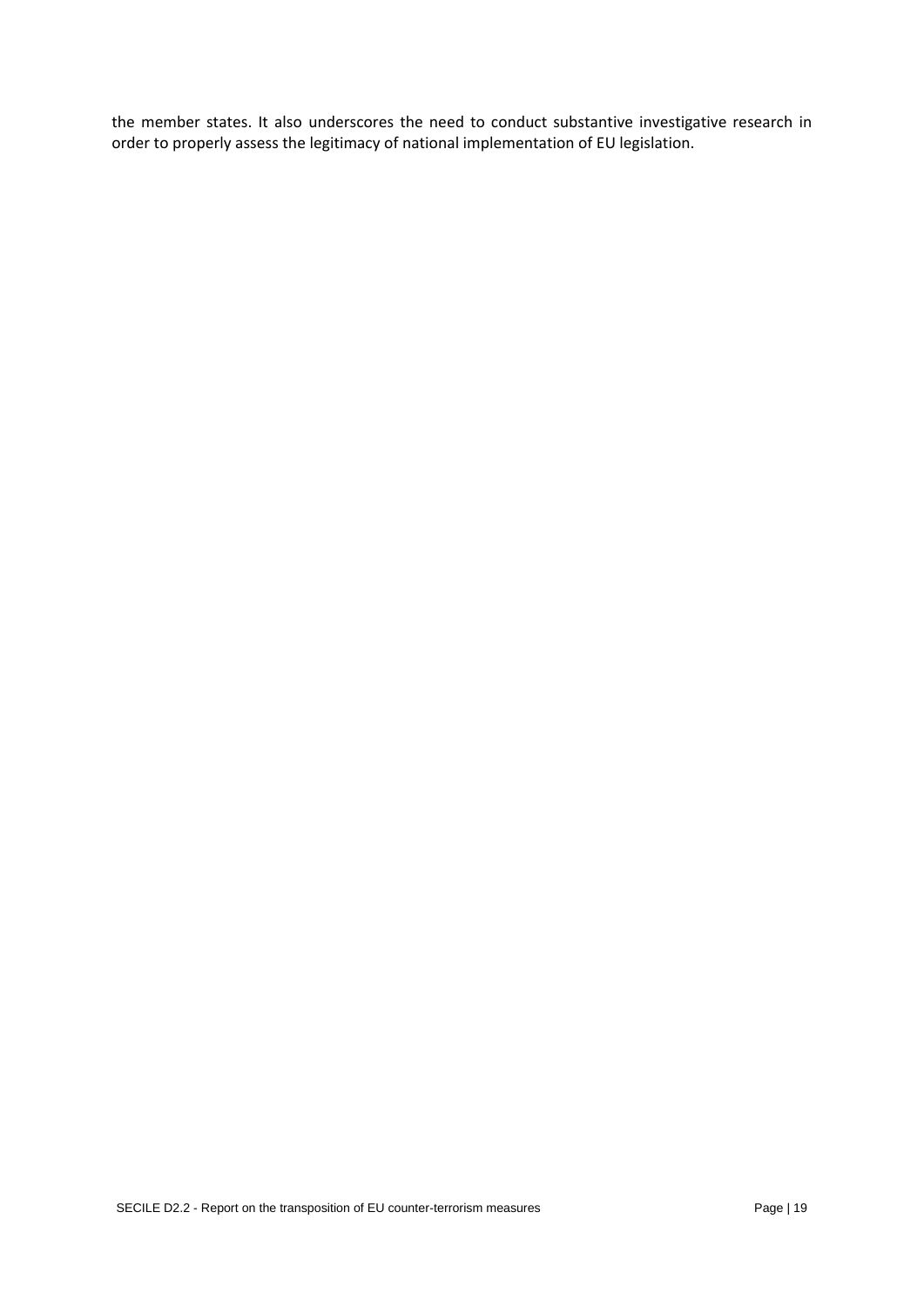the member states. It also underscores the need to conduct substantive investigative research in order to properly assess the legitimacy of national implementation of EU legislation.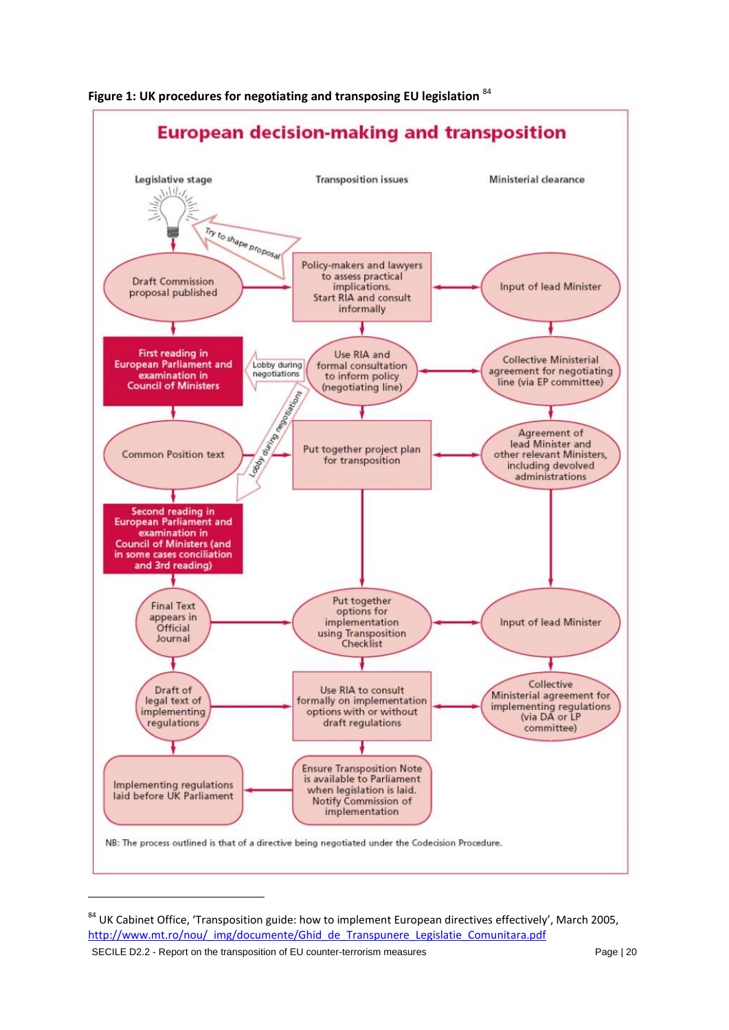**Figure 1: UK procedures for negotiating and transposing EU legislation** [84]

## European decision-making and transposition

| Legislative stage | Transposition issues | Ministerial clearance |
| --- | --- | --- |
| Draft Commission proposal published | Policy-makers and lawyers to assess practical implications. Start RIA and consult informally (Try to shape proposal) | Input of lead Minister |
| First reading in European Parliament and examination in Council of Ministers | Use RIA and formal consultation to inform policy (negotiating line) (Lobby during negotiations) | Collective Ministerial agreement for negotiating line (via EP committee) |
| Common Position text | Put together project plan for transposition (Lobby during negotiations) | Agreement of lead Minister and other relevant Ministers, including devolved administrations |
| Second reading in European Parliament and examination in Council of Ministers (and in some cases conciliation and 3rd reading) | | |
| Final Text appears in Official Journal | Put together options for implementation using Transposition Checklist | Input of lead Minister |
| Draft of legal text of implementing regulations | Use RIA to consult formally on implementation options with or without draft regulations | Collective Ministerial agreement for implementing regulations (via DA or LP committee) |
| Implementing regulations laid before UK Parliament | Ensure Transposition Note is available to Parliament when legislation is laid. Notify Commission of implementation | |

NB: The process outlined is that of a directive being negotiated under the Codecision Procedure.

[84] UK Cabinet Office, 'Transposition guide: how to implement European directives effectively', March 2005, http://www.mt.ro/nou/_img/documente/Ghid_de_Transpunere_Legislatie_Comunitara.pdf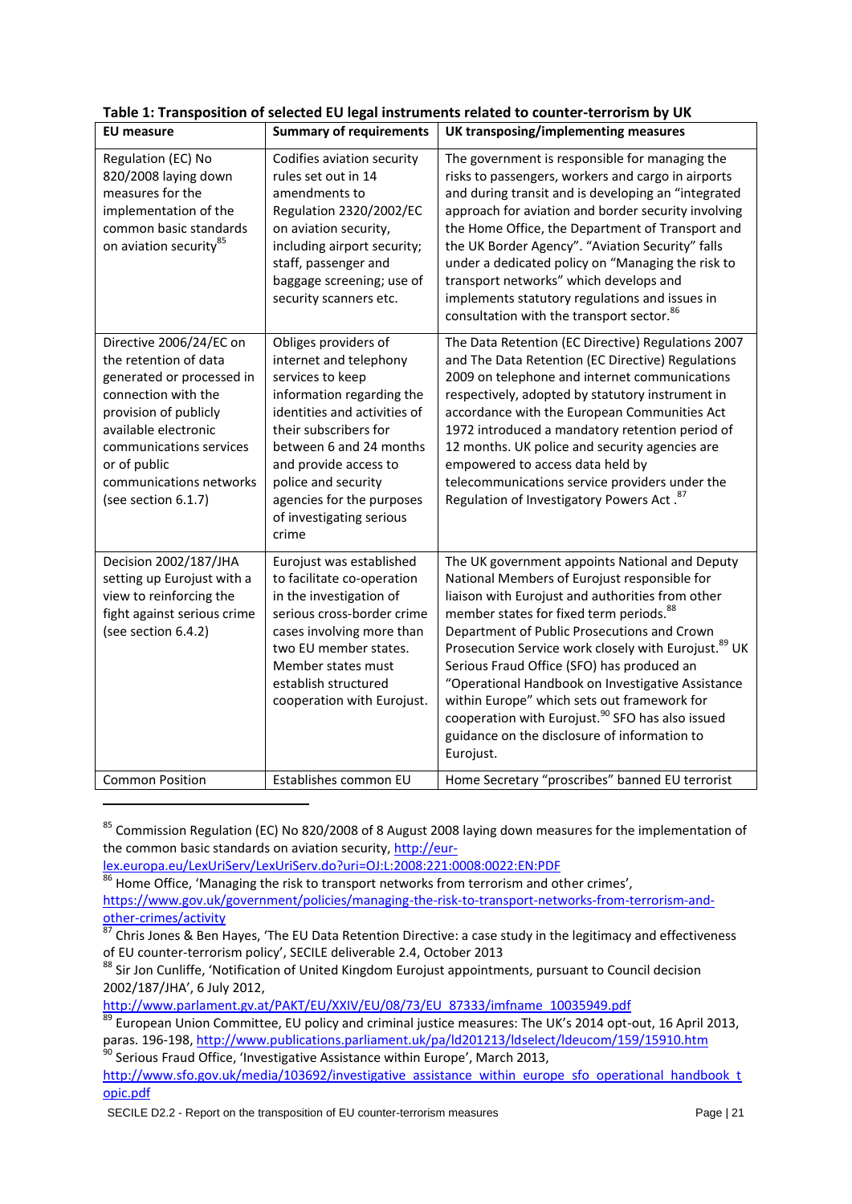**Table 1: Transposition of selected EU legal instruments related to counter-terrorism by UK**

| EU measure | Summary of requirements | UK transposing/implementing measures |
|---|---|---|
| Regulation (EC) No 820/2008 laying down measures for the implementation of the common basic standards on aviation security[85] | Codifies aviation security rules set out in 14 amendments to Regulation 2320/2002/EC on aviation security, including airport security; staff, passenger and baggage screening; use of security scanners etc. | The government is responsible for managing the risks to passengers, workers and cargo in airports and during transit and is developing an "integrated approach for aviation and border security involving the Home Office, the Department of Transport and the UK Border Agency". "Aviation Security" falls under a dedicated policy on "Managing the risk to transport networks" which develops and implements statutory regulations and issues in consultation with the transport sector.[86] |
| Directive 2006/24/EC on the retention of data generated or processed in connection with the provision of publicly available electronic communications services or of public communications networks (see section 6.1.7) | Obliges providers of internet and telephony services to keep information regarding the identities and activities of their subscribers for between 6 and 24 months and provide access to police and security agencies for the purposes of investigating serious crime | The Data Retention (EC Directive) Regulations 2007 and The Data Retention (EC Directive) Regulations 2009 on telephone and internet communications respectively, adopted by statutory instrument in accordance with the European Communities Act 1972 introduced a mandatory retention period of 12 months. UK police and security agencies are empowered to access data held by telecommunications service providers under the Regulation of Investigatory Powers Act .[87] |
| Decision 2002/187/JHA setting up Eurojust with a view to reinforcing the fight against serious crime (see section 6.4.2) | Eurojust was established to facilitate co-operation in the investigation of serious cross-border crime cases involving more than two EU member states. Member states must establish structured cooperation with Eurojust. | The UK government appoints National and Deputy National Members of Eurojust responsible for liaison with Eurojust and authorities from other member states for fixed term periods.[88] Department of Public Prosecutions and Crown Prosecution Service work closely with Eurojust.[89] UK Serious Fraud Office (SFO) has produced an "Operational Handbook on Investigative Assistance within Europe" which sets out framework for cooperation with Eurojust.[90] SFO has also issued guidance on the disclosure of information to Eurojust. |
| Common Position | Establishes common EU | Home Secretary "proscribes" banned EU terrorist |

[85] Commission Regulation (EC) No 820/2008 of 8 August 2008 laying down measures for the implementation of the common basic standards on aviation security, http://eur-lex.europa.eu/LexUriServ/LexUriServ.do?uri=OJ:L:2008:221:0008:0022:EN:PDF

[86] Home Office, 'Managing the risk to transport networks from terrorism and other crimes', https://www.gov.uk/government/policies/managing-the-risk-to-transport-networks-from-terrorism-and-other-crimes/activity

[87] Chris Jones & Ben Hayes, 'The EU Data Retention Directive: a case study in the legitimacy and effectiveness of EU counter-terrorism policy', SECILE deliverable 2.4, October 2013

[88] Sir Jon Cunliffe, 'Notification of United Kingdom Eurojust appointments, pursuant to Council decision 2002/187/JHA', 6 July 2012, http://www.parlament.gv.at/PAKT/EU/XXIV/EU/08/73/EU_87333/imfname_10035949.pdf

[89] European Union Committee, EU policy and criminal justice measures: The UK's 2014 opt-out, 16 April 2013, paras. 196-198, http://www.publications.parliament.uk/pa/ld201213/ldselect/ldeucom/159/15910.htm

[90] Serious Fraud Office, 'Investigative Assistance within Europe', March 2013, http://www.sfo.gov.uk/media/103692/investigative_assistance_within_europe_sfo_operational_handbook_topic.pdf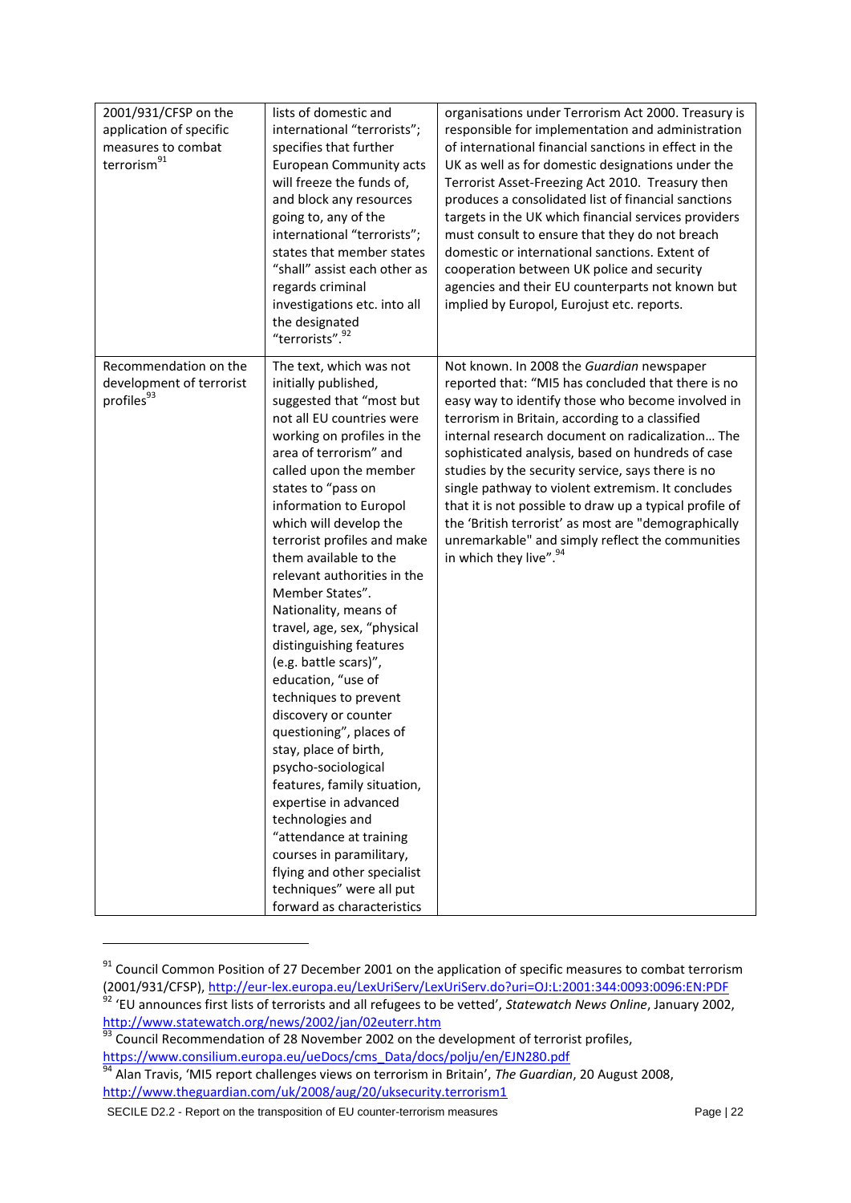| | | |
|---|---|---|
| 2001/931/CFSP on the application of specific measures to combat terrorism[91] | lists of domestic and international "terrorists"; specifies that further European Community acts will freeze the funds of, and block any resources going to, any of the international "terrorists"; states that member states "shall" assist each other as regards criminal investigations etc. into all the designated "terrorists".[92] | organisations under Terrorism Act 2000. Treasury is responsible for implementation and administration of international financial sanctions in effect in the UK as well as for domestic designations under the Terrorist Asset-Freezing Act 2010. Treasury then produces a consolidated list of financial sanctions targets in the UK which financial services providers must consult to ensure that they do not breach domestic or international sanctions. Extent of cooperation between UK police and security agencies and their EU counterparts not known but implied by Europol, Eurojust etc. reports. |
| Recommendation on the development of terrorist profiles[93] | The text, which was not initially published, suggested that "most but not all EU countries were working on profiles in the area of terrorism" and called upon the member states to "pass on information to Europol which will develop the terrorist profiles and make them available to the relevant authorities in the Member States". Nationality, means of travel, age, sex, "physical distinguishing features (e.g. battle scars)", education, "use of techniques to prevent discovery or counter questioning", places of stay, place of birth, psycho-sociological features, family situation, expertise in advanced technologies and "attendance at training courses in paramilitary, flying and other specialist techniques" were all put forward as characteristics | Not known. In 2008 the *Guardian* newspaper reported that: "MI5 has concluded that there is no easy way to identify those who become involved in terrorism in Britain, according to a classified internal research document on radicalization… The sophisticated analysis, based on hundreds of case studies by the security service, says there is no single pathway to violent extremism. It concludes that it is not possible to draw up a typical profile of the 'British terrorist' as most are "demographically unremarkable" and simply reflect the communities in which they live".[94] |

[91] Council Common Position of 27 December 2001 on the application of specific measures to combat terrorism (2001/931/CFSP), http://eur-lex.europa.eu/LexUriServ/LexUriServ.do?uri=OJ:L:2001:344:0093:0096:EN:PDF

[92] 'EU announces first lists of terrorists and all refugees to be vetted', *Statewatch News Online*, January 2002, http://www.statewatch.org/news/2002/jan/02euterr.htm

[93] Council Recommendation of 28 November 2002 on the development of terrorist profiles, https://www.consilium.europa.eu/ueDocs/cms_Data/docs/polju/en/EJN280.pdf

[94] Alan Travis, 'MI5 report challenges views on terrorism in Britain', *The Guardian*, 20 August 2008, http://www.theguardian.com/uk/2008/aug/20/uksecurity.terrorism1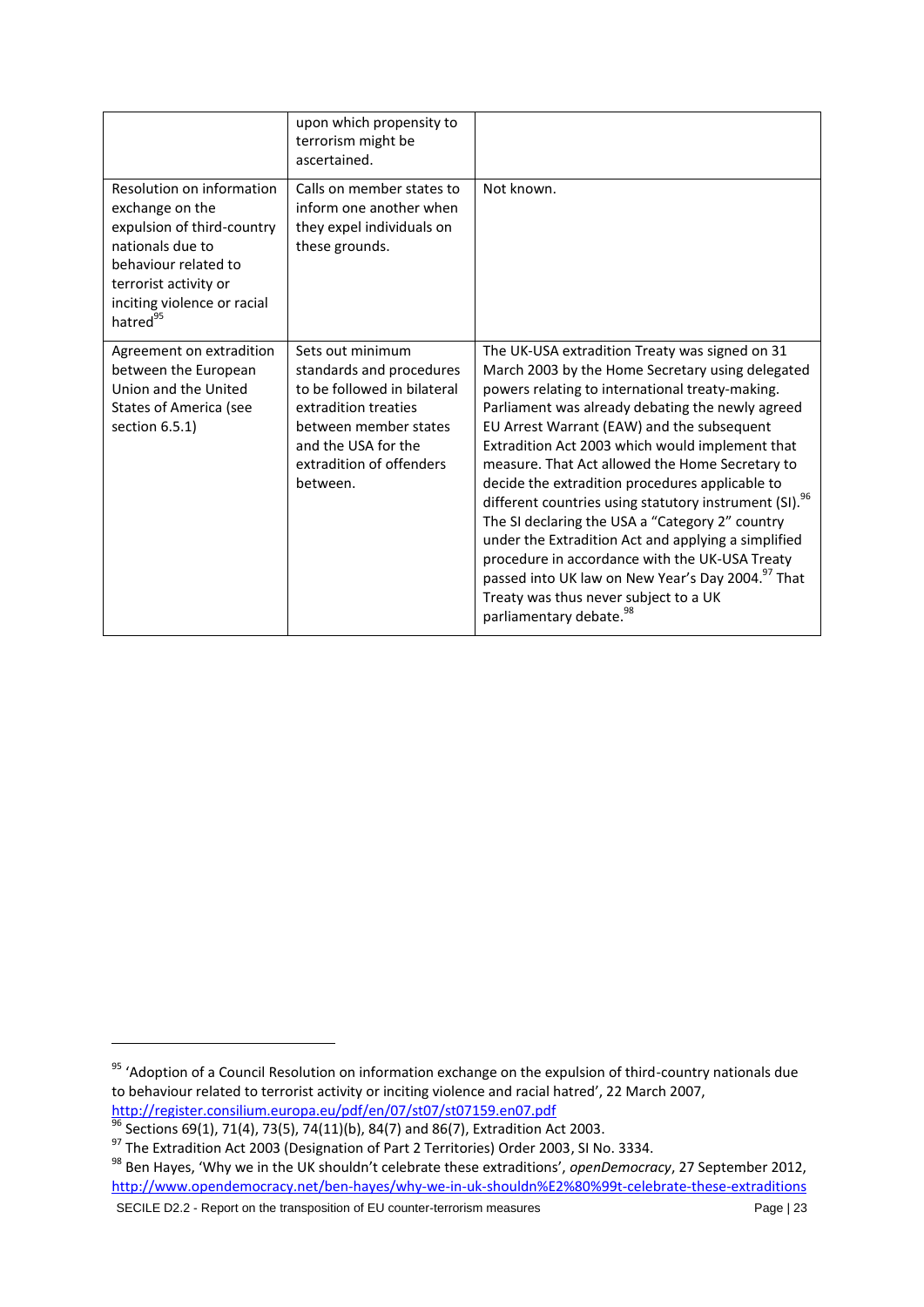| | | |
|---|---|---|
| | upon which propensity to terrorism might be ascertained. | |
| Resolution on information exchange on the expulsion of third-country nationals due to behaviour related to terrorist activity or inciting violence or racial hatred[95] | Calls on member states to inform one another when they expel individuals on these grounds. | Not known. |
| Agreement on extradition between the European Union and the United States of America (see section 6.5.1) | Sets out minimum standards and procedures to be followed in bilateral extradition treaties between member states and the USA for the extradition of offenders between. | The UK-USA extradition Treaty was signed on 31 March 2003 by the Home Secretary using delegated powers relating to international treaty-making. Parliament was already debating the newly agreed EU Arrest Warrant (EAW) and the subsequent Extradition Act 2003 which would implement that measure. That Act allowed the Home Secretary to decide the extradition procedures applicable to different countries using statutory instrument (SI).[96] The SI declaring the USA a "Category 2" country under the Extradition Act and applying a simplified procedure in accordance with the UK-USA Treaty passed into UK law on New Year's Day 2004.[97] That Treaty was thus never subject to a UK parliamentary debate.[98] |

[95] 'Adoption of a Council Resolution on information exchange on the expulsion of third-country nationals due to behaviour related to terrorist activity or inciting violence and racial hatred', 22 March 2007, http://register.consilium.europa.eu/pdf/en/07/st07/st07159.en07.pdf

[96] Sections 69(1), 71(4), 73(5), 74(11)(b), 84(7) and 86(7), Extradition Act 2003.

[97] The Extradition Act 2003 (Designation of Part 2 Territories) Order 2003, SI No. 3334.

[98] Ben Hayes, 'Why we in the UK shouldn't celebrate these extraditions', *openDemocracy*, 27 September 2012, http://www.opendemocracy.net/ben-hayes/why-we-in-uk-shouldn%E2%80%99t-celebrate-these-extraditions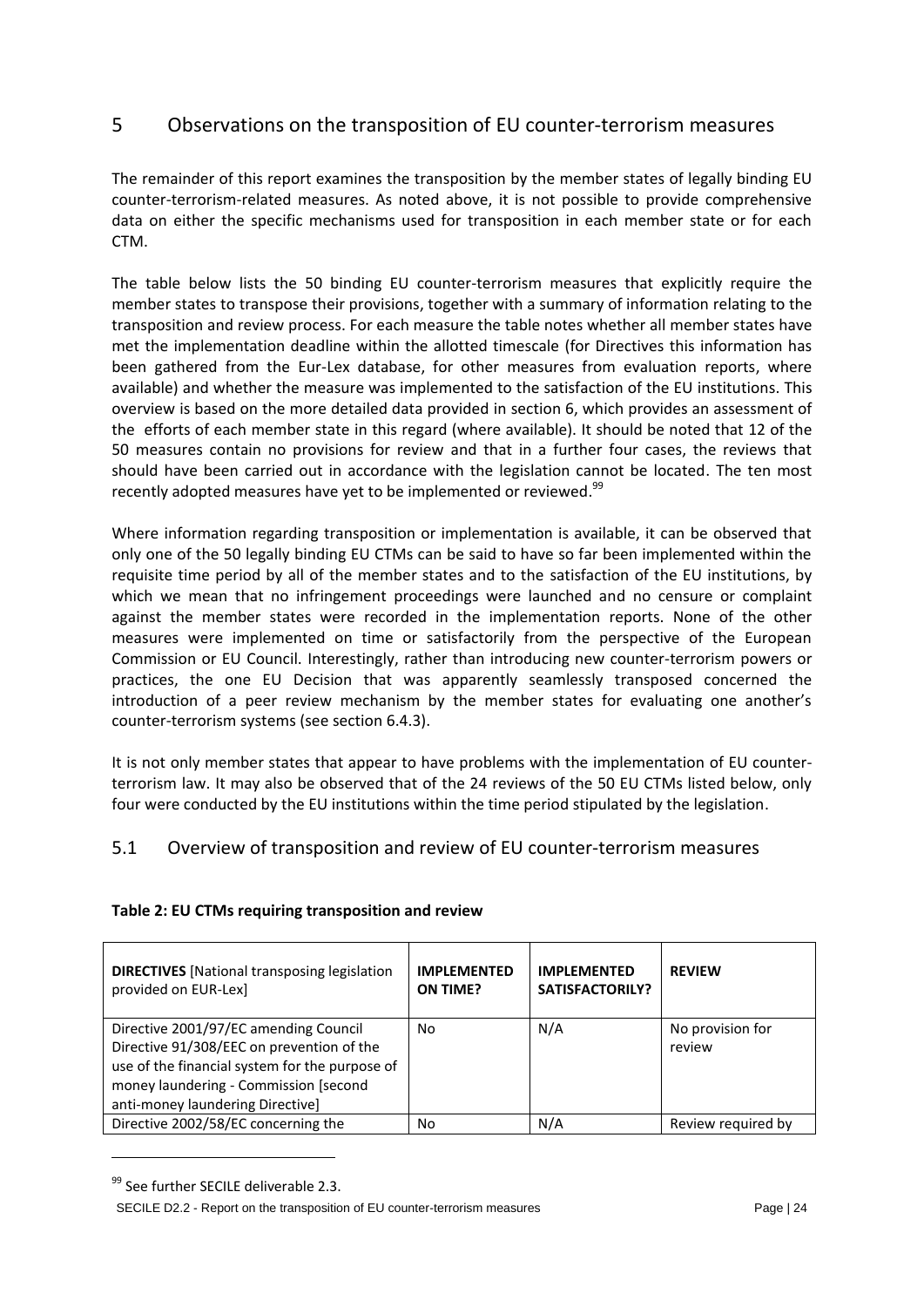# 5 Observations on the transposition of EU counter-terrorism measures

The remainder of this report examines the transposition by the member states of legally binding EU counter-terrorism-related measures. As noted above, it is not possible to provide comprehensive data on either the specific mechanisms used for transposition in each member state or for each CTM.

The table below lists the 50 binding EU counter-terrorism measures that explicitly require the member states to transpose their provisions, together with a summary of information relating to the transposition and review process. For each measure the table notes whether all member states have met the implementation deadline within the allotted timescale (for Directives this information has been gathered from the Eur-Lex database, for other measures from evaluation reports, where available) and whether the measure was implemented to the satisfaction of the EU institutions. This overview is based on the more detailed data provided in section 6, which provides an assessment of the efforts of each member state in this regard (where available). It should be noted that 12 of the 50 measures contain no provisions for review and that in a further four cases, the reviews that should have been carried out in accordance with the legislation cannot be located. The ten most recently adopted measures have yet to be implemented or reviewed.[99]

Where information regarding transposition or implementation is available, it can be observed that only one of the 50 legally binding EU CTMs can be said to have so far been implemented within the requisite time period by all of the member states and to the satisfaction of the EU institutions, by which we mean that no infringement proceedings were launched and no censure or complaint against the member states were recorded in the implementation reports. None of the other measures were implemented on time or satisfactorily from the perspective of the European Commission or EU Council. Interestingly, rather than introducing new counter-terrorism powers or practices, the one EU Decision that was apparently seamlessly transposed concerned the introduction of a peer review mechanism by the member states for evaluating one another's counter-terrorism systems (see section 6.4.3).

It is not only member states that appear to have problems with the implementation of EU counter-terrorism law. It may also be observed that of the 24 reviews of the 50 EU CTMs listed below, only four were conducted by the EU institutions within the time period stipulated by the legislation.

## 5.1 Overview of transposition and review of EU counter-terrorism measures

**Table 2: EU CTMs requiring transposition and review**

| **DIRECTIVES** [National transposing legislation provided on EUR-Lex] | **IMPLEMENTED ON TIME?** | **IMPLEMENTED SATISFACTORILY?** | **REVIEW** |
|---|---|---|---|
| Directive 2001/97/EC amending Council Directive 91/308/EEC on prevention of the use of the financial system for the purpose of money laundering - Commission [second anti-money laundering Directive] | No | N/A | No provision for review |
| Directive 2002/58/EC concerning the | No | N/A | Review required by |

[99] See further SECILE deliverable 2.3.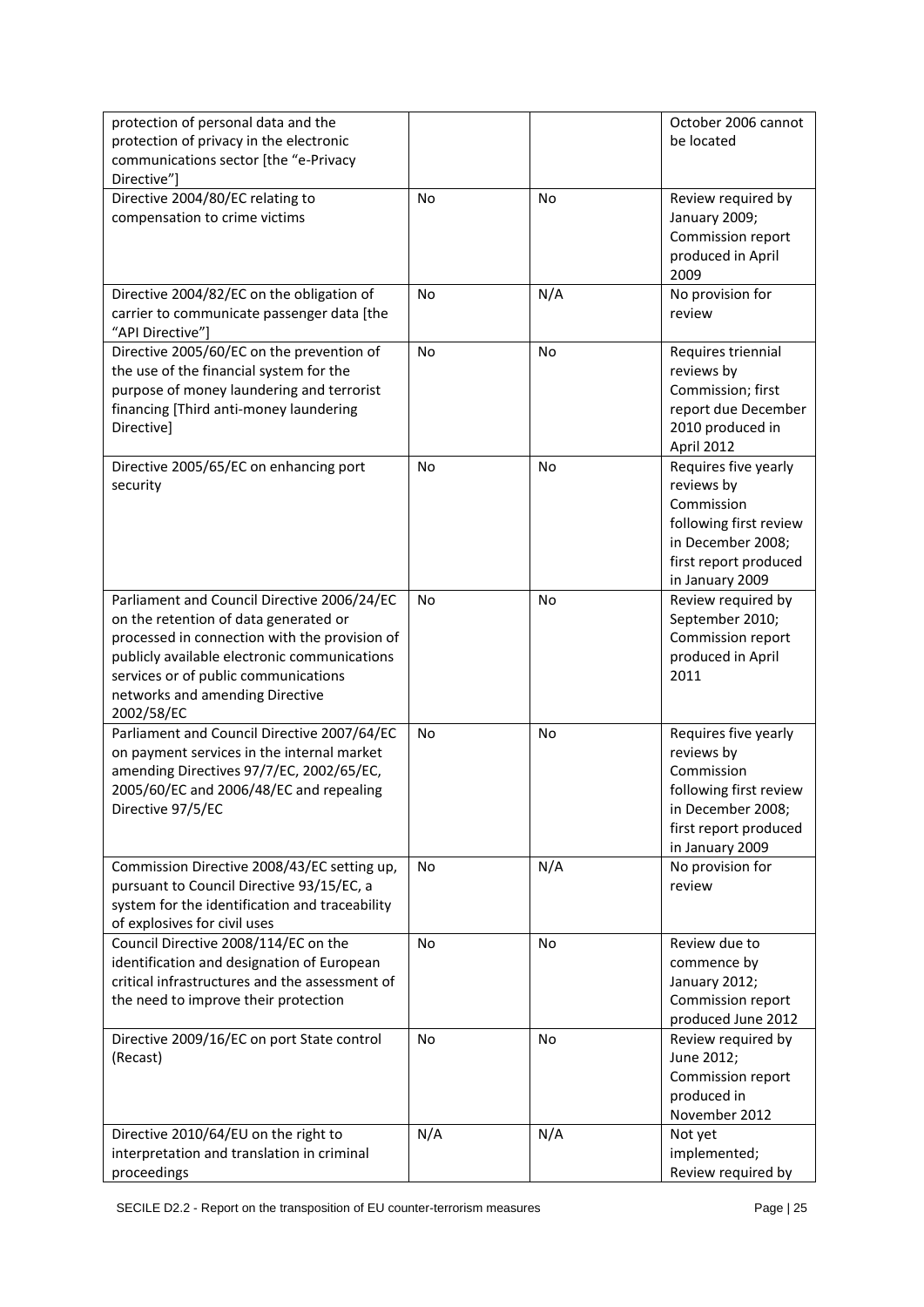| | | | |
|---|---|---|---|
| protection of personal data and the protection of privacy in the electronic communications sector [the "e-Privacy Directive"] | | | October 2006 cannot be located |
| Directive 2004/80/EC relating to compensation to crime victims | No | No | Review required by January 2009; Commission report produced in April 2009 |
| Directive 2004/82/EC on the obligation of carrier to communicate passenger data [the "API Directive"] | No | N/A | No provision for review |
| Directive 2005/60/EC on the prevention of the use of the financial system for the purpose of money laundering and terrorist financing [Third anti-money laundering Directive] | No | No | Requires triennial reviews by Commission; first report due December 2010 produced in April 2012 |
| Directive 2005/65/EC on enhancing port security | No | No | Requires five yearly reviews by Commission following first review in December 2008; first report produced in January 2009 |
| Parliament and Council Directive 2006/24/EC on the retention of data generated or processed in connection with the provision of publicly available electronic communications services or of public communications networks and amending Directive 2002/58/EC | No | No | Review required by September 2010; Commission report produced in April 2011 |
| Parliament and Council Directive 2007/64/EC on payment services in the internal market amending Directives 97/7/EC, 2002/65/EC, 2005/60/EC and 2006/48/EC and repealing Directive 97/5/EC | No | No | Requires five yearly reviews by Commission following first review in December 2008; first report produced in January 2009 |
| Commission Directive 2008/43/EC setting up, pursuant to Council Directive 93/15/EC, a system for the identification and traceability of explosives for civil uses | No | N/A | No provision for review |
| Council Directive 2008/114/EC on the identification and designation of European critical infrastructures and the assessment of the need to improve their protection | No | No | Review due to commence by January 2012; Commission report produced June 2012 |
| Directive 2009/16/EC on port State control (Recast) | No | No | Review required by June 2012; Commission report produced in November 2012 |
| Directive 2010/64/EU on the right to interpretation and translation in criminal proceedings | N/A | N/A | Not yet implemented; Review required by |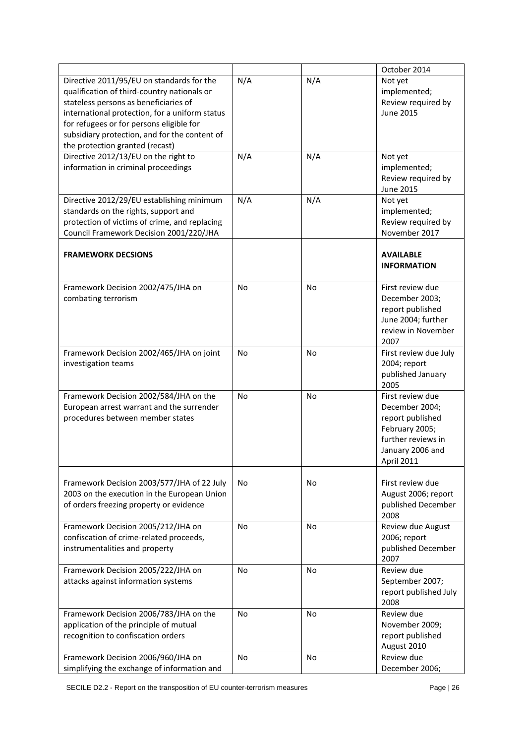| | | | |
|---|---|---|---|
| | | | October 2014 |
| Directive 2011/95/EU on standards for the qualification of third-country nationals or stateless persons as beneficiaries of international protection, for a uniform status for refugees or for persons eligible for subsidiary protection, and for the content of the protection granted (recast) | N/A | N/A | Not yet implemented; Review required by June 2015 |
| Directive 2012/13/EU on the right to information in criminal proceedings | N/A | N/A | Not yet implemented; Review required by June 2015 |
| Directive 2012/29/EU establishing minimum standards on the rights, support and protection of victims of crime, and replacing Council Framework Decision 2001/220/JHA | N/A | N/A | Not yet implemented; Review required by November 2017 |
| **FRAMEWORK DECSIONS** | | | **AVAILABLE INFORMATION** |
| Framework Decision 2002/475/JHA on combating terrorism | No | No | First review due December 2003; report published June 2004; further review in November 2007 |
| Framework Decision 2002/465/JHA on joint investigation teams | No | No | First review due July 2004; report published January 2005 |
| Framework Decision 2002/584/JHA on the European arrest warrant and the surrender procedures between member states | No | No | First review due December 2004; report published February 2005; further reviews in January 2006 and April 2011 |
| Framework Decision 2003/577/JHA of 22 July 2003 on the execution in the European Union of orders freezing property or evidence | No | No | First review due August 2006; report published December 2008 |
| Framework Decision 2005/212/JHA on confiscation of crime-related proceeds, instrumentalities and property | No | No | Review due August 2006; report published December 2007 |
| Framework Decision 2005/222/JHA on attacks against information systems | No | No | Review due September 2007; report published July 2008 |
| Framework Decision 2006/783/JHA on the application of the principle of mutual recognition to confiscation orders | No | No | Review due November 2009; report published August 2010 |
| Framework Decision 2006/960/JHA on simplifying the exchange of information and | No | No | Review due December 2006; |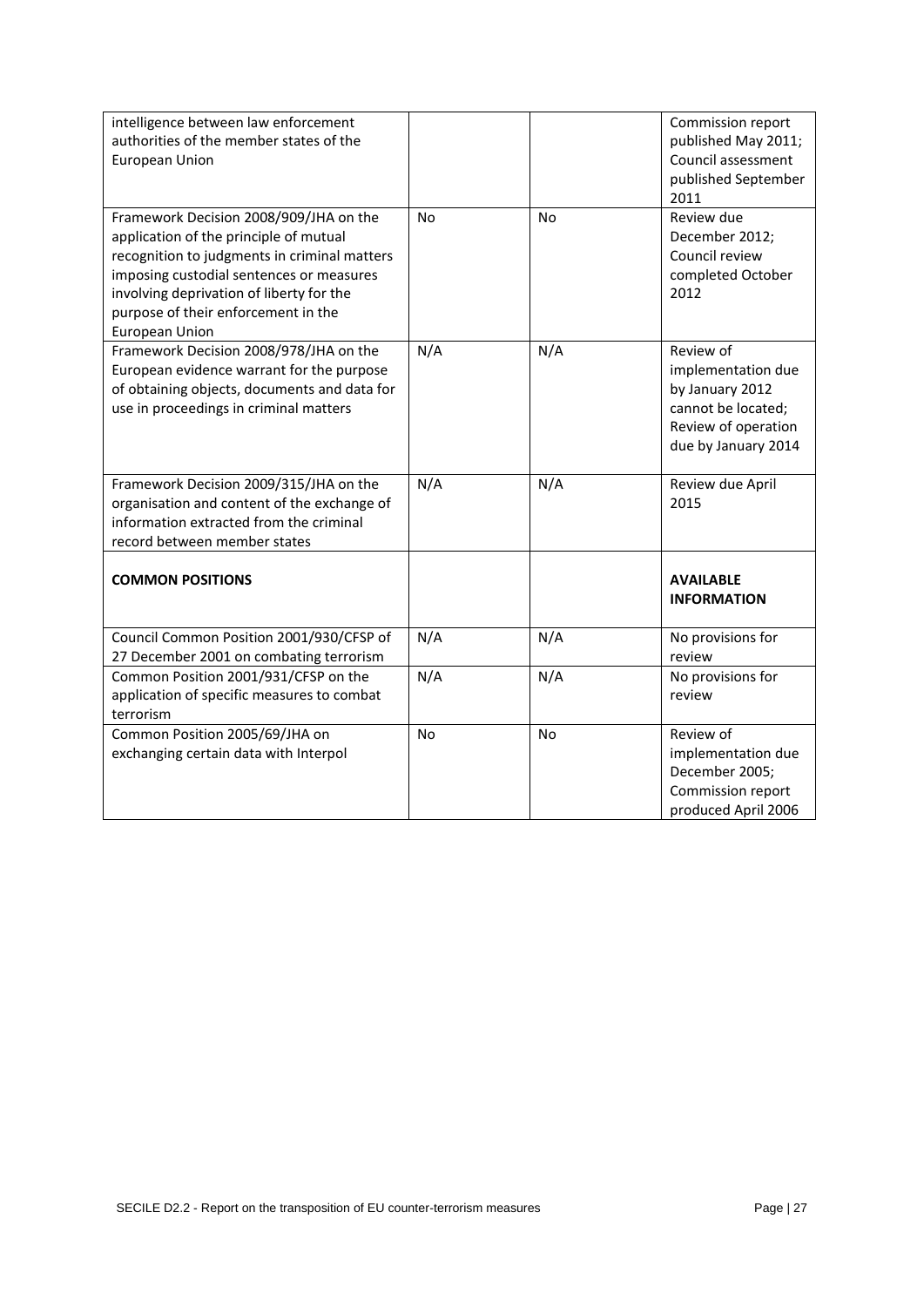| | | | |
|---|---|---|---|
| intelligence between law enforcement authorities of the member states of the European Union | | | Commission report published May 2011; Council assessment published September 2011 |
| Framework Decision 2008/909/JHA on the application of the principle of mutual recognition to judgments in criminal matters imposing custodial sentences or measures involving deprivation of liberty for the purpose of their enforcement in the European Union | No | No | Review due December 2012; Council review completed October 2012 |
| Framework Decision 2008/978/JHA on the European evidence warrant for the purpose of obtaining objects, documents and data for use in proceedings in criminal matters | N/A | N/A | Review of implementation due by January 2012 cannot be located; Review of operation due by January 2014 |
| Framework Decision 2009/315/JHA on the organisation and content of the exchange of information extracted from the criminal record between member states | N/A | N/A | Review due April 2015 |
| **COMMON POSITIONS** | | | **AVAILABLE INFORMATION** |
| Council Common Position 2001/930/CFSP of 27 December 2001 on combating terrorism | N/A | N/A | No provisions for review |
| Common Position 2001/931/CFSP on the application of specific measures to combat terrorism | N/A | N/A | No provisions for review |
| Common Position 2005/69/JHA on exchanging certain data with Interpol | No | No | Review of implementation due December 2005; Commission report produced April 2006 |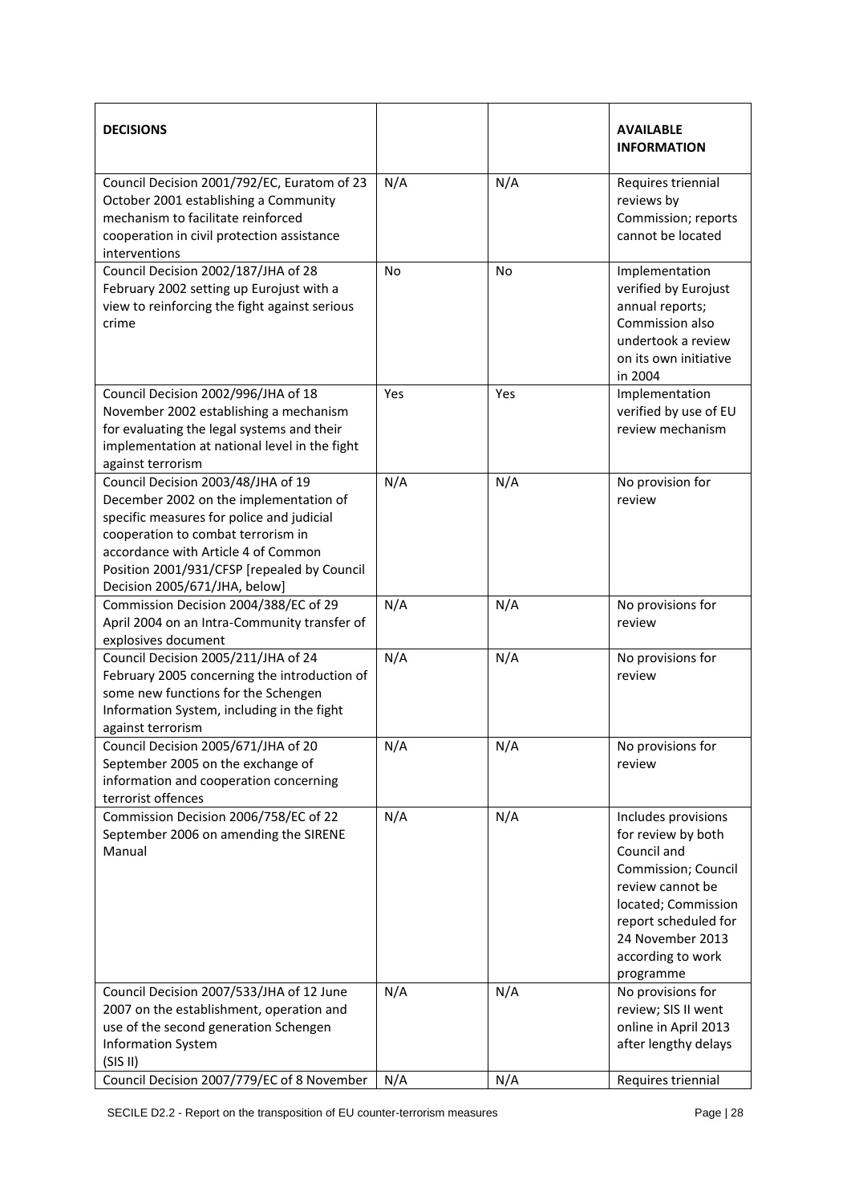| DECISIONS | | | AVAILABLE INFORMATION |
|---|---|---|---|
| Council Decision 2001/792/EC, Euratom of 23 October 2001 establishing a Community mechanism to facilitate reinforced cooperation in civil protection assistance interventions | N/A | N/A | Requires triennial reviews by Commission; reports cannot be located |
| Council Decision 2002/187/JHA of 28 February 2002 setting up Eurojust with a view to reinforcing the fight against serious crime | No | No | Implementation verified by Eurojust annual reports; Commission also undertook a review on its own initiative in 2004 |
| Council Decision 2002/996/JHA of 18 November 2002 establishing a mechanism for evaluating the legal systems and their implementation at national level in the fight against terrorism | Yes | Yes | Implementation verified by use of EU review mechanism |
| Council Decision 2003/48/JHA of 19 December 2002 on the implementation of specific measures for police and judicial cooperation to combat terrorism in accordance with Article 4 of Common Position 2001/931/CFSP [repealed by Council Decision 2005/671/JHA, below] | N/A | N/A | No provision for review |
| Commission Decision 2004/388/EC of 29 April 2004 on an Intra-Community transfer of explosives document | N/A | N/A | No provisions for review |
| Council Decision 2005/211/JHA of 24 February 2005 concerning the introduction of some new functions for the Schengen Information System, including in the fight against terrorism | N/A | N/A | No provisions for review |
| Council Decision 2005/671/JHA of 20 September 2005 on the exchange of information and cooperation concerning terrorist offences | N/A | N/A | No provisions for review |
| Commission Decision 2006/758/EC of 22 September 2006 on amending the SIRENE Manual | N/A | N/A | Includes provisions for review by both Council and Commission; Council review cannot be located; Commission report scheduled for 24 November 2013 according to work programme |
| Council Decision 2007/533/JHA of 12 June 2007 on the establishment, operation and use of the second generation Schengen Information System (SIS II) | N/A | N/A | No provisions for review; SIS II went online in April 2013 after lengthy delays |
| Council Decision 2007/779/EC of 8 November | N/A | N/A | Requires triennial |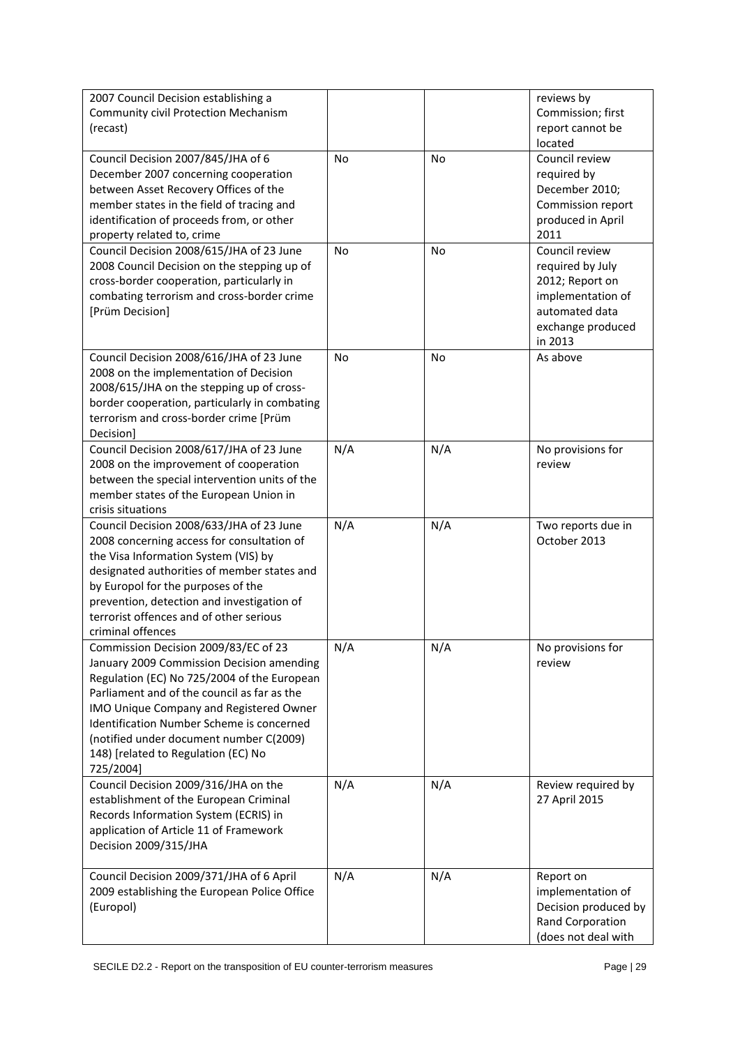| | | | |
|---|---|---|---|
| 2007 Council Decision establishing a Community civil Protection Mechanism (recast) | | | reviews by Commission; first report cannot be located |
| Council Decision 2007/845/JHA of 6 December 2007 concerning cooperation between Asset Recovery Offices of the member states in the field of tracing and identification of proceeds from, or other property related to, crime | No | No | Council review required by December 2010; Commission report produced in April 2011 |
| Council Decision 2008/615/JHA of 23 June 2008 Council Decision on the stepping up of cross-border cooperation, particularly in combating terrorism and cross-border crime [Prüm Decision] | No | No | Council review required by July 2012; Report on implementation of automated data exchange produced in 2013 |
| Council Decision 2008/616/JHA of 23 June 2008 on the implementation of Decision 2008/615/JHA on the stepping up of cross-border cooperation, particularly in combating terrorism and cross-border crime [Prüm Decision] | No | No | As above |
| Council Decision 2008/617/JHA of 23 June 2008 on the improvement of cooperation between the special intervention units of the member states of the European Union in crisis situations | N/A | N/A | No provisions for review |
| Council Decision 2008/633/JHA of 23 June 2008 concerning access for consultation of the Visa Information System (VIS) by designated authorities of member states and by Europol for the purposes of the prevention, detection and investigation of terrorist offences and of other serious criminal offences | N/A | N/A | Two reports due in October 2013 |
| Commission Decision 2009/83/EC of 23 January 2009 Commission Decision amending Regulation (EC) No 725/2004 of the European Parliament and of the council as far as the IMO Unique Company and Registered Owner Identification Number Scheme is concerned (notified under document number C(2009) 148) [related to Regulation (EC) No 725/2004] | N/A | N/A | No provisions for review |
| Council Decision 2009/316/JHA on the establishment of the European Criminal Records Information System (ECRIS) in application of Article 11 of Framework Decision 2009/315/JHA | N/A | N/A | Review required by 27 April 2015 |
| Council Decision 2009/371/JHA of 6 April 2009 establishing the European Police Office (Europol) | N/A | N/A | Report on implementation of Decision produced by Rand Corporation (does not deal with |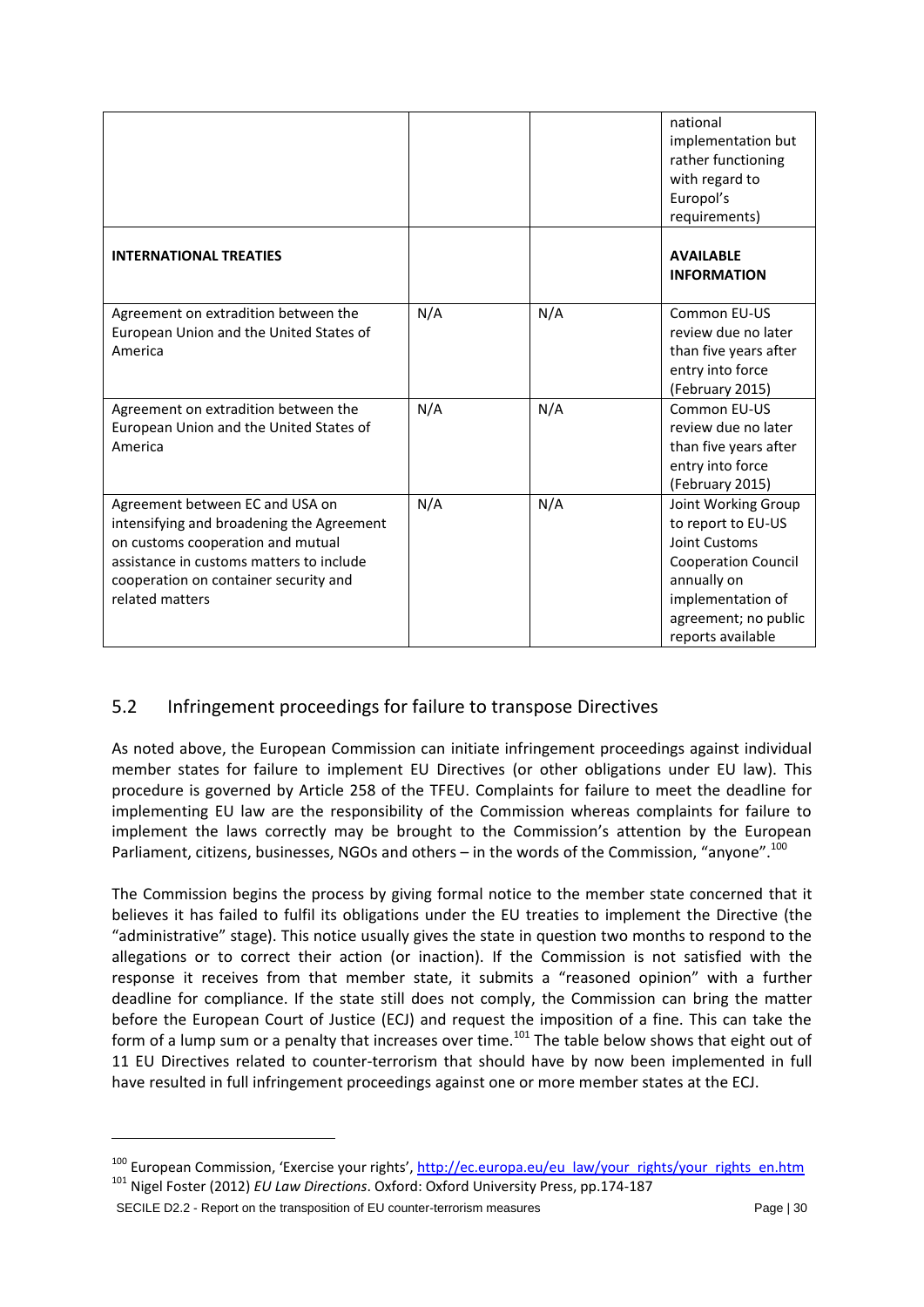| | | | |
|---|---|---|---|
| | | | national implementation but rather functioning with regard to Europol's requirements) |
| **INTERNATIONAL TREATIES** | | | **AVAILABLE INFORMATION** |
| Agreement on extradition between the European Union and the United States of America | N/A | N/A | Common EU-US review due no later than five years after entry into force (February 2015) |
| Agreement on extradition between the European Union and the United States of America | N/A | N/A | Common EU-US review due no later than five years after entry into force (February 2015) |
| Agreement between EC and USA on intensifying and broadening the Agreement on customs cooperation and mutual assistance in customs matters to include cooperation on container security and related matters | N/A | N/A | Joint Working Group to report to EU-US Joint Customs Cooperation Council annually on implementation of agreement; no public reports available |

## 5.2 Infringement proceedings for failure to transpose Directives

As noted above, the European Commission can initiate infringement proceedings against individual member states for failure to implement EU Directives (or other obligations under EU law). This procedure is governed by Article 258 of the TFEU. Complaints for failure to meet the deadline for implementing EU law are the responsibility of the Commission whereas complaints for failure to implement the laws correctly may be brought to the Commission's attention by the European Parliament, citizens, businesses, NGOs and others – in the words of the Commission, "anyone".[100]

The Commission begins the process by giving formal notice to the member state concerned that it believes it has failed to fulfil its obligations under the EU treaties to implement the Directive (the "administrative" stage). This notice usually gives the state in question two months to respond to the allegations or to correct their action (or inaction). If the Commission is not satisfied with the response it receives from that member state, it submits a "reasoned opinion" with a further deadline for compliance. If the state still does not comply, the Commission can bring the matter before the European Court of Justice (ECJ) and request the imposition of a fine. This can take the form of a lump sum or a penalty that increases over time.[101] The table below shows that eight out of 11 EU Directives related to counter-terrorism that should have by now been implemented in full have resulted in full infringement proceedings against one or more member states at the ECJ.

---

[100] European Commission, 'Exercise your rights', http://ec.europa.eu/eu_law/your_rights/your_rights_en.htm

[101] Nigel Foster (2012) *EU Law Directions*. Oxford: Oxford University Press, pp.174-187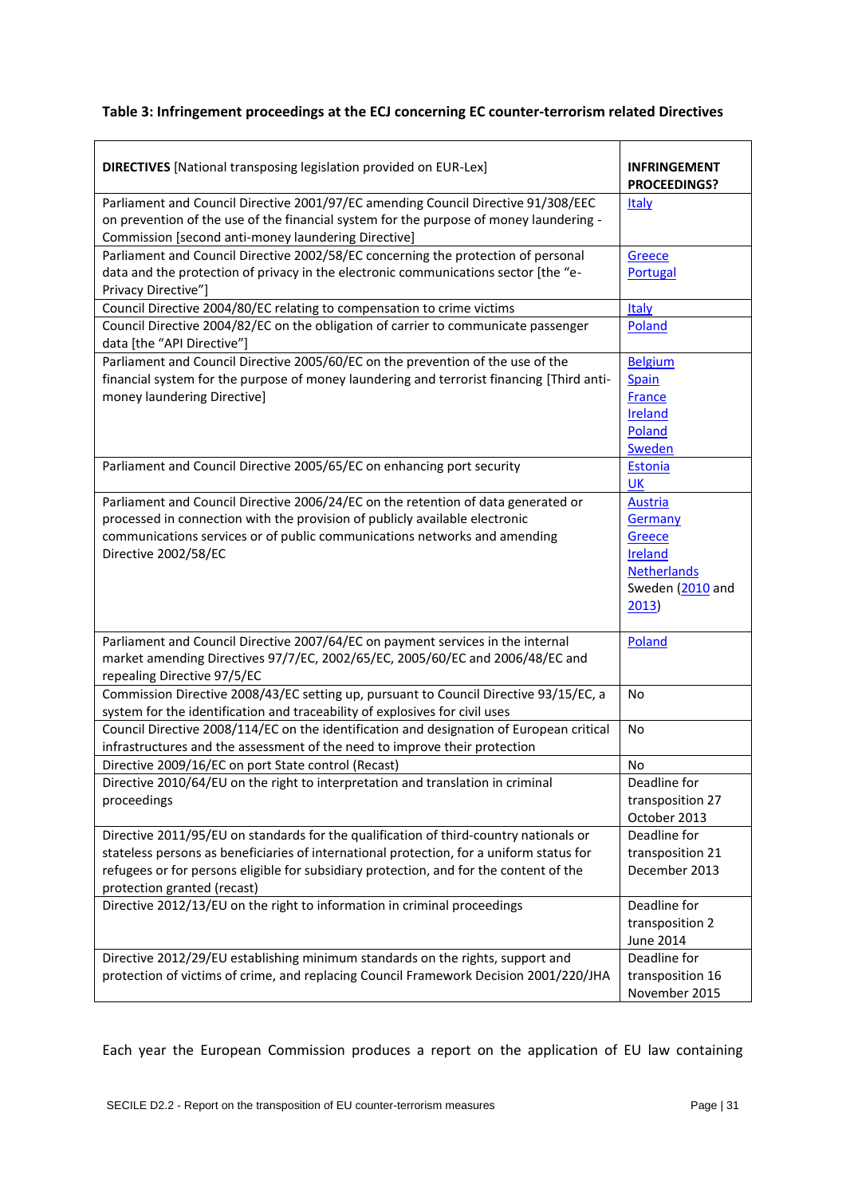**Table 3: Infringement proceedings at the ECJ concerning EC counter-terrorism related Directives**

| **DIRECTIVES** [National transposing legislation provided on EUR-Lex] | **INFRINGEMENT PROCEEDINGS?** |
|---|---|
| Parliament and Council Directive 2001/97/EC amending Council Directive 91/308/EEC on prevention of the use of the financial system for the purpose of money laundering - Commission [second anti-money laundering Directive] | Italy |
| Parliament and Council Directive 2002/58/EC concerning the protection of personal data and the protection of privacy in the electronic communications sector [the "e-Privacy Directive"] | Greece<br>Portugal |
| Council Directive 2004/80/EC relating to compensation to crime victims | Italy |
| Council Directive 2004/82/EC on the obligation of carrier to communicate passenger data [the "API Directive"] | Poland |
| Parliament and Council Directive 2005/60/EC on the prevention of the use of the financial system for the purpose of money laundering and terrorist financing [Third anti-money laundering Directive] | Belgium<br>Spain<br>France<br>Ireland<br>Poland<br>Sweden |
| Parliament and Council Directive 2005/65/EC on enhancing port security | Estonia<br>UK |
| Parliament and Council Directive 2006/24/EC on the retention of data generated or processed in connection with the provision of publicly available electronic communications services or of public communications networks and amending Directive 2002/58/EC | Austria<br>Germany<br>Greece<br>Ireland<br>Netherlands<br>Sweden (2010 and 2013) |
| Parliament and Council Directive 2007/64/EC on payment services in the internal market amending Directives 97/7/EC, 2002/65/EC, 2005/60/EC and 2006/48/EC and repealing Directive 97/5/EC | Poland |
| Commission Directive 2008/43/EC setting up, pursuant to Council Directive 93/15/EC, a system for the identification and traceability of explosives for civil uses | No |
| Council Directive 2008/114/EC on the identification and designation of European critical infrastructures and the assessment of the need to improve their protection | No |
| Directive 2009/16/EC on port State control (Recast) | No |
| Directive 2010/64/EU on the right to interpretation and translation in criminal proceedings | Deadline for transposition 27 October 2013 |
| Directive 2011/95/EU on standards for the qualification of third-country nationals or stateless persons as beneficiaries of international protection, for a uniform status for refugees or for persons eligible for subsidiary protection, and for the content of the protection granted (recast) | Deadline for transposition 21 December 2013 |
| Directive 2012/13/EU on the right to information in criminal proceedings | Deadline for transposition 2 June 2014 |
| Directive 2012/29/EU establishing minimum standards on the rights, support and protection of victims of crime, and replacing Council Framework Decision 2001/220/JHA | Deadline for transposition 16 November 2015 |

Each year the European Commission produces a report on the application of EU law containing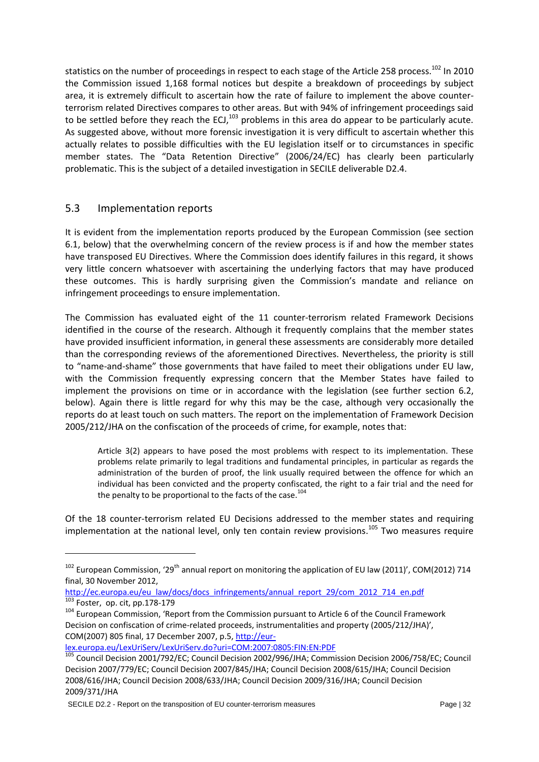statistics on the number of proceedings in respect to each stage of the Article 258 process.[102] In 2010 the Commission issued 1,168 formal notices but despite a breakdown of proceedings by subject area, it is extremely difficult to ascertain how the rate of failure to implement the above counter-terrorism related Directives compares to other areas. But with 94% of infringement proceedings said to be settled before they reach the ECJ,[103] problems in this area do appear to be particularly acute. As suggested above, without more forensic investigation it is very difficult to ascertain whether this actually relates to possible difficulties with the EU legislation itself or to circumstances in specific member states. The "Data Retention Directive" (2006/24/EC) has clearly been particularly problematic. This is the subject of a detailed investigation in SECILE deliverable D2.4.

## 5.3 Implementation reports

It is evident from the implementation reports produced by the European Commission (see section 6.1, below) that the overwhelming concern of the review process is if and how the member states have transposed EU Directives. Where the Commission does identify failures in this regard, it shows very little concern whatsoever with ascertaining the underlying factors that may have produced these outcomes. This is hardly surprising given the Commission's mandate and reliance on infringement proceedings to ensure implementation.

The Commission has evaluated eight of the 11 counter-terrorism related Framework Decisions identified in the course of the research. Although it frequently complains that the member states have provided insufficient information, in general these assessments are considerably more detailed than the corresponding reviews of the aforementioned Directives. Nevertheless, the priority is still to "name-and-shame" those governments that have failed to meet their obligations under EU law, with the Commission frequently expressing concern that the Member States have failed to implement the provisions on time or in accordance with the legislation (see further section 6.2, below). Again there is little regard for why this may be the case, although very occasionally the reports do at least touch on such matters. The report on the implementation of Framework Decision 2005/212/JHA on the confiscation of the proceeds of crime, for example, notes that:

> Article 3(2) appears to have posed the most problems with respect to its implementation. These problems relate primarily to legal traditions and fundamental principles, in particular as regards the administration of the burden of proof, the link usually required between the offence for which an individual has been convicted and the property confiscated, the right to a fair trial and the need for the penalty to be proportional to the facts of the case.[104]

Of the 18 counter-terrorism related EU Decisions addressed to the member states and requiring implementation at the national level, only ten contain review provisions.[105] Two measures require

---

[102] European Commission, '29th annual report on monitoring the application of EU law (2011)', COM(2012) 714 final, 30 November 2012, http://ec.europa.eu/eu_law/docs/docs_infringements/annual_report_29/com_2012_714_en.pdf

[103] Foster, op. cit, pp.178-179

[104] European Commission, 'Report from the Commission pursuant to Article 6 of the Council Framework Decision on confiscation of crime-related proceeds, instrumentalities and property (2005/212/JHA)', COM(2007) 805 final, 17 December 2007, p.5, http://eur-lex.europa.eu/LexUriServ/LexUriServ.do?uri=COM:2007:0805:FIN:EN:PDF

[105] Council Decision 2001/792/EC; Council Decision 2002/996/JHA; Commission Decision 2006/758/EC; Council Decision 2007/779/EC; Council Decision 2007/845/JHA; Council Decision 2008/615/JHA; Council Decision 2008/616/JHA; Council Decision 2008/633/JHA; Council Decision 2009/316/JHA; Council Decision 2009/371/JHA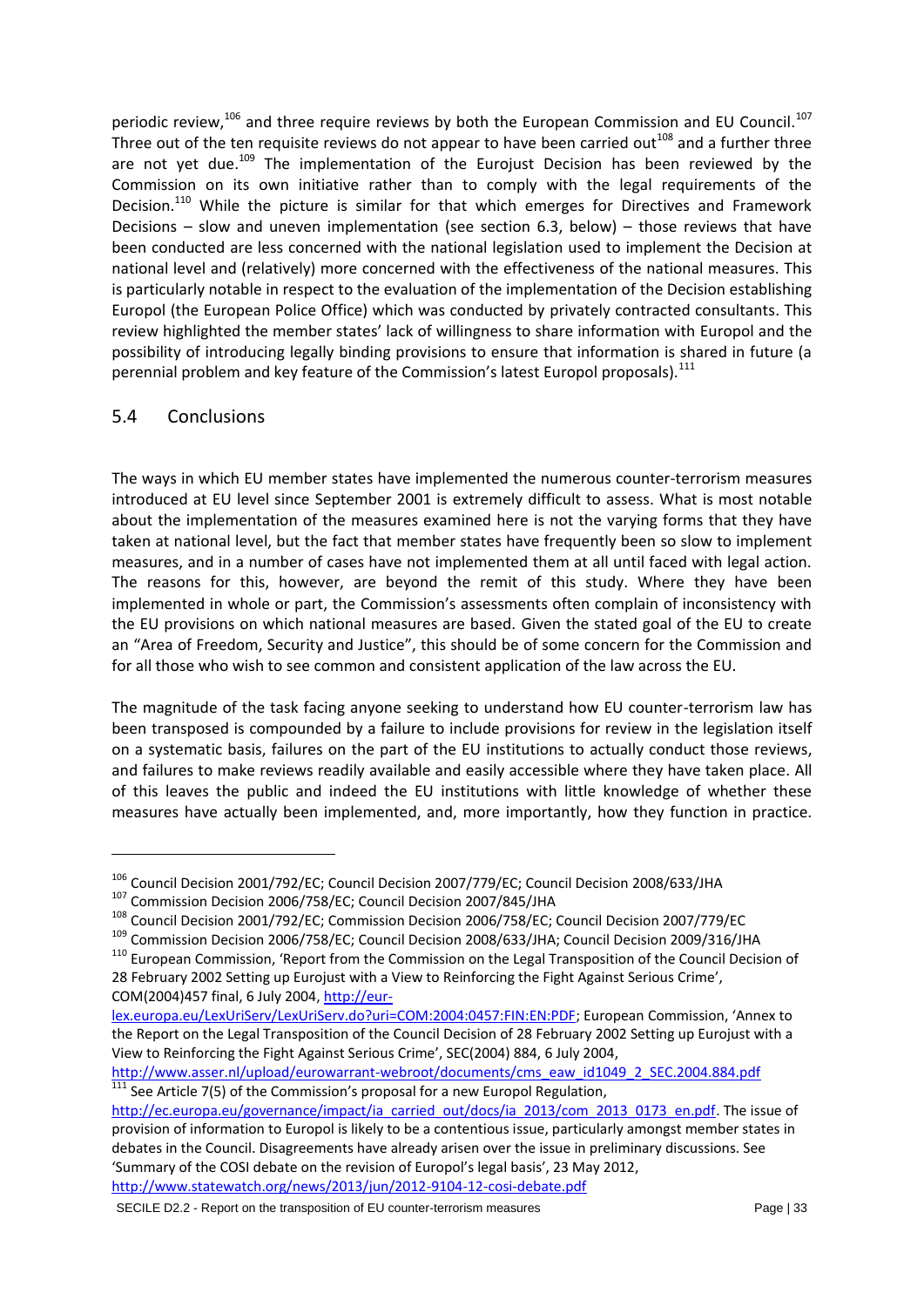periodic review,[106] and three require reviews by both the European Commission and EU Council.[107] Three out of the ten requisite reviews do not appear to have been carried out[108] and a further three are not yet due.[109] The implementation of the Eurojust Decision has been reviewed by the Commission on its own initiative rather than to comply with the legal requirements of the Decision.[110] While the picture is similar for that which emerges for Directives and Framework Decisions – slow and uneven implementation (see section 6.3, below) – those reviews that have been conducted are less concerned with the national legislation used to implement the Decision at national level and (relatively) more concerned with the effectiveness of the national measures. This is particularly notable in respect to the evaluation of the implementation of the Decision establishing Europol (the European Police Office) which was conducted by privately contracted consultants. This review highlighted the member states' lack of willingness to share information with Europol and the possibility of introducing legally binding provisions to ensure that information is shared in future (a perennial problem and key feature of the Commission's latest Europol proposals).[111]

## 5.4 Conclusions

The ways in which EU member states have implemented the numerous counter-terrorism measures introduced at EU level since September 2001 is extremely difficult to assess. What is most notable about the implementation of the measures examined here is not the varying forms that they have taken at national level, but the fact that member states have frequently been so slow to implement measures, and in a number of cases have not implemented them at all until faced with legal action. The reasons for this, however, are beyond the remit of this study. Where they have been implemented in whole or part, the Commission's assessments often complain of inconsistency with the EU provisions on which national measures are based. Given the stated goal of the EU to create an "Area of Freedom, Security and Justice", this should be of some concern for the Commission and for all those who wish to see common and consistent application of the law across the EU.

The magnitude of the task facing anyone seeking to understand how EU counter-terrorism law has been transposed is compounded by a failure to include provisions for review in the legislation itself on a systematic basis, failures on the part of the EU institutions to actually conduct those reviews, and failures to make reviews readily available and easily accessible where they have taken place. All of this leaves the public and indeed the EU institutions with little knowledge of whether these measures have actually been implemented, and, more importantly, how they function in practice.

---

[106] Council Decision 2001/792/EC; Council Decision 2007/779/EC; Council Decision 2008/633/JHA

[107] Commission Decision 2006/758/EC; Council Decision 2007/845/JHA

[108] Council Decision 2001/792/EC; Commission Decision 2006/758/EC; Council Decision 2007/779/EC

[109] Commission Decision 2006/758/EC; Council Decision 2008/633/JHA; Council Decision 2009/316/JHA

[110] European Commission, 'Report from the Commission on the Legal Transposition of the Council Decision of 28 February 2002 Setting up Eurojust with a View to Reinforcing the Fight Against Serious Crime', COM(2004)457 final, 6 July 2004, http://eur-lex.europa.eu/LexUriServ/LexUriServ.do?uri=COM:2004:0457:FIN:EN:PDF; European Commission, 'Annex to the Report on the Legal Transposition of the Council Decision of 28 February 2002 Setting up Eurojust with a View to Reinforcing the Fight Against Serious Crime", SEC(2004) 884, 6 July 2004, http://www.asser.nl/upload/eurowarrant-webroot/documents/cms_eaw_id1049_2_SEC.2004.884.pdf

[111] See Article 7(5) of the Commission's proposal for a new Europol Regulation, http://ec.europa.eu/governance/impact/ia_carried_out/docs/ia_2013/com_2013_0173_en.pdf. The issue of provision of information to Europol is likely to be a contentious issue, particularly amongst member states in debates in the Council. Disagreements have already arisen over the issue in preliminary discussions. See 'Summary of the COSI debate on the revision of Europol's legal basis', 23 May 2012, http://www.statewatch.org/news/2013/jun/2012-9104-12-cosi-debate.pdf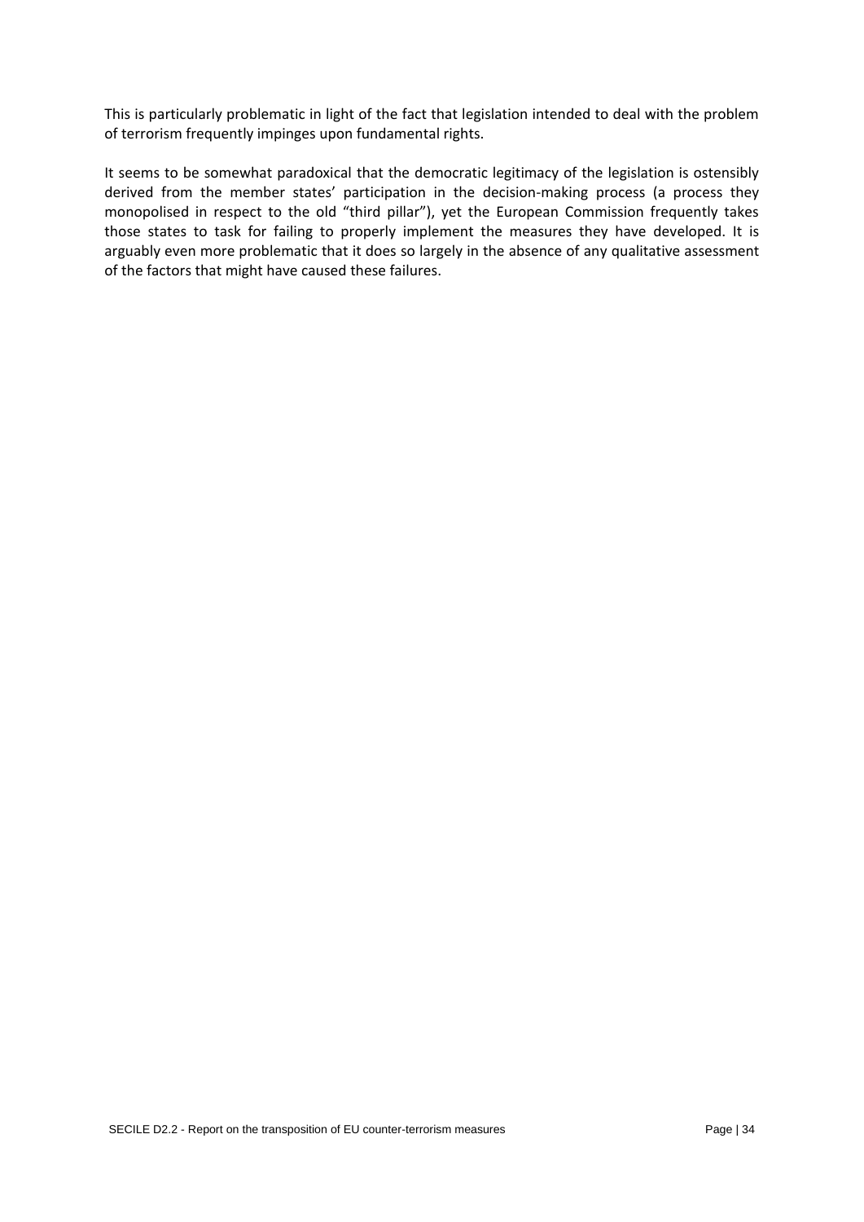This is particularly problematic in light of the fact that legislation intended to deal with the problem of terrorism frequently impinges upon fundamental rights.

It seems to be somewhat paradoxical that the democratic legitimacy of the legislation is ostensibly derived from the member states' participation in the decision-making process (a process they monopolised in respect to the old "third pillar"), yet the European Commission frequently takes those states to task for failing to properly implement the measures they have developed. It is arguably even more problematic that it does so largely in the absence of any qualitative assessment of the factors that might have caused these failures.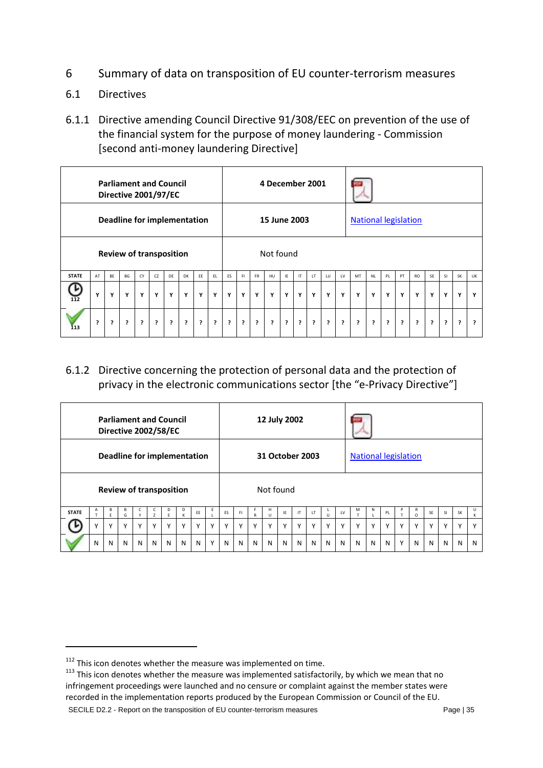## 6 Summary of data on transposition of EU counter-terrorism measures

### 6.1 Directives

#### 6.1.1 Directive amending Council Directive 91/308/EEC on prevention of the use of the financial system for the purpose of money laundering - Commission [second anti-money laundering Directive]

| **Parliament and Council Directive 2001/97/EC** | **4 December 2001** | |
|---|---|---|
| **Deadline for implementation** | **15 June 2003** | National legislation |
| **Review of transposition** | Not found | |

| STATE | AT | BE | BG | CY | CZ | DE | DK | EE | EL | ES | FI | FR | HU | IE | IT | LT | LU | LV | MT | NL | PL | PT | RO | SE | SI | SK | UK |
|---|---|---|---|---|---|---|---|---|---|---|---|---|---|---|---|---|---|---|---|---|---|---|---|---|---|---|---|
| [112] | Y | Y | Y | Y | Y | Y | Y | Y | Y | Y | Y | Y | Y | Y | Y | Y | Y | Y | Y | Y | Y | Y | Y | Y | Y | Y | Y |
| [113] | ? | ? | ? | ? | ? | ? | ? | ? | ? | ? | ? | ? | ? | ? | ? | ? | ? | ? | ? | ? | ? | ? | ? | ? | ? | ? | ? |

#### 6.1.2 Directive concerning the protection of personal data and the protection of privacy in the electronic communications sector [the "e-Privacy Directive"]

| **Parliament and Council Directive 2002/58/EC** | **12 July 2002** | |
|---|---|---|
| **Deadline for implementation** | **31 October 2003** | National legislation |
| **Review of transposition** | Not found | |

| STATE | AT | BE | BG | CY | CZ | DE | DK | EE | EL | ES | FI | FR | HU | IE | IT | LT | LU | LV | MT | NL | PL | PT | RO | SE | SI | SK | UK |
|---|---|---|---|---|---|---|---|---|---|---|---|---|---|---|---|---|---|---|---|---|---|---|---|---|---|---|---|
| On time | Y | Y | Y | Y | Y | Y | Y | Y | Y | Y | Y | Y | Y | Y | Y | Y | Y | Y | Y | Y | Y | Y | Y | Y | Y | Y | Y |
| Satisfactorily | N | N | N | N | N | N | N | N | Y | N | N | N | N | N | N | N | N | N | N | N | N | Y | N | N | N | N | N |

[112] This icon denotes whether the measure was implemented on time.

[113] This icon denotes whether the measure was implemented satisfactorily, by which we mean that no infringement proceedings were launched and no censure or complaint against the member states were recorded in the implementation reports produced by the European Commission or Council of the EU.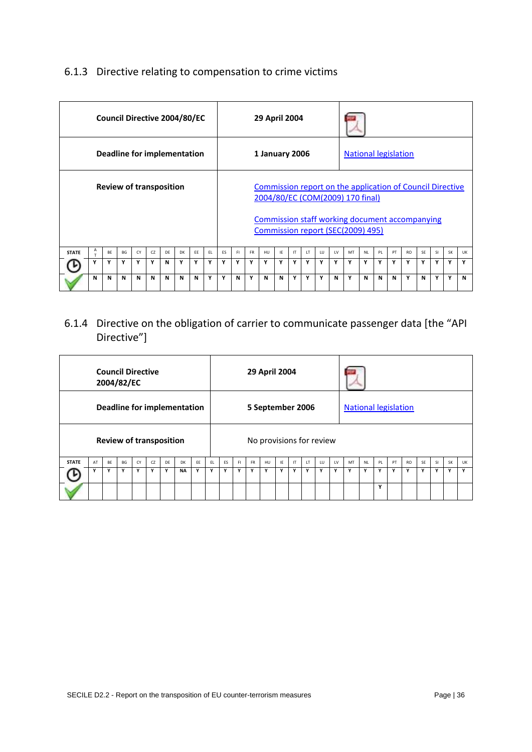### 6.1.3 Directive relating to compensation to crime victims

| Council Directive 2004/80/EC | 29 April 2004 | |
|---|---|---|
| **Deadline for implementation** | **1 January 2006** | National legislation |
| **Review of transposition** | Commission report on the application of Council Directive 2004/80/EC (COM(2009) 170 final)<br><br>Commission staff working document accompanying Commission report (SEC(2009) 495) | |

| STATE | AT | BE | BG | CY | CZ | DE | DK | EE | EL | ES | FI | FR | HU | IE | IT | LT | LU | LV | MT | NL | PL | PT | RO | SE | SI | SK | UK |
|---|---|---|---|---|---|---|---|---|---|---|---|---|---|---|---|---|---|---|---|---|---|---|---|---|---|---|---|
| | Y | Y | Y | Y | Y | N | Y | Y | Y | Y | Y | Y | Y | Y | Y | Y | Y | Y | Y | Y | Y | Y | Y | Y | Y | Y | Y |
| | N | N | N | N | N | N | N | N | Y | Y | N | Y | N | N | Y | Y | Y | N | Y | N | N | N | Y | N | Y | Y | N |

### 6.1.4 Directive on the obligation of carrier to communicate passenger data [the “API Directive”]

| Council Directive 2004/82/EC | 29 April 2004 | |
|---|---|---|
| **Deadline for implementation** | **5 September 2006** | National legislation |
| **Review of transposition** | No provisions for review | |

| STATE | AT | BE | BG | CY | CZ | DE | DK | EE | EL | ES | FI | FR | HU | IE | IT | LT | LU | LV | MT | NL | PL | PT | RO | SE | SI | SK | UK |
|---|---|---|---|---|---|---|---|---|---|---|---|---|---|---|---|---|---|---|---|---|---|---|---|---|---|---|---|
| | Y | Y | Y | Y | Y | Y | NA | Y | Y | Y | Y | Y | Y | Y | Y | Y | Y | Y | Y | Y | Y | Y | Y | Y | Y | Y | Y |
| | | | | | | | | | | | | | | | | | | | | | Y | | | | | | |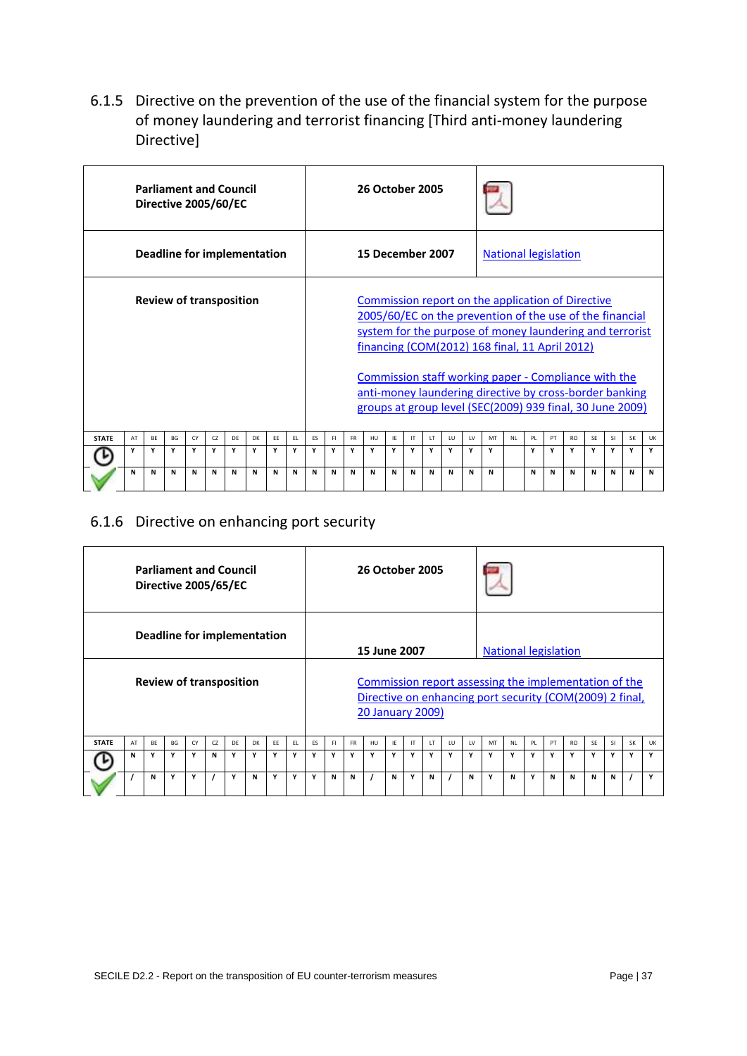### 6.1.5 Directive on the prevention of the use of the financial system for the purpose of money laundering and terrorist financing [Third anti-money laundering Directive]

| | | |
|---|---|---|
| **Parliament and Council Directive 2005/60/EC** | **26 October 2005** | |
| **Deadline for implementation** | **15 December 2007** | National legislation |
| **Review of transposition** | Commission report on the application of Directive 2005/60/EC on the prevention of the use of the financial system for the purpose of money laundering and terrorist financing (COM(2012) 168 final, 11 April 2012)<br><br>Commission staff working paper - Compliance with the anti-money laundering directive by cross-border banking groups at group level (SEC(2009) 939 final, 30 June 2009) | |

| STATE | AT | BE | BG | CY | CZ | DE | DK | EE | EL | ES | FI | FR | HU | IE | IT | LT | LU | LV | MT | NL | PL | PT | RO | SE | SI | SK | UK |
|---|---|---|---|---|---|---|---|---|---|---|---|---|---|---|---|---|---|---|---|---|---|---|---|---|---|---|---|
| | Y | Y | Y | Y | Y | Y | Y | Y | Y | Y | Y | Y | Y | Y | Y | Y | Y | Y | Y | | Y | Y | Y | Y | Y | Y | Y |
| | N | N | N | N | N | N | N | N | N | N | N | N | N | N | N | N | N | N | N | | N | N | N | N | N | N | N |

### 6.1.6 Directive on enhancing port security

| | | |
|---|---|---|
| **Parliament and Council Directive 2005/65/EC** | **26 October 2005** | |
| **Deadline for implementation** | **15 June 2007** | National legislation |
| **Review of transposition** | Commission report assessing the implementation of the Directive on enhancing port security (COM(2009) 2 final, 20 January 2009) | |

| STATE | AT | BE | BG | CY | CZ | DE | DK | EE | EL | ES | FI | FR | HU | IE | IT | LT | LU | LV | MT | NL | PL | PT | RO | SE | SI | SK | UK |
|---|---|---|---|---|---|---|---|---|---|---|---|---|---|---|---|---|---|---|---|---|---|---|---|---|---|---|---|
| | N | Y | Y | Y | N | Y | Y | Y | Y | Y | Y | Y | Y | Y | Y | Y | Y | Y | Y | Y | Y | Y | Y | Y | Y | Y | Y |
| | / | N | Y | Y | / | Y | N | Y | Y | Y | N | N | / | N | Y | N | / | N | Y | N | Y | N | N | N | N | / | Y |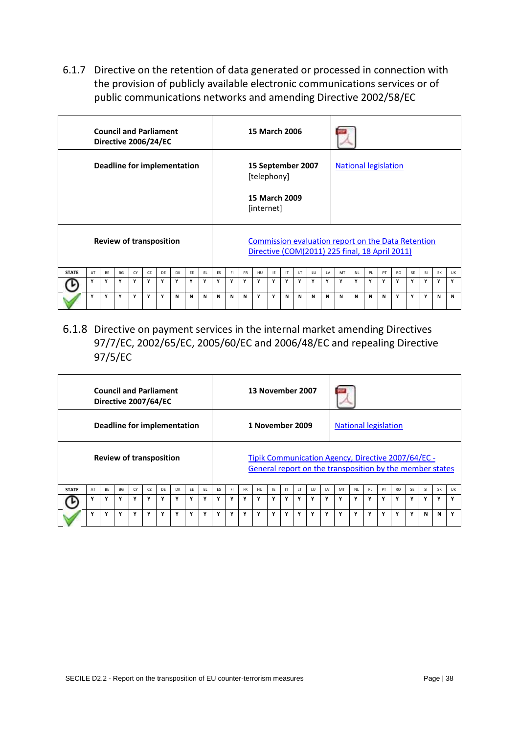### 6.1.7 Directive on the retention of data generated or processed in connection with the provision of publicly available electronic communications services or of public communications networks and amending Directive 2002/58/EC

| | | |
|---|---|---|
| **Council and Parliament Directive 2006/24/EC** | **15 March 2006** | |
| **Deadline for implementation** | **15 September 2007** [telephony]<br><br>**15 March 2009** [internet] | National legislation |
| **Review of transposition** | Commission evaluation report on the Data Retention Directive (COM(2011) 225 final, 18 April 2011) | |

| STATE | AT | BE | BG | CY | CZ | DE | DK | EE | EL | ES | FI | FR | HU | IE | IT | LT | LU | LV | MT | NL | PL | PT | RO | SE | SI | SK | UK |
|---|---|---|---|---|---|---|---|---|---|---|---|---|---|---|---|---|---|---|---|---|---|---|---|---|---|---|---|
| ⏲ | Y | Y | Y | Y | Y | Y | Y | Y | Y | Y | Y | Y | Y | Y | Y | Y | Y | Y | Y | Y | Y | Y | Y | Y | Y | Y | Y |
| ✔ | Y | Y | Y | Y | Y | Y | N | N | N | N | N | N | Y | Y | N | N | N | N | N | N | N | N | Y | Y | Y | N | N |

### 6.1.8 Directive on payment services in the internal market amending Directives 97/7/EC, 2002/65/EC, 2005/60/EC and 2006/48/EC and repealing Directive 97/5/EC

| | | |
|---|---|---|
| **Council and Parliament Directive 2007/64/EC** | **13 November 2007** | |
| **Deadline for implementation** | **1 November 2009** | National legislation |
| **Review of transposition** | Tipik Communication Agency, Directive 2007/64/EC - General report on the transposition by the member states | |

| STATE | AT | BE | BG | CY | CZ | DE | DK | EE | EL | ES | FI | FR | HU | IE | IT | LT | LU | LV | MT | NL | PL | PT | RO | SE | SI | SK | UK |
|---|---|---|---|---|---|---|---|---|---|---|---|---|---|---|---|---|---|---|---|---|---|---|---|---|---|---|---|
| ⏲ | Y | Y | Y | Y | Y | Y | Y | Y | Y | Y | Y | Y | Y | Y | Y | Y | Y | Y | Y | Y | Y | Y | Y | Y | Y | Y | Y |
| ✔ | Y | Y | Y | Y | Y | Y | Y | Y | Y | Y | Y | Y | Y | Y | Y | Y | Y | Y | Y | Y | Y | Y | Y | Y | N | N | Y |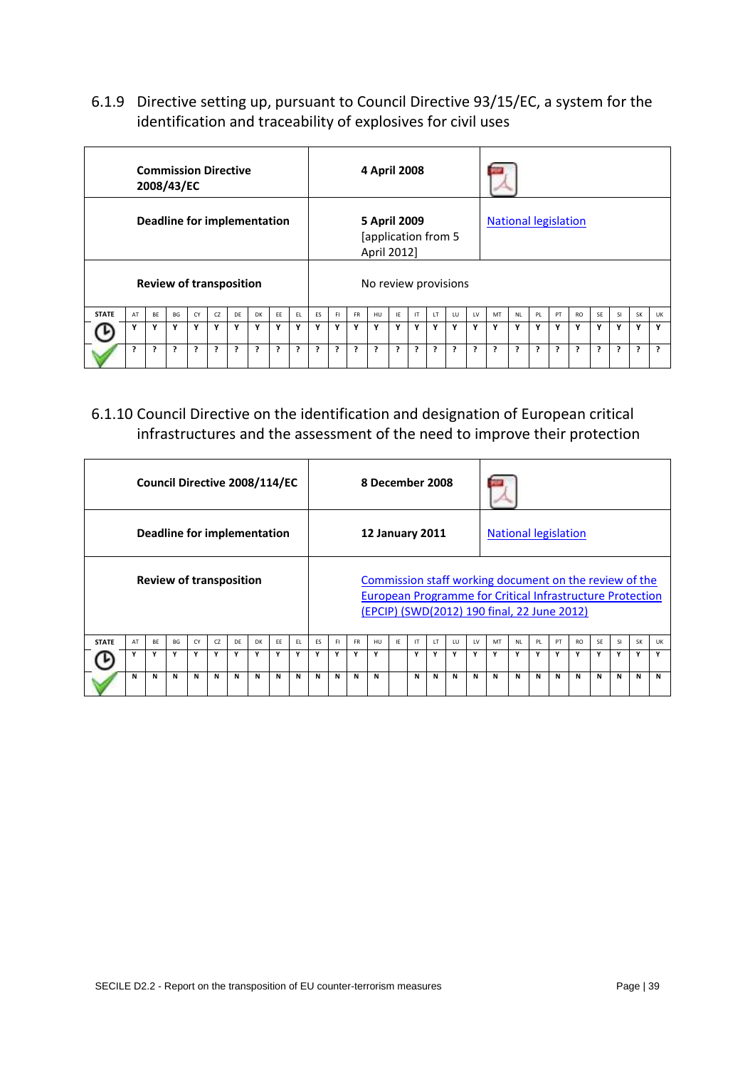### 6.1.9 Directive setting up, pursuant to Council Directive 93/15/EC, a system for the identification and traceability of explosives for civil uses

| | | |
|---|---|---|
| **Commission Directive 2008/43/EC** | **4 April 2008** | |
| **Deadline for implementation** | **5 April 2009** [application from 5 April 2012] | National legislation |
| **Review of transposition** | No review provisions | |

| STATE | AT | BE | BG | CY | CZ | DE | DK | EE | EL | ES | FI | FR | HU | IE | IT | LT | LU | LV | MT | NL | PL | PT | RO | SE | SI | SK | UK |
|---|---|---|---|---|---|---|---|---|---|---|---|---|---|---|---|---|---|---|---|---|---|---|---|---|---|---|---|
| ⏲ | Y | Y | Y | Y | Y | Y | Y | Y | Y | Y | Y | Y | Y | Y | Y | Y | Y | Y | Y | Y | Y | Y | Y | Y | Y | Y | Y |
| ✔ | ? | ? | ? | ? | ? | ? | ? | ? | ? | ? | ? | ? | ? | ? | ? | ? | ? | ? | ? | ? | ? | ? | ? | ? | ? | ? | ? |

### 6.1.10 Council Directive on the identification and designation of European critical infrastructures and the assessment of the need to improve their protection

| | | |
|---|---|---|
| **Council Directive 2008/114/EC** | **8 December 2008** | |
| **Deadline for implementation** | **12 January 2011** | National legislation |
| **Review of transposition** | Commission staff working document on the review of the European Programme for Critical Infrastructure Protection (EPCIP) (SWD(2012) 190 final, 22 June 2012) | |

| STATE | AT | BE | BG | CY | CZ | DE | DK | EE | EL | ES | FI | FR | HU | IE | IT | LT | LU | LV | MT | NL | PL | PT | RO | SE | SI | SK | UK |
|---|---|---|---|---|---|---|---|---|---|---|---|---|---|---|---|---|---|---|---|---|---|---|---|---|---|---|---|
| ⏲ | Y | Y | Y | Y | Y | Y | Y | Y | Y | Y | Y | Y | Y | | Y | Y | Y | Y | Y | Y | Y | Y | Y | Y | Y | Y | Y |
| ✔ | N | N | N | N | N | N | N | N | N | N | N | N | N | | N | N | N | N | N | N | N | N | N | N | N | N | N |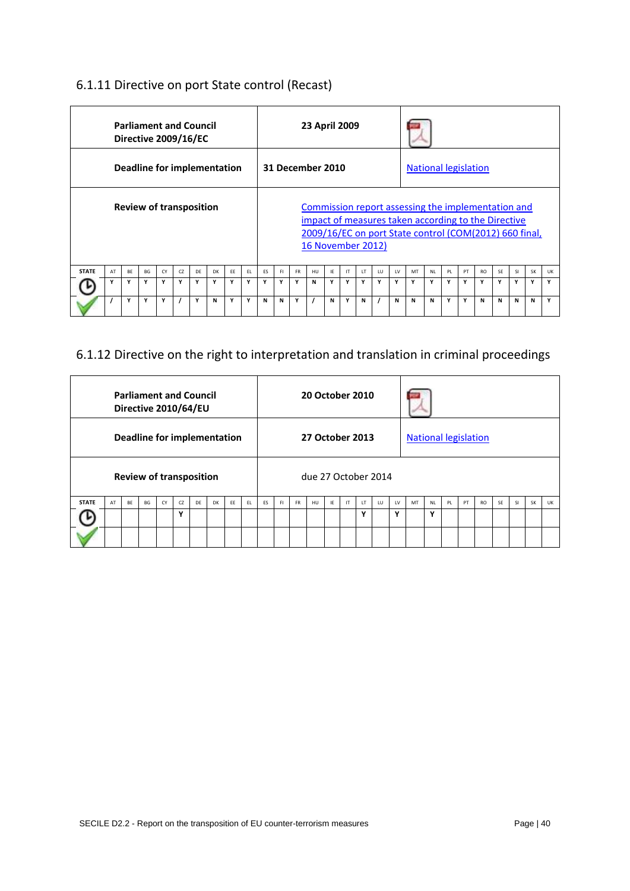### 6.1.11 Directive on port State control (Recast)

| | | |
|---|---|---|
| **Parliament and Council Directive 2009/16/EC** | **23 April 2009** | |
| **Deadline for implementation** | **31 December 2010** | National legislation |
| **Review of transposition** | Commission report assessing the implementation and impact of measures taken according to the Directive 2009/16/EC on port State control (COM(2012) 660 final, 16 November 2012) | |

| STATE | AT | BE | BG | CY | CZ | DE | DK | EE | EL | ES | FI | FR | HU | IE | IT | LT | LU | LV | MT | NL | PL | PT | RO | SE | SI | SK | UK |
|---|---|---|---|---|---|---|---|---|---|---|---|---|---|---|---|---|---|---|---|---|---|---|---|---|---|---|---|
| Deadline | Y | Y | Y | Y | Y | Y | Y | Y | Y | Y | Y | Y | N | Y | Y | Y | Y | Y | Y | Y | Y | Y | Y | Y | Y | Y | Y |
| Transposed | / | Y | Y | Y | / | Y | N | Y | Y | N | N | Y | / | N | Y | N | / | N | N | N | Y | Y | N | N | N | N | Y |

### 6.1.12 Directive on the right to interpretation and translation in criminal proceedings

| | | |
|---|---|---|
| **Parliament and Council Directive 2010/64/EU** | **20 October 2010** | |
| **Deadline for implementation** | **27 October 2013** | National legislation |
| **Review of transposition** | due 27 October 2014 | |

| STATE | AT | BE | BG | CY | CZ | DE | DK | EE | EL | ES | FI | FR | HU | IE | IT | LT | LU | LV | MT | NL | PL | PT | RO | SE | SI | SK | UK |
|---|---|---|---|---|---|---|---|---|---|---|---|---|---|---|---|---|---|---|---|---|---|---|---|---|---|---|---|
| Deadline | | | | | Y | | | | | | | | | | | Y | | Y | | Y | | | | | | | |
| Transposed | | | | | | | | | | | | | | | | | | | | | | | | | | | |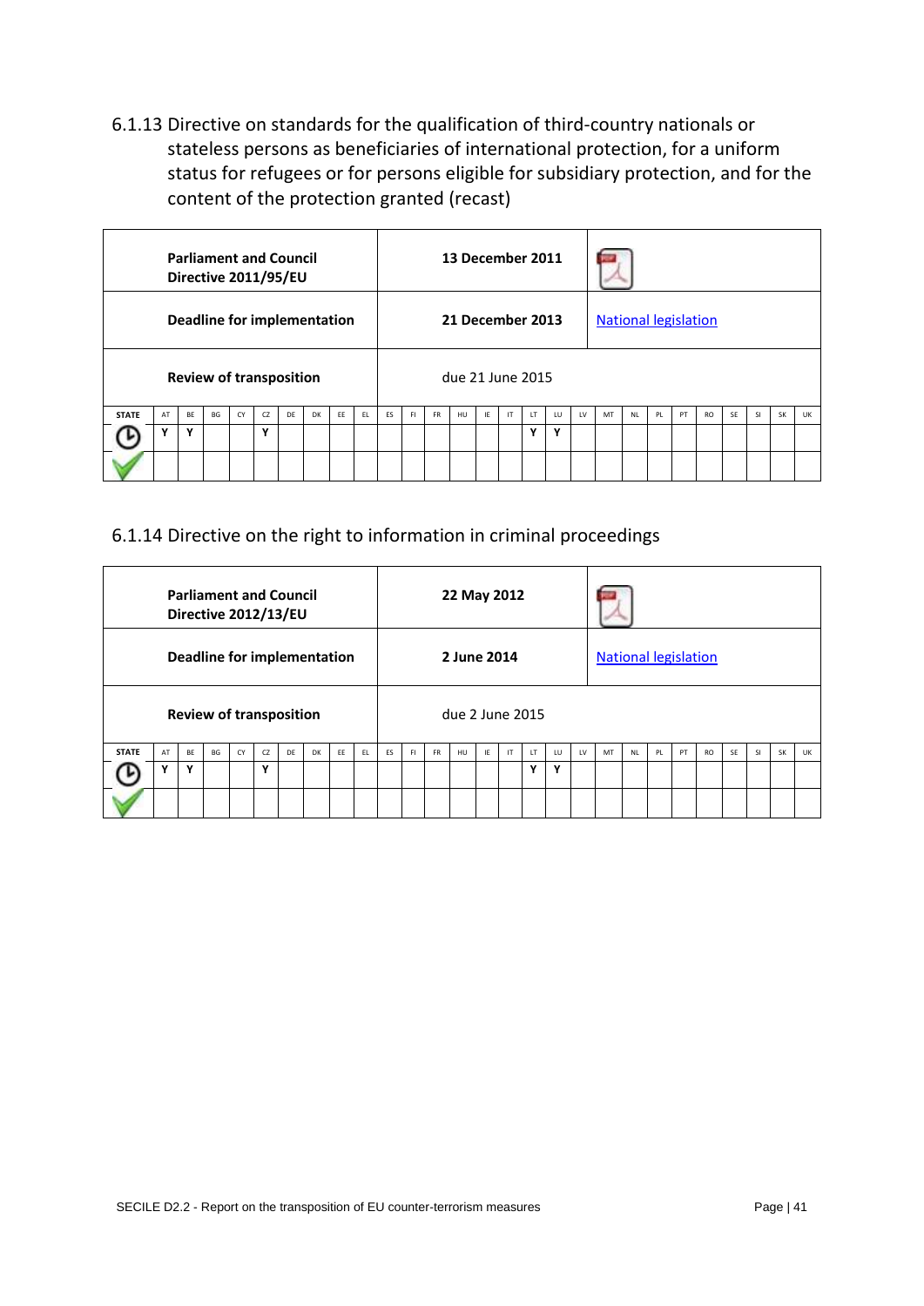### 6.1.13 Directive on standards for the qualification of third-country nationals or stateless persons as beneficiaries of international protection, for a uniform status for refugees or for persons eligible for subsidiary protection, and for the content of the protection granted (recast)

| | | |
|---|---|---|
| **Parliament and Council Directive 2011/95/EU** | **13 December 2011** | |
| **Deadline for implementation** | **21 December 2013** | National legislation |
| **Review of transposition** | due 21 June 2015 | |

| STATE | AT | BE | BG | CY | CZ | DE | DK | EE | EL | ES | FI | FR | HU | IE | IT | LT | LU | LV | MT | NL | PL | PT | RO | SE | SI | SK | UK |
|---|---|---|---|---|---|---|---|---|---|---|---|---|---|---|---|---|---|---|---|---|---|---|---|---|---|---|---|
| ⏱ | Y | Y | | | Y | | | | | | | | | | | Y | Y | | | | | | | | | | |
| ✓ | | | | | | | | | | | | | | | | | | | | | | | | | | | |

### 6.1.14 Directive on the right to information in criminal proceedings

| | | |
|---|---|---|
| **Parliament and Council Directive 2012/13/EU** | **22 May 2012** | |
| **Deadline for implementation** | **2 June 2014** | National legislation |
| **Review of transposition** | due 2 June 2015 | |

| STATE | AT | BE | BG | CY | CZ | DE | DK | EE | EL | ES | FI | FR | HU | IE | IT | LT | LU | LV | MT | NL | PL | PT | RO | SE | SI | SK | UK |
|---|---|---|---|---|---|---|---|---|---|---|---|---|---|---|---|---|---|---|---|---|---|---|---|---|---|---|---|
| ⏱ | Y | Y | | | Y | | | | | | | | | | | Y | Y | | | | | | | | | | |
| ✓ | | | | | | | | | | | | | | | | | | | | | | | | | | | |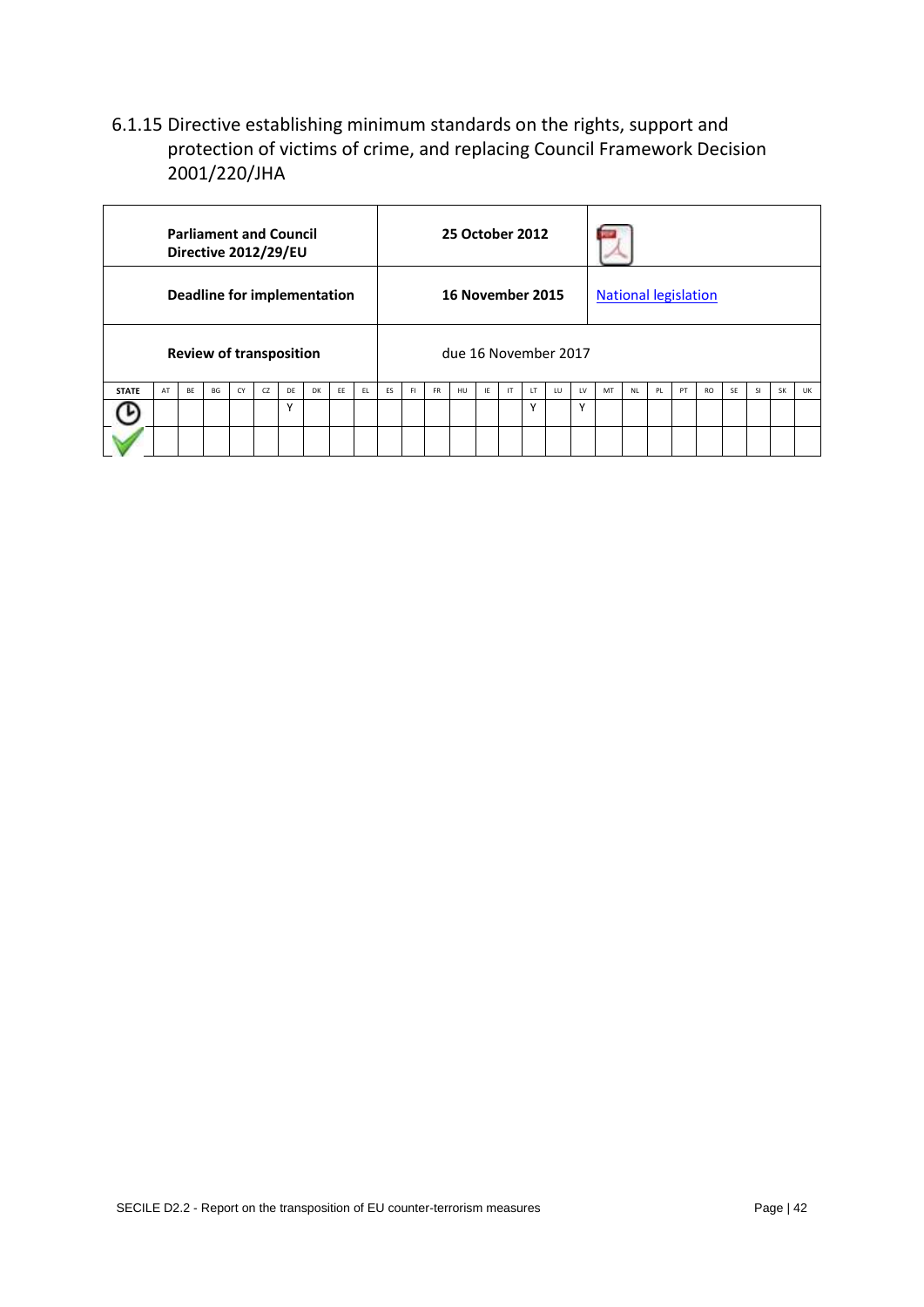### 6.1.15 Directive establishing minimum standards on the rights, support and protection of victims of crime, and replacing Council Framework Decision 2001/220/JHA

| | |
|---|---|
| **Parliament and Council Directive 2012/29/EU** | **25 October 2012** |
| **Deadline for implementation** | **16 November 2015** — National legislation |
| **Review of transposition** | due 16 November 2017 |

| STATE | AT | BE | BG | CY | CZ | DE | DK | EE | EL | ES | FI | FR | HU | IE | IT | LT | LU | LV | MT | NL | PL | PT | RO | SE | SI | SK | UK |
|---|---|---|---|---|---|---|---|---|---|---|---|---|---|---|---|---|---|---|---|---|---|---|---|---|---|---|---|
| ⏲ | | | | | | Y | | | | | | | | | | Y | | Y | | | | | | | | | |
| ✓ | | | | | | | | | | | | | | | | | | | | | | | | | | | |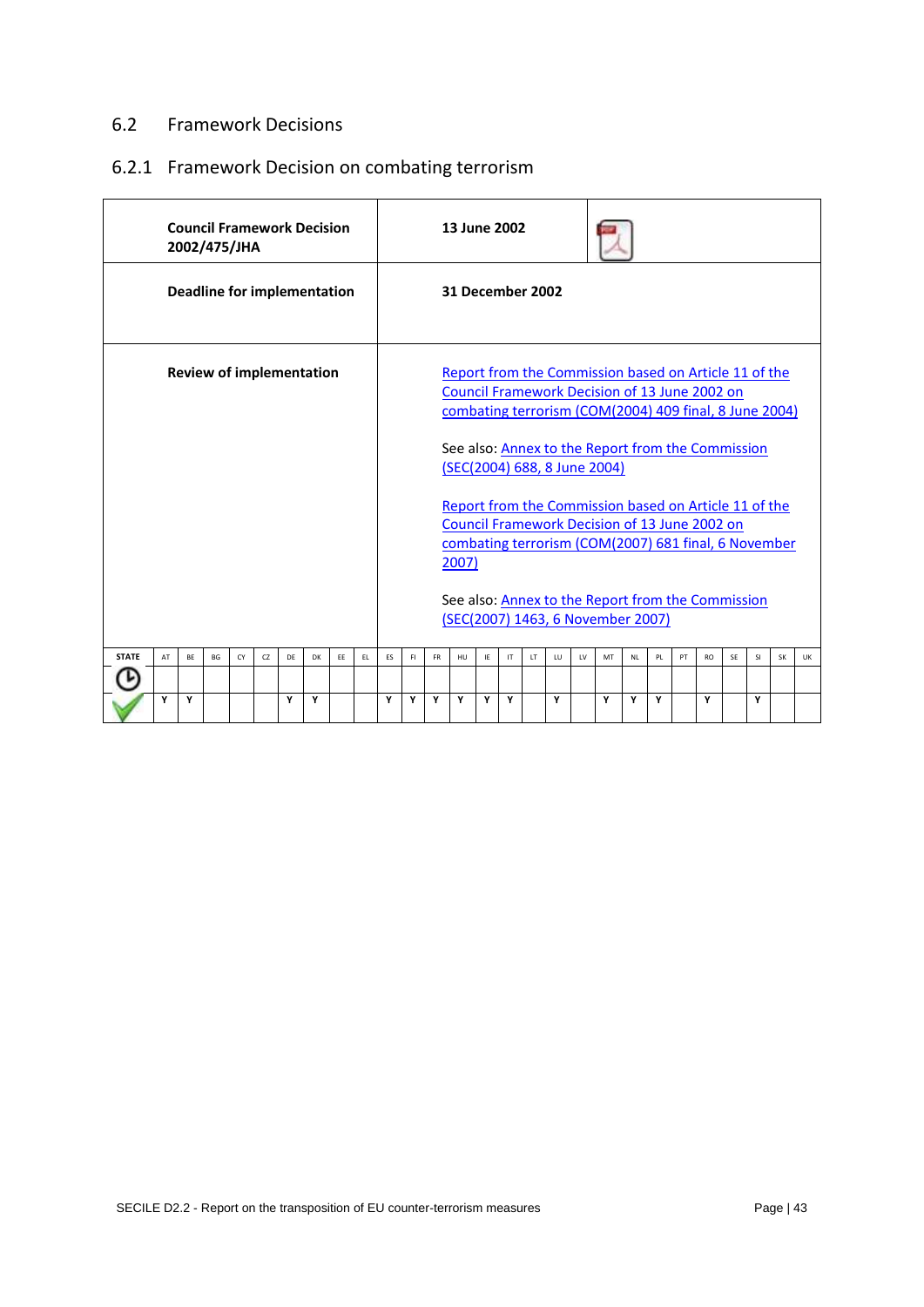## 6.2 Framework Decisions

### 6.2.1 Framework Decision on combating terrorism

| | |
|---|---|
| **Council Framework Decision 2002/475/JHA** | **13 June 2002** |
| **Deadline for implementation** | **31 December 2002** |
| **Review of implementation** | Report from the Commission based on Article 11 of the Council Framework Decision of 13 June 2002 on combating terrorism (COM(2004) 409 final, 8 June 2004)<br><br>See also: Annex to the Report from the Commission (SEC(2004) 688, 8 June 2004)<br><br>Report from the Commission based on Article 11 of the Council Framework Decision of 13 June 2002 on combating terrorism (COM(2007) 681 final, 6 November 2007)<br><br>See also: Annex to the Report from the Commission (SEC(2007) 1463, 6 November 2007) |

| STATE | AT | BE | BG | CY | CZ | DE | DK | EE | EL | ES | FI | FR | HU | IE | IT | LT | LU | LV | MT | NL | PL | PT | RO | SE | SI | SK | UK |
|---|---|---|---|---|---|---|---|---|---|---|---|---|---|---|---|---|---|---|---|---|---|---|---|---|---|---|---|
| ⏱ | | | | | | | | | | | | | | | | | | | | | | | | | | | |
| ✔ | Y | Y | | | | Y | Y | | | Y | Y | Y | Y | Y | Y | | Y | | Y | Y | Y | | Y | | Y | | |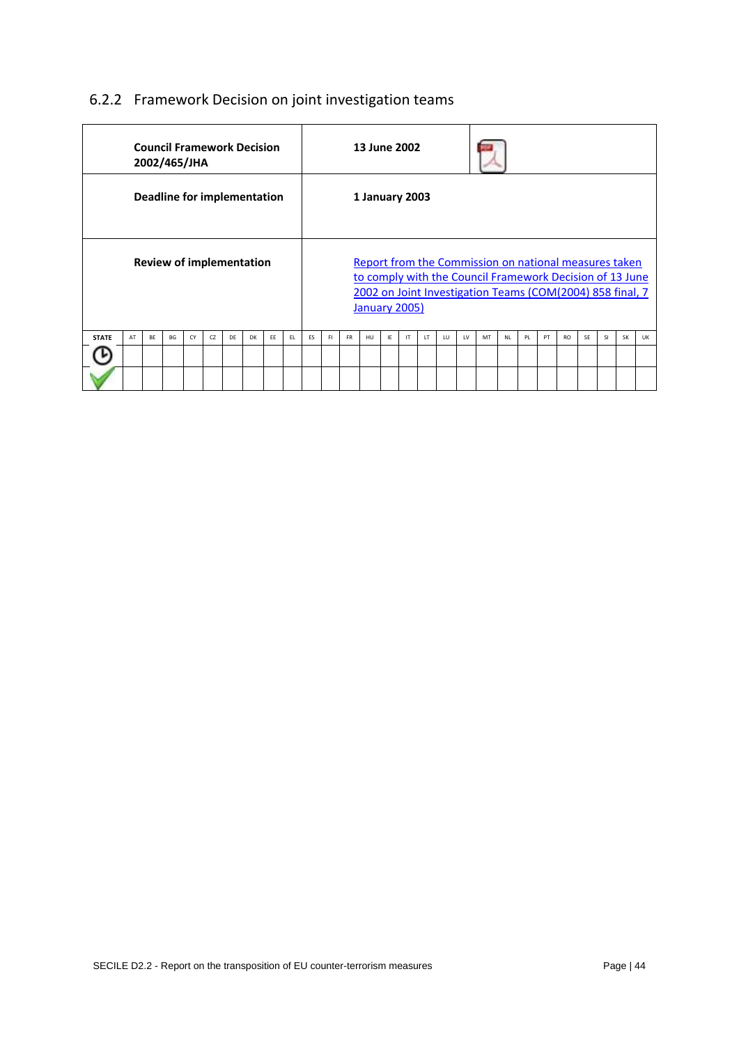### 6.2.2 Framework Decision on joint investigation teams

| | |
|---|---|
| **Council Framework Decision 2002/465/JHA** | **13 June 2002** |
| **Deadline for implementation** | **1 January 2003** |
| **Review of implementation** | Report from the Commission on national measures taken to comply with the Council Framework Decision of 13 June 2002 on Joint Investigation Teams (COM(2004) 858 final, 7 January 2005) |

| STATE | AT | BE | BG | CY | CZ | DE | DK | EE | EL | ES | FI | FR | HU | IE | IT | LT | LU | LV | MT | NL | PL | PT | RO | SE | SI | SK | UK |
|---|---|---|---|---|---|---|---|---|---|---|---|---|---|---|---|---|---|---|---|---|---|---|---|---|---|---|---|
| ⏲ | | | | | | | | | | | | | | | | | | | | | | | | | | | |
| ✔ | | | | | | | | | | | | | | | | | | | | | | | | | | | |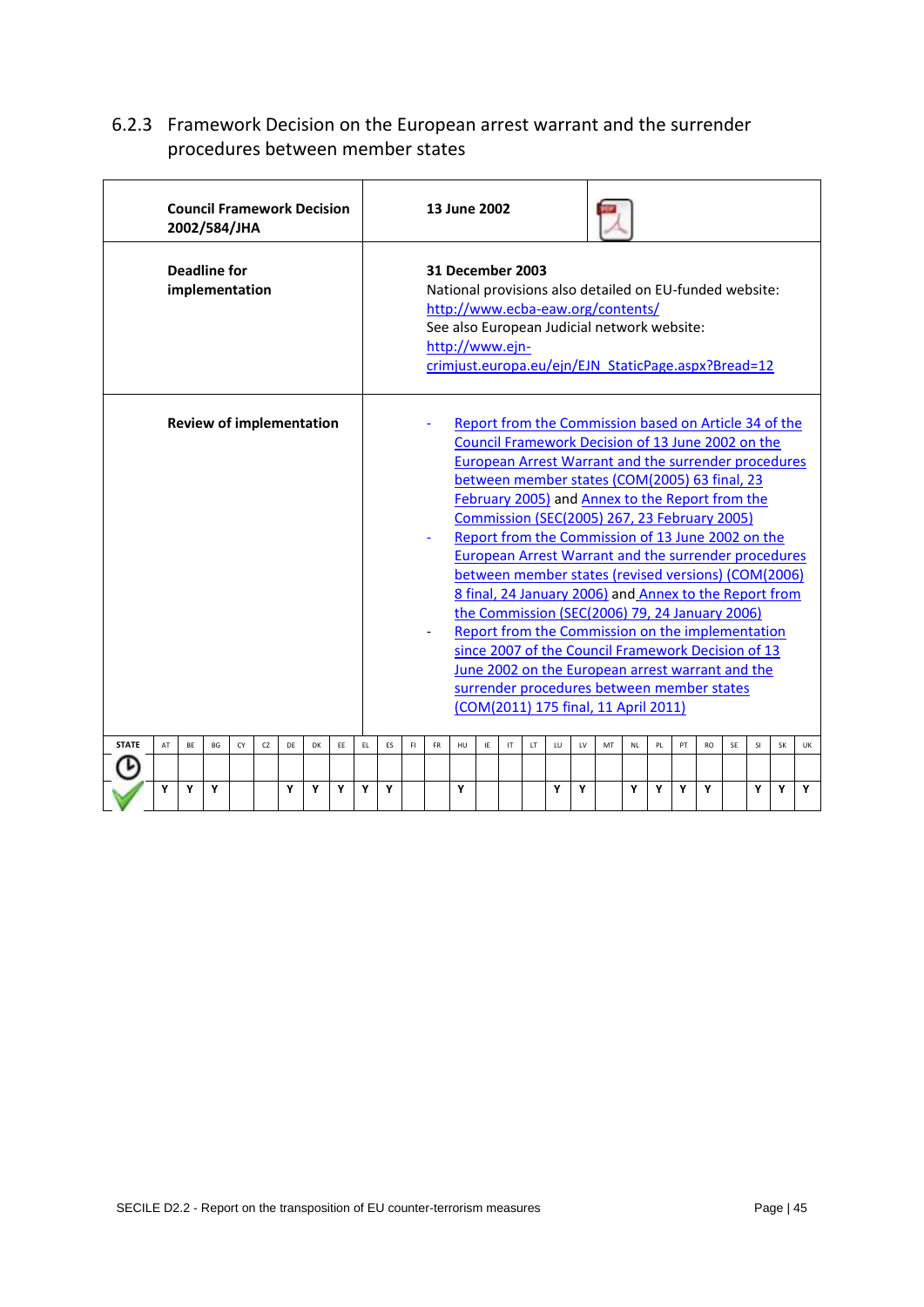### 6.2.3 Framework Decision on the European arrest warrant and the surrender procedures between member states

| | |
|---|---|
| **Council Framework Decision 2002/584/JHA** | **13 June 2002** |
| **Deadline for implementation** | **31 December 2003**<br>National provisions also detailed on EU-funded website: http://www.ecba-eaw.org/contents/<br>See also European Judicial network website: http://www.ejn-crimjust.europa.eu/ejn/EJN_StaticPage.aspx?Bread=12 |
| **Review of implementation** | - Report from the Commission based on Article 34 of the Council Framework Decision of 13 June 2002 on the European Arrest Warrant and the surrender procedures between member states (COM(2005) 63 final, 23 February 2005) and Annex to the Report from the Commission (SEC(2005) 267, 23 February 2005)<br>- Report from the Commission of 13 June 2002 on the European Arrest Warrant and the surrender procedures between member states (revised versions) (COM(2006) 8 final, 24 January 2006) and Annex to the Report from the Commission (SEC(2006) 79, 24 January 2006)<br>- Report from the Commission on the implementation since 2007 of the Council Framework Decision of 13 June 2002 on the European arrest warrant and the surrender procedures between member states (COM(2011) 175 final, 11 April 2011) |

| STATE | AT | BE | BG | CY | CZ | DE | DK | EE | EL | ES | FI | FR | HU | IE | IT | LT | LU | LV | MT | NL | PL | PT | RO | SE | SI | SK | UK |
|---|---|---|---|---|---|---|---|---|---|---|---|---|---|---|---|---|---|---|---|---|---|---|---|---|---|---|---|
| | | | | | | | | | | | | | | | | | | | | | | | | | | | |
| | Y | Y | Y | | | Y | Y | Y | Y | Y | | | Y | | | | Y | Y | | Y | Y | Y | Y | | Y | Y | Y |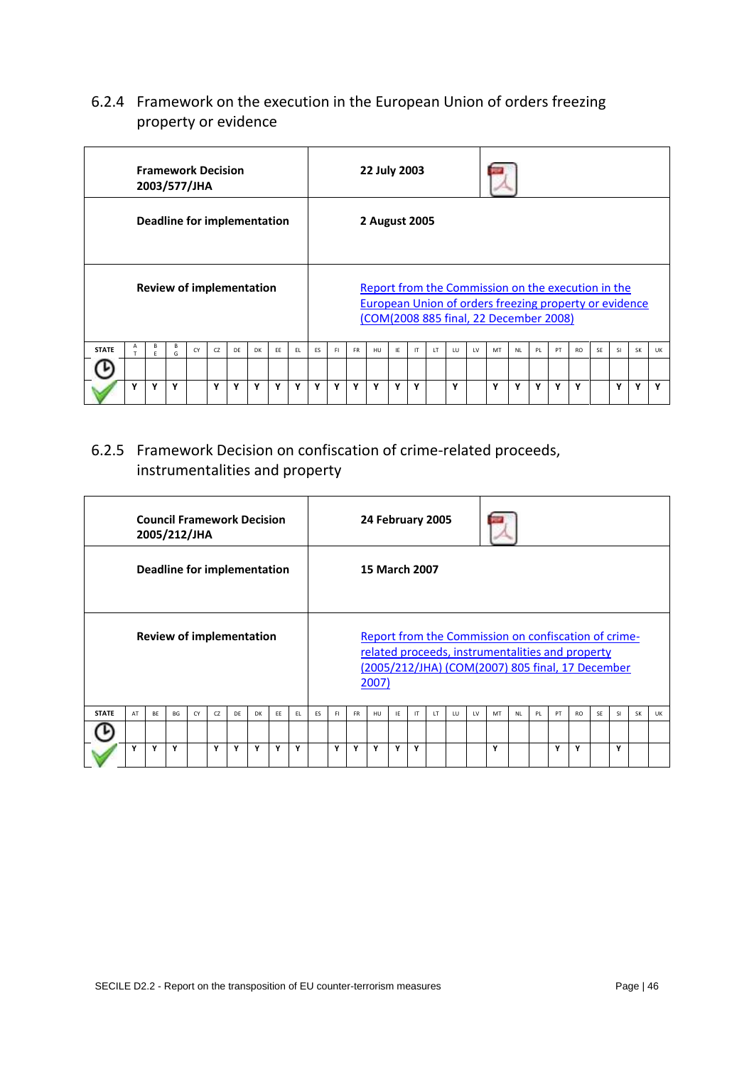### 6.2.4 Framework on the execution in the European Union of orders freezing property or evidence

| | |
|---|---|
| **Framework Decision 2003/577/JHA** | **22 July 2003** |
| **Deadline for implementation** | **2 August 2005** |
| **Review of implementation** | [Report from the Commission on the execution in the European Union of orders freezing property or evidence (COM(2008 885 final, 22 December 2008)](#) |

| STATE | AT | BE | BG | CY | CZ | DE | DK | EE | EL | ES | FI | FR | HU | IE | IT | LT | LU | LV | MT | NL | PL | PT | RO | SE | SI | SK | UK |
|---|---|---|---|---|---|---|---|---|---|---|---|---|---|---|---|---|---|---|---|---|---|---|---|---|---|---|---|
| ⏲ | | | | | | | | | | | | | | | | | | | | | | | | | | | |
| ✓ | Y | Y | Y | | Y | Y | Y | Y | Y | Y | Y | Y | Y | Y | Y | | Y | | Y | Y | Y | Y | Y | | Y | Y | Y |

### 6.2.5 Framework Decision on confiscation of crime-related proceeds, instrumentalities and property

| | |
|---|---|
| **Council Framework Decision 2005/212/JHA** | **24 February 2005** |
| **Deadline for implementation** | **15 March 2007** |
| **Review of implementation** | [Report from the Commission on confiscation of crime-related proceeds, instrumentalities and property (2005/212/JHA) (COM(2007) 805 final, 17 December 2007)](#) |

| STATE | AT | BE | BG | CY | CZ | DE | DK | EE | EL | ES | FI | FR | HU | IE | IT | LT | LU | LV | MT | NL | PL | PT | RO | SE | SI | SK | UK |
|---|---|---|---|---|---|---|---|---|---|---|---|---|---|---|---|---|---|---|---|---|---|---|---|---|---|---|---|
| ⏲ | | | | | | | | | | | | | | | | | | | | | | | | | | | |
| ✓ | Y | Y | Y | | Y | Y | Y | Y | Y | | Y | Y | Y | Y | Y | | | | Y | | | Y | Y | | Y | | |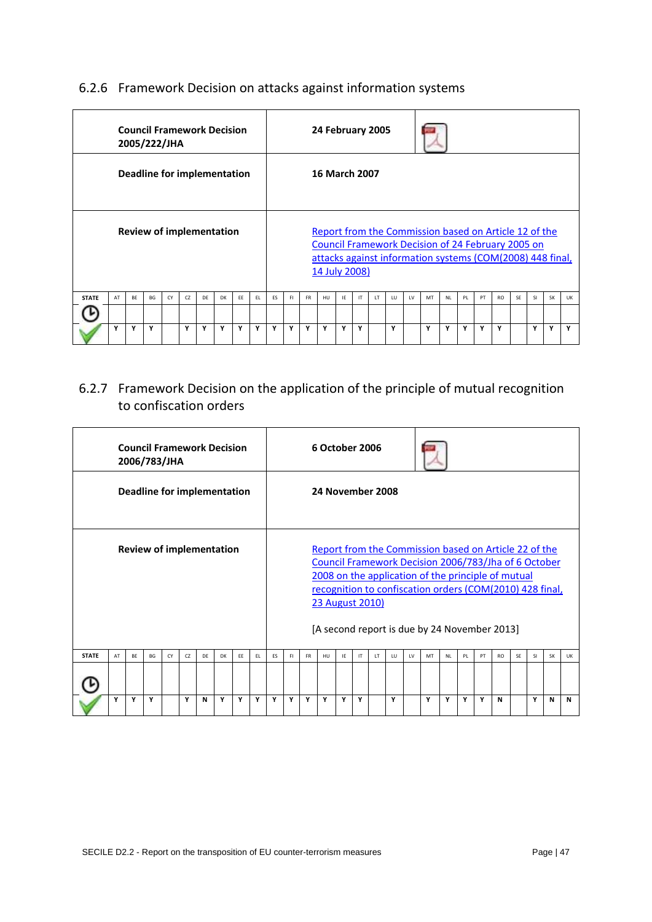### 6.2.6 Framework Decision on attacks against information systems

| | |
|---|---|
| **Council Framework Decision 2005/222/JHA** | **24 February 2005** |
| **Deadline for implementation** | **16 March 2007** |
| **Review of implementation** | Report from the Commission based on Article 12 of the Council Framework Decision of 24 February 2005 on attacks against information systems (COM(2008) 448 final, 14 July 2008) |

| STATE | AT | BE | BG | CY | CZ | DE | DK | EE | EL | ES | FI | FR | HU | IE | IT | LT | LU | LV | MT | NL | PL | PT | RO | SE | SI | SK | UK |
|---|---|---|---|---|---|---|---|---|---|---|---|---|---|---|---|---|---|---|---|---|---|---|---|---|---|---|---|
| 🕒 | | | | | | | | | | | | | | | | | | | | | | | | | | | |
| ✓ | Y | Y | Y | | Y | Y | Y | Y | Y | Y | Y | Y | Y | Y | Y | | Y | | Y | Y | Y | Y | Y | | Y | Y | Y |

### 6.2.7 Framework Decision on the application of the principle of mutual recognition to confiscation orders

| | |
|---|---|
| **Council Framework Decision 2006/783/JHA** | **6 October 2006** |
| **Deadline for implementation** | **24 November 2008** |
| **Review of implementation** | Report from the Commission based on Article 22 of the Council Framework Decision 2006/783/Jha of 6 October 2008 on the application of the principle of mutual recognition to confiscation orders (COM(2010) 428 final, 23 August 2010)<br><br>[A second report is due by 24 November 2013] |

| STATE | AT | BE | BG | CY | CZ | DE | DK | EE | EL | ES | FI | FR | HU | IE | IT | LT | LU | LV | MT | NL | PL | PT | RO | SE | SI | SK | UK |
|---|---|---|---|---|---|---|---|---|---|---|---|---|---|---|---|---|---|---|---|---|---|---|---|---|---|---|---|
| 🕒 | | | | | | | | | | | | | | | | | | | | | | | | | | | |
| ✓ | Y | Y | Y | | Y | N | Y | Y | Y | Y | Y | Y | Y | Y | Y | | Y | | Y | Y | Y | Y | N | | Y | N | N |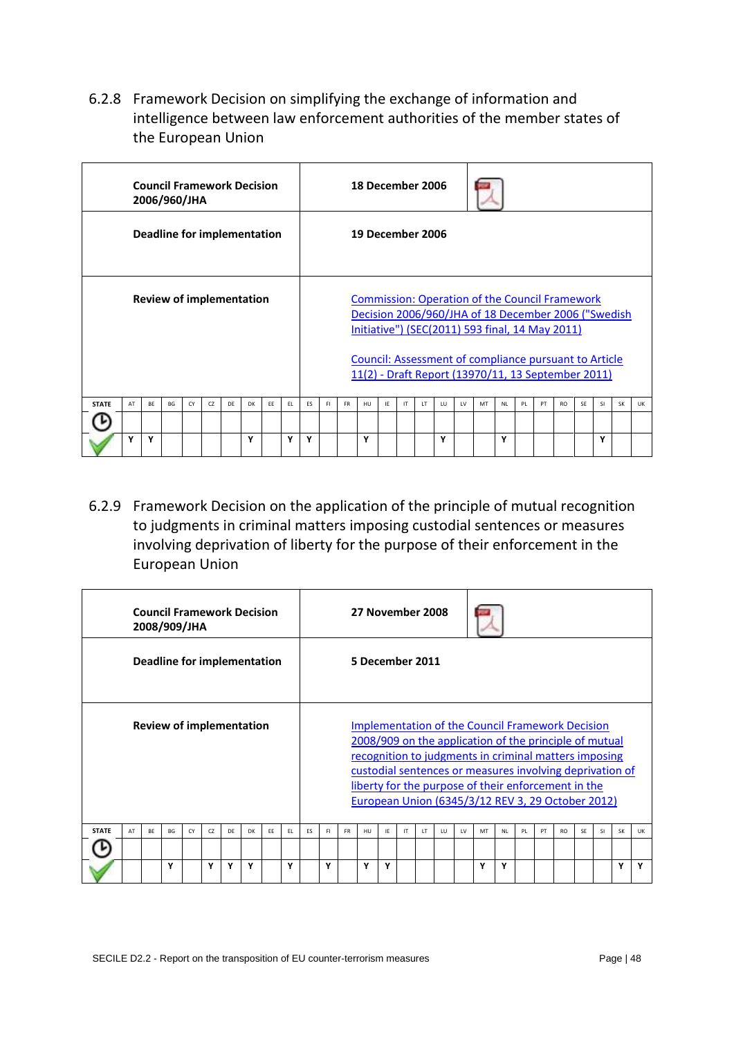### 6.2.8 Framework Decision on simplifying the exchange of information and intelligence between law enforcement authorities of the member states of the European Union

| **Council Framework Decision 2006/960/JHA** | **18 December 2006** |
|---|---|
| **Deadline for implementation** | **19 December 2006** |
| **Review of implementation** | Commission: Operation of the Council Framework Decision 2006/960/JHA of 18 December 2006 ("Swedish Initiative") (SEC(2011) 593 final, 14 May 2011)<br><br>Council: Assessment of compliance pursuant to Article 11(2) - Draft Report (13970/11, 13 September 2011) |

| STATE | AT | BE | BG | CY | CZ | DE | DK | EE | EL | ES | FI | FR | HU | IE | IT | LT | LU | LV | MT | NL | PL | PT | RO | SE | SI | SK | UK |
|---|---|---|---|---|---|---|---|---|---|---|---|---|---|---|---|---|---|---|---|---|---|---|---|---|---|---|---|
| | | | | | | | | | | | | | | | | | | | | | | | | | | | |
| | Y | Y | | | | | Y | | Y | Y | | | Y | | | | Y | | | Y | | | | | Y | | |

### 6.2.9 Framework Decision on the application of the principle of mutual recognition to judgments in criminal matters imposing custodial sentences or measures involving deprivation of liberty for the purpose of their enforcement in the European Union

| **Council Framework Decision 2008/909/JHA** | **27 November 2008** |
|---|---|
| **Deadline for implementation** | **5 December 2011** |
| **Review of implementation** | Implementation of the Council Framework Decision 2008/909 on the application of the principle of mutual recognition to judgments in criminal matters imposing custodial sentences or measures involving deprivation of liberty for the purpose of their enforcement in the European Union (6345/3/12 REV 3, 29 October 2012) |

| STATE | AT | BE | BG | CY | CZ | DE | DK | EE | EL | ES | FI | FR | HU | IE | IT | LT | LU | LV | MT | NL | PL | PT | RO | SE | SI | SK | UK |
|---|---|---|---|---|---|---|---|---|---|---|---|---|---|---|---|---|---|---|---|---|---|---|---|---|---|---|---|
| | | | | | | | | | | | | | | | | | | | | | | | | | | | |
| | | | Y | | Y | Y | Y | | Y | | Y | | Y | Y | | | | | Y | Y | | | | | | Y | Y |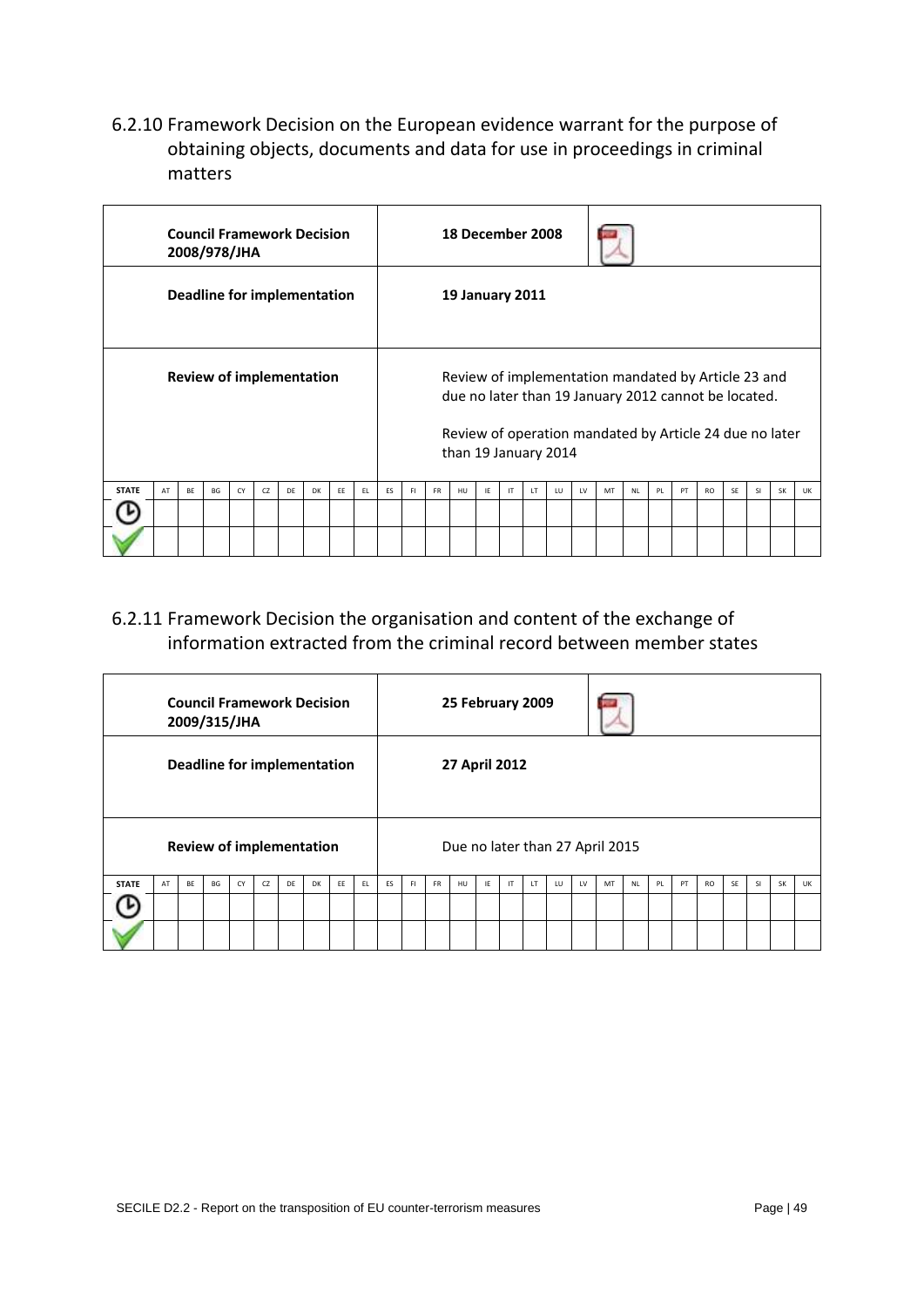### 6.2.10 Framework Decision on the European evidence warrant for the purpose of obtaining objects, documents and data for use in proceedings in criminal matters

| | |
|---|---|
| **Council Framework Decision 2008/978/JHA** | **18 December 2008** |
| **Deadline for implementation** | **19 January 2011** |
| **Review of implementation** | Review of implementation mandated by Article 23 and due no later than 19 January 2012 cannot be located.<br><br>Review of operation mandated by Article 24 due no later than 19 January 2014 |

| STATE | AT | BE | BG | CY | CZ | DE | DK | EE | EL | ES | FI | FR | HU | IE | IT | LT | LU | LV | MT | NL | PL | PT | RO | SE | SI | SK | UK |
|---|---|---|---|---|---|---|---|---|---|---|---|---|---|---|---|---|---|---|---|---|---|---|---|---|---|---|---|
| ⏲ | | | | | | | | | | | | | | | | | | | | | | | | | | | |
| ✓ | | | | | | | | | | | | | | | | | | | | | | | | | | | |

### 6.2.11 Framework Decision the organisation and content of the exchange of information extracted from the criminal record between member states

| | |
|---|---|
| **Council Framework Decision 2009/315/JHA** | **25 February 2009** |
| **Deadline for implementation** | **27 April 2012** |
| **Review of implementation** | Due no later than 27 April 2015 |

| STATE | AT | BE | BG | CY | CZ | DE | DK | EE | EL | ES | FI | FR | HU | IE | IT | LT | LU | LV | MT | NL | PL | PT | RO | SE | SI | SK | UK |
|---|---|---|---|---|---|---|---|---|---|---|---|---|---|---|---|---|---|---|---|---|---|---|---|---|---|---|---|
| ⏲ | | | | | | | | | | | | | | | | | | | | | | | | | | | |
| ✓ | | | | | | | | | | | | | | | | | | | | | | | | | | | |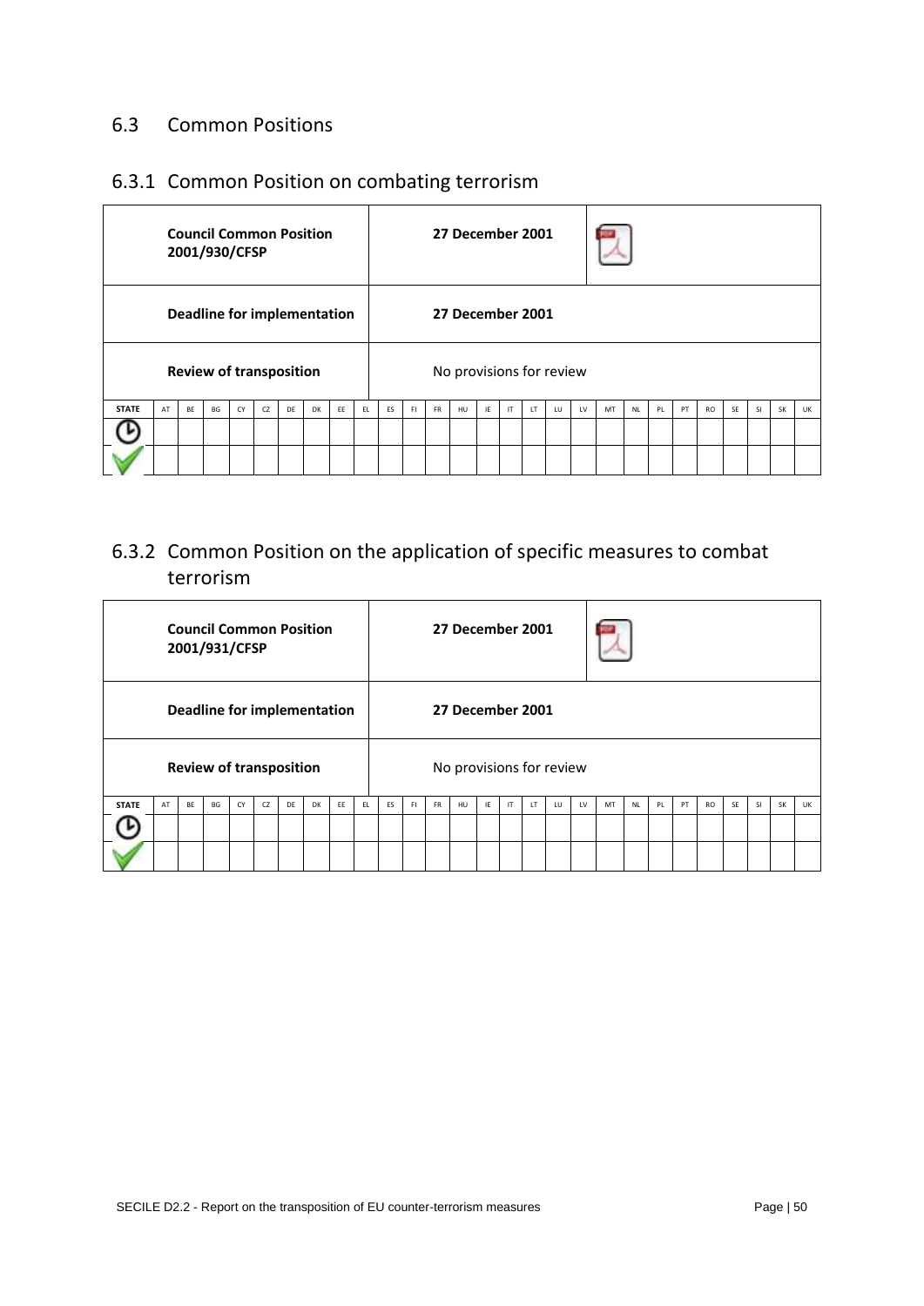## 6.3 Common Positions

### 6.3.1 Common Position on combating terrorism

| Council Common Position 2001/930/CFSP | 27 December 2001 |
|---|---|
| Deadline for implementation | 27 December 2001 |
| Review of transposition | No provisions for review |

| STATE | AT | BE | BG | CY | CZ | DE | DK | EE | EL | ES | FI | FR | HU | IE | IT | LT | LU | LV | MT | NL | PL | PT | RO | SE | SI | SK | UK |
|---|---|---|---|---|---|---|---|---|---|---|---|---|---|---|---|---|---|---|---|---|---|---|---|---|---|---|---|
| | | | | | | | | | | | | | | | | | | | | | | | | | | | |
| | | | | | | | | | | | | | | | | | | | | | | | | | | | |

### 6.3.2 Common Position on the application of specific measures to combat terrorism

| Council Common Position 2001/931/CFSP | 27 December 2001 |
|---|---|
| Deadline for implementation | 27 December 2001 |
| Review of transposition | No provisions for review |

| STATE | AT | BE | BG | CY | CZ | DE | DK | EE | EL | ES | FI | FR | HU | IE | IT | LT | LU | LV | MT | NL | PL | PT | RO | SE | SI | SK | UK |
|---|---|---|---|---|---|---|---|---|---|---|---|---|---|---|---|---|---|---|---|---|---|---|---|---|---|---|---|
| | | | | | | | | | | | | | | | | | | | | | | | | | | | |
| | | | | | | | | | | | | | | | | | | | | | | | | | | | |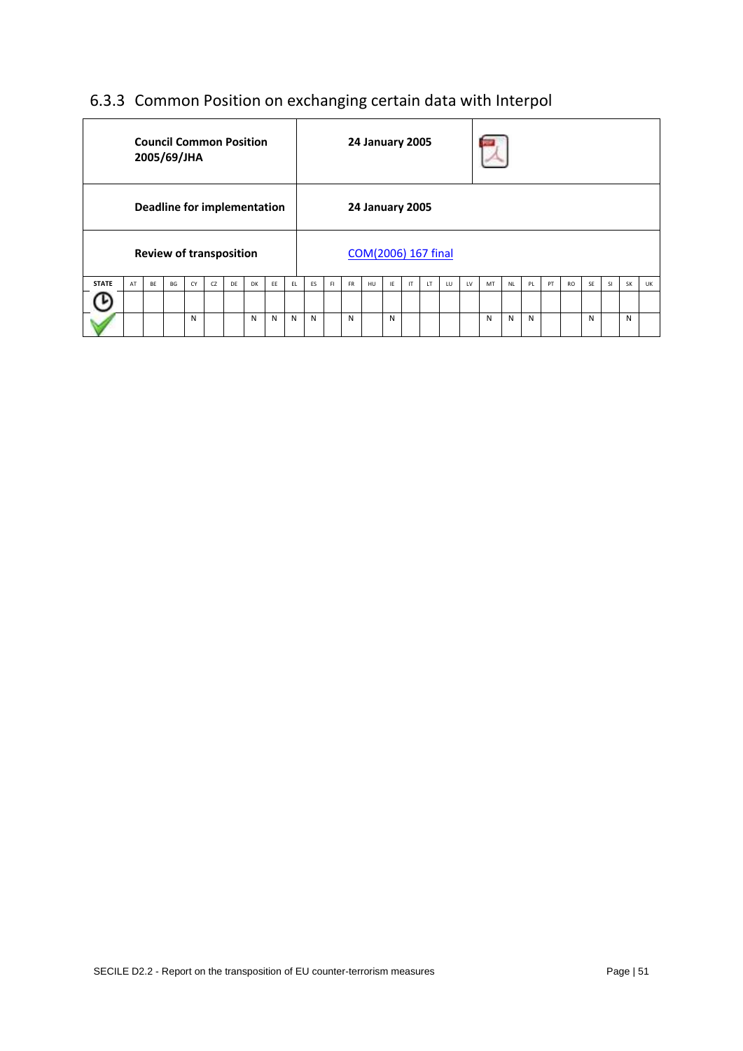## 6.3.3 Common Position on exchanging certain data with Interpol

| | |
|---|---|
| **Council Common Position 2005/69/JHA** | **24 January 2005** |
| **Deadline for implementation** | **24 January 2005** |
| **Review of transposition** | COM(2006) 167 final |

| STATE | AT | BE | BG | CY | CZ | DE | DK | EE | EL | ES | FI | FR | HU | IE | IT | LT | LU | LV | MT | NL | PL | PT | RO | SE | SI | SK | UK |
|---|---|---|---|---|---|---|---|---|---|---|---|---|---|---|---|---|---|---|---|---|---|---|---|---|---|---|---|
| | | | | | | | | | | | | | | | | | | | | | | | | | | | |
| | | | | N | | | N | N | N | N | | N | | N | | | | | N | N | N | | | N | | N | |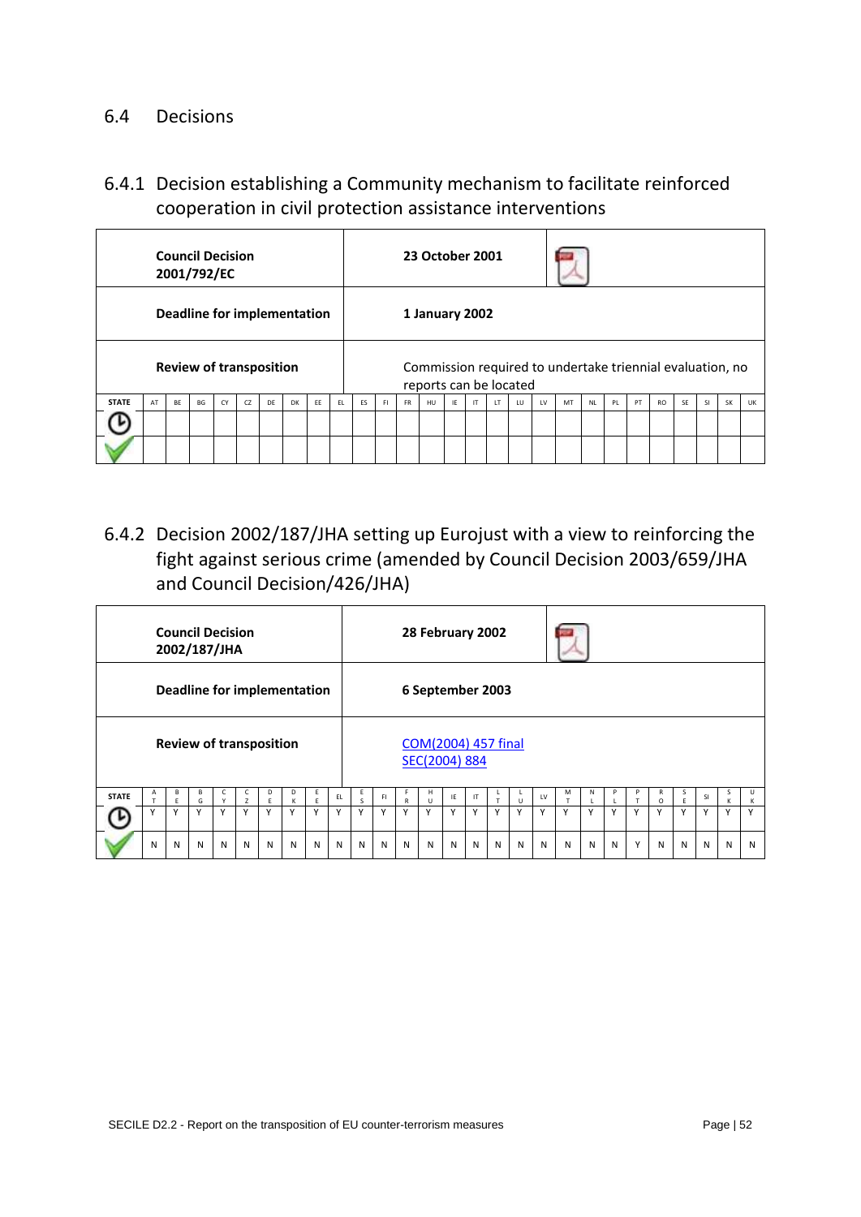## 6.4 Decisions

### 6.4.1 Decision establishing a Community mechanism to facilitate reinforced cooperation in civil protection assistance interventions

| | |
|---|---|
| **Council Decision 2001/792/EC** | **23 October 2001** |
| **Deadline for implementation** | **1 January 2002** |
| **Review of transposition** | Commission required to undertake triennial evaluation, no reports can be located |

| STATE | AT | BE | BG | CY | CZ | DE | DK | EE | EL | ES | FI | FR | HU | IE | IT | LT | LU | LV | MT | NL | PL | PT | RO | SE | SI | SK | UK |
|---|---|---|---|---|---|---|---|---|---|---|---|---|---|---|---|---|---|---|---|---|---|---|---|---|---|---|---|
| ⏲ | | | | | | | | | | | | | | | | | | | | | | | | | | | |
| ✓ | | | | | | | | | | | | | | | | | | | | | | | | | | | |

### 6.4.2 Decision 2002/187/JHA setting up Eurojust with a view to reinforcing the fight against serious crime (amended by Council Decision 2003/659/JHA and Council Decision/426/JHA)

| | |
|---|---|
| **Council Decision 2002/187/JHA** | **28 February 2002** |
| **Deadline for implementation** | **6 September 2003** |
| **Review of transposition** | COM(2004) 457 final<br>SEC(2004) 884 |

| STATE | AT | BE | BG | CY | CZ | DE | DK | EE | EL | ES | FI | FR | HU | IE | IT | LT | LU | LV | MT | NL | PL | PT | RO | SE | SI | SK | UK |
|---|---|---|---|---|---|---|---|---|---|---|---|---|---|---|---|---|---|---|---|---|---|---|---|---|---|---|---|
| ⏲ | Y | Y | Y | Y | Y | Y | Y | Y | Y | Y | Y | Y | Y | Y | Y | Y | Y | Y | Y | Y | Y | Y | Y | Y | Y | Y | Y |
| ✓ | N | N | N | N | N | N | N | N | N | N | N | N | N | N | N | N | N | N | N | N | N | Y | N | N | N | N | N |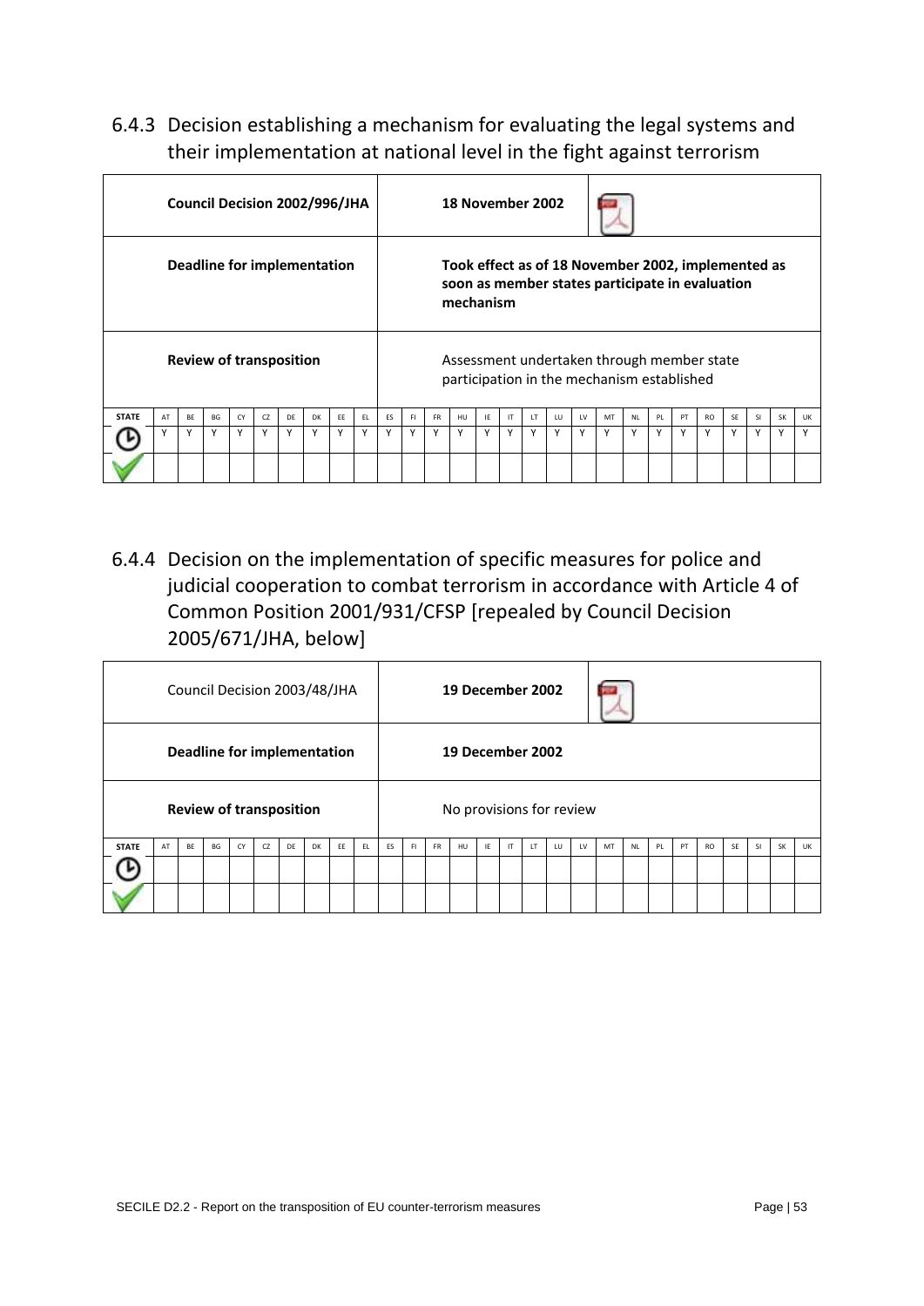### 6.4.3 Decision establishing a mechanism for evaluating the legal systems and their implementation at national level in the fight against terrorism

| | |
|---|---|
| **Council Decision 2002/996/JHA** | **18 November 2002** |
| **Deadline for implementation** | **Took effect as of 18 November 2002, implemented as soon as member states participate in evaluation mechanism** |
| **Review of transposition** | Assessment undertaken through member state participation in the mechanism established |

| STATE | AT | BE | BG | CY | CZ | DE | DK | EE | EL | ES | FI | FR | HU | IE | IT | LT | LU | LV | MT | NL | PL | PT | RO | SE | SI | SK | UK |
|---|---|---|---|---|---|---|---|---|---|---|---|---|---|---|---|---|---|---|---|---|---|---|---|---|---|---|---|
| ⏱ | Y | Y | Y | Y | Y | Y | Y | Y | Y | Y | Y | Y | Y | Y | Y | Y | Y | Y | Y | Y | Y | Y | Y | Y | Y | Y | Y |
| ✔ | | | | | | | | | | | | | | | | | | | | | | | | | | | |

### 6.4.4 Decision on the implementation of specific measures for police and judicial cooperation to combat terrorism in accordance with Article 4 of Common Position 2001/931/CFSP [repealed by Council Decision 2005/671/JHA, below]

| | |
|---|---|
| Council Decision 2003/48/JHA | **19 December 2002** |
| **Deadline for implementation** | **19 December 2002** |
| **Review of transposition** | No provisions for review |

| STATE | AT | BE | BG | CY | CZ | DE | DK | EE | EL | ES | FI | FR | HU | IE | IT | LT | LU | LV | MT | NL | PL | PT | RO | SE | SI | SK | UK |
|---|---|---|---|---|---|---|---|---|---|---|---|---|---|---|---|---|---|---|---|---|---|---|---|---|---|---|---|
| ⏱ | | | | | | | | | | | | | | | | | | | | | | | | | | | |
| ✔ | | | | | | | | | | | | | | | | | | | | | | | | | | | |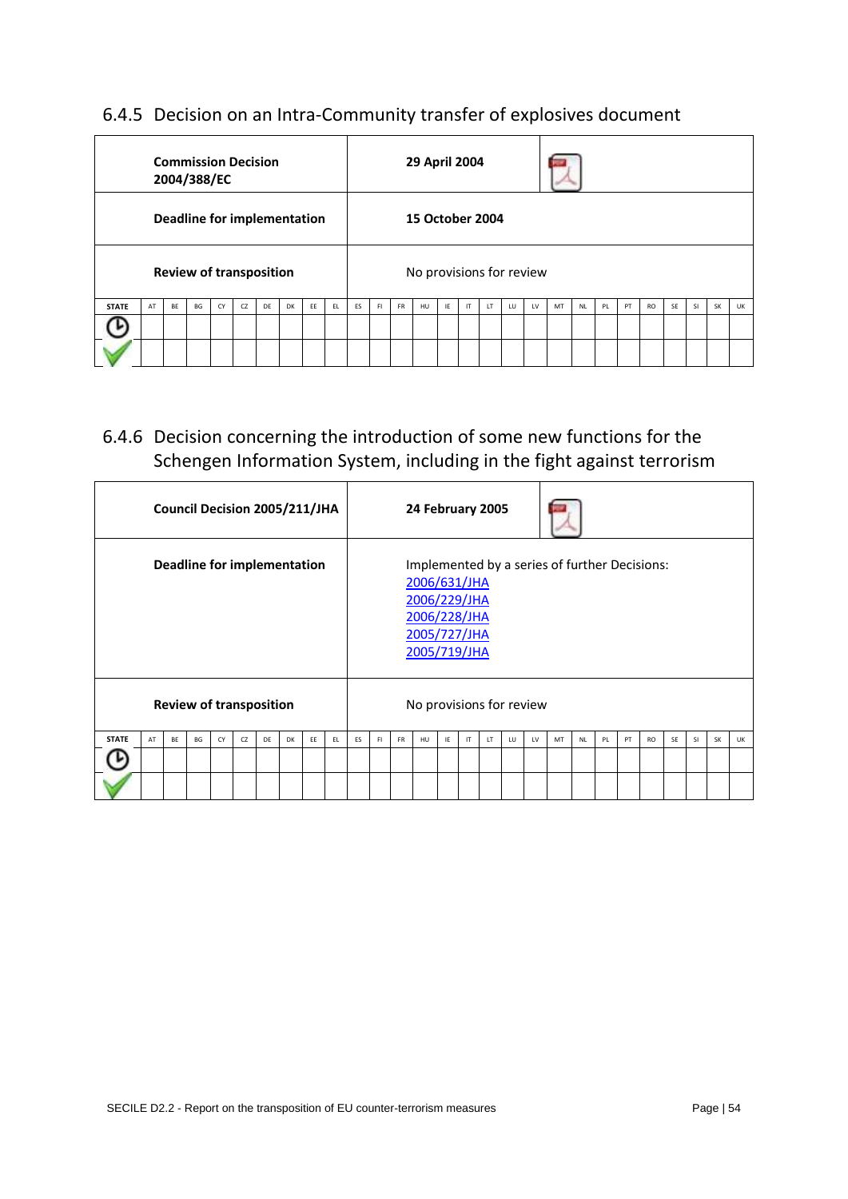### 6.4.5 Decision on an Intra-Community transfer of explosives document

| | |
|---|---|
| **Commission Decision 2004/388/EC** | **29 April 2004** |
| **Deadline for implementation** | **15 October 2004** |
| **Review of transposition** | No provisions for review |

| STATE | AT | BE | BG | CY | CZ | DE | DK | EE | EL | ES | FI | FR | HU | IE | IT | LT | LU | LV | MT | NL | PL | PT | RO | SE | SI | SK | UK |
|---|---|---|---|---|---|---|---|---|---|---|---|---|---|---|---|---|---|---|---|---|---|---|---|---|---|---|---|
| ⏱ | | | | | | | | | | | | | | | | | | | | | | | | | | | |
| ✔ | | | | | | | | | | | | | | | | | | | | | | | | | | | |

### 6.4.6 Decision concerning the introduction of some new functions for the Schengen Information System, including in the fight against terrorism

| | |
|---|---|
| **Council Decision 2005/211/JHA** | **24 February 2005** |
| **Deadline for implementation** | Implemented by a series of further Decisions: 2006/631/JHA, 2006/229/JHA, 2006/228/JHA, 2005/727/JHA, 2005/719/JHA |
| **Review of transposition** | No provisions for review |

| STATE | AT | BE | BG | CY | CZ | DE | DK | EE | EL | ES | FI | FR | HU | IE | IT | LT | LU | LV | MT | NL | PL | PT | RO | SE | SI | SK | UK |
|---|---|---|---|---|---|---|---|---|---|---|---|---|---|---|---|---|---|---|---|---|---|---|---|---|---|---|---|
| ⏱ | | | | | | | | | | | | | | | | | | | | | | | | | | | |
| ✔ | | | | | | | | | | | | | | | | | | | | | | | | | | | |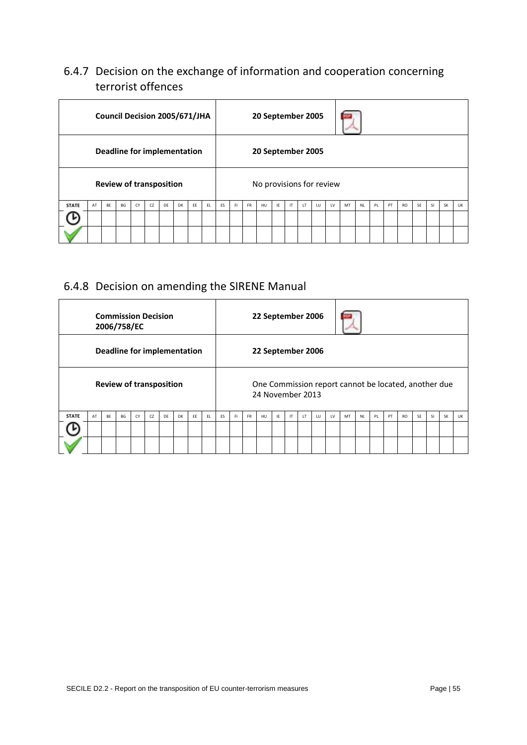### 6.4.7 Decision on the exchange of information and cooperation concerning terrorist offences

| | |
|---|---|
| **Council Decision 2005/671/JHA** | **20 September 2005** |
| **Deadline for implementation** | **20 September 2005** |
| **Review of transposition** | No provisions for review |

| STATE | AT | BE | BG | CY | CZ | DE | DK | EE | EL | ES | FI | FR | HU | IE | IT | LT | LU | LV | MT | NL | PL | PT | RO | SE | SI | SK | UK |
|---|---|---|---|---|---|---|---|---|---|---|---|---|---|---|---|---|---|---|---|---|---|---|---|---|---|---|---|
| | | | | | | | | | | | | | | | | | | | | | | | | | | | |
| | | | | | | | | | | | | | | | | | | | | | | | | | | | |

### 6.4.8 Decision on amending the SIRENE Manual

| | |
|---|---|
| **Commission Decision 2006/758/EC** | **22 September 2006** |
| **Deadline for implementation** | **22 September 2006** |
| **Review of transposition** | One Commission report cannot be located, another due 24 November 2013 |

| STATE | AT | BE | BG | CY | CZ | DE | DK | EE | EL | ES | FI | FR | HU | IE | IT | LT | LU | LV | MT | NL | PL | PT | RO | SE | SI | SK | UK |
|---|---|---|---|---|---|---|---|---|---|---|---|---|---|---|---|---|---|---|---|---|---|---|---|---|---|---|---|
| | | | | | | | | | | | | | | | | | | | | | | | | | | | |
| | | | | | | | | | | | | | | | | | | | | | | | | | | | |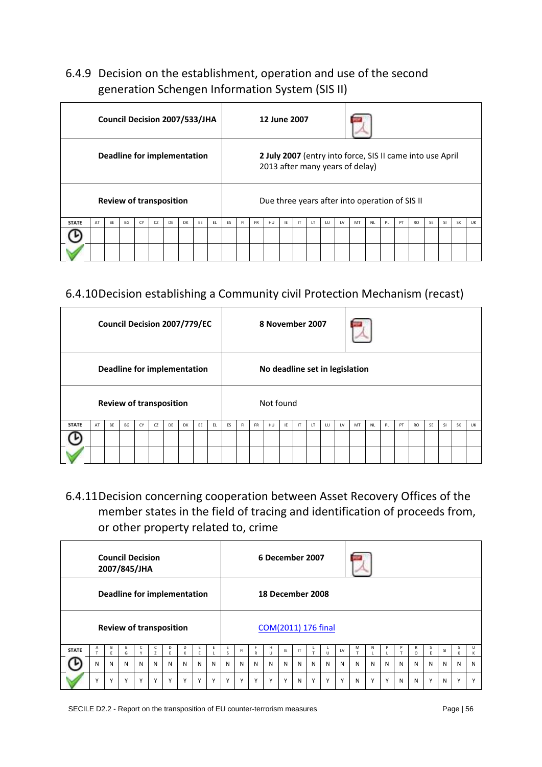### 6.4.9 Decision on the establishment, operation and use of the second generation Schengen Information System (SIS II)

| **Council Decision 2007/533/JHA** | **12 June 2007** |
|---|---|
| **Deadline for implementation** | **2 July 2007** (entry into force, SIS II came into use April 2013 after many years of delay) |
| **Review of transposition** | Due three years after into operation of SIS II |

| STATE | AT | BE | BG | CY | CZ | DE | DK | EE | EL | ES | FI | FR | HU | IE | IT | LT | LU | LV | MT | NL | PL | PT | RO | SE | SI | SK | UK |
|---|---|---|---|---|---|---|---|---|---|---|---|---|---|---|---|---|---|---|---|---|---|---|---|---|---|---|---|
| ⏱ | | | | | | | | | | | | | | | | | | | | | | | | | | | |
| ✔ | | | | | | | | | | | | | | | | | | | | | | | | | | | |

### 6.4.10 Decision establishing a Community civil Protection Mechanism (recast)

| **Council Decision 2007/779/EC** | **8 November 2007** |
|---|---|
| **Deadline for implementation** | **No deadline set in legislation** |
| **Review of transposition** | Not found |

| STATE | AT | BE | BG | CY | CZ | DE | DK | EE | EL | ES | FI | FR | HU | IE | IT | LT | LU | LV | MT | NL | PL | PT | RO | SE | SI | SK | UK |
|---|---|---|---|---|---|---|---|---|---|---|---|---|---|---|---|---|---|---|---|---|---|---|---|---|---|---|---|
| ⏱ | | | | | | | | | | | | | | | | | | | | | | | | | | | |
| ✔ | | | | | | | | | | | | | | | | | | | | | | | | | | | |

### 6.4.11 Decision concerning cooperation between Asset Recovery Offices of the member states in the field of tracing and identification of proceeds from, or other property related to, crime

| **Council Decision 2007/845/JHA** | **6 December 2007** |
|---|---|
| **Deadline for implementation** | **18 December 2008** |
| **Review of transposition** | COM(2011) 176 final |

| STATE | AT | BE | BG | CY | CZ | DE | DK | EE | EL | ES | FI | FR | HU | IE | IT | LT | LU | LV | MT | NL | PL | PT | RO | SE | SI | SK | UK |
|---|---|---|---|---|---|---|---|---|---|---|---|---|---|---|---|---|---|---|---|---|---|---|---|---|---|---|---|
| ⏱ | N | N | N | N | N | N | N | N | N | N | N | N | N | N | N | N | N | N | N | N | N | N | N | N | N | N | N |
| ✔ | Y | Y | Y | Y | Y | Y | Y | Y | Y | Y | Y | Y | Y | Y | N | Y | Y | Y | N | Y | Y | N | N | Y | N | Y | Y |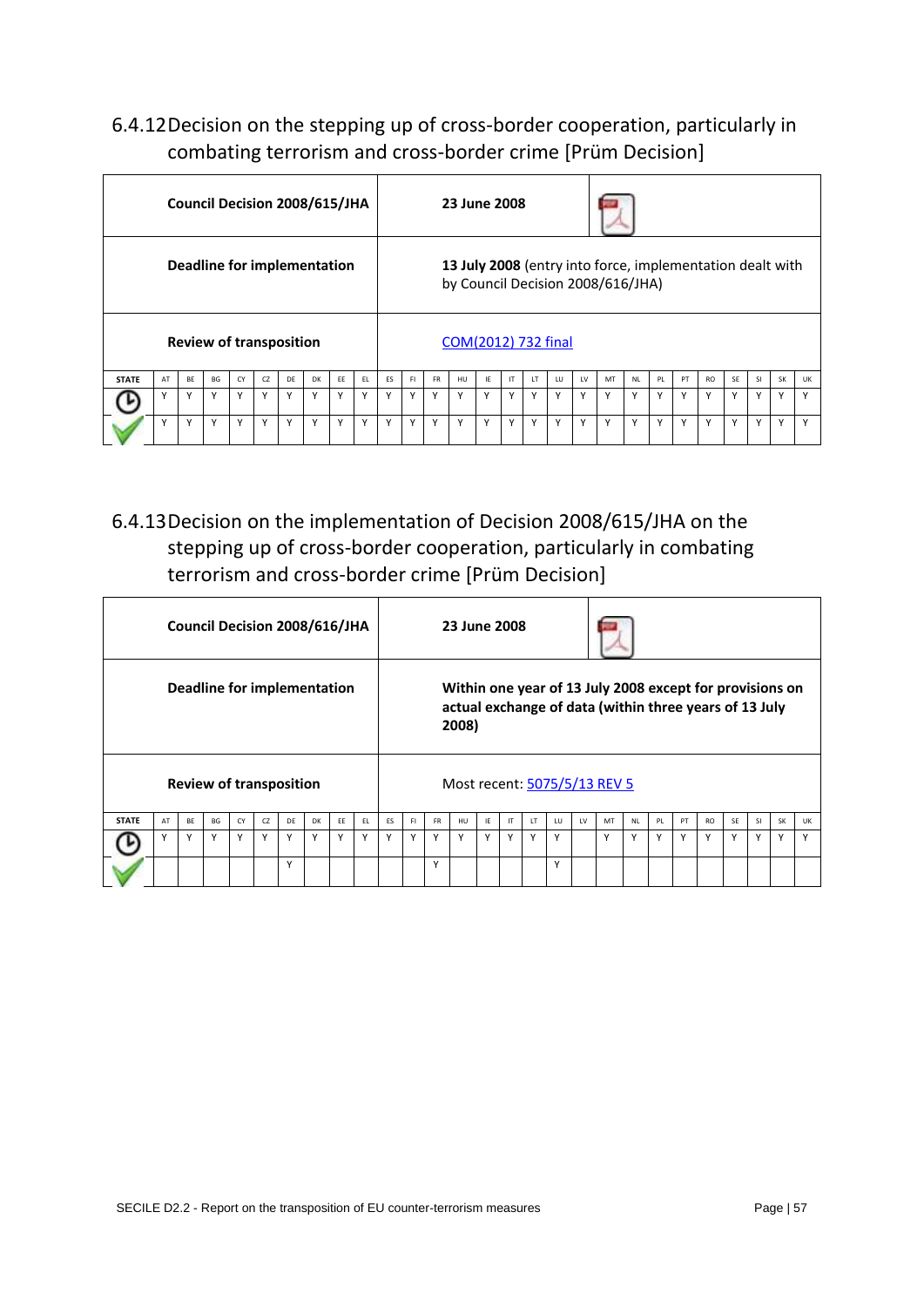## 6.4.12 Decision on the stepping up of cross-border cooperation, particularly in combating terrorism and cross-border crime [Prüm Decision]

| | |
|---|---|
| **Council Decision 2008/615/JHA** | **23 June 2008** |
| **Deadline for implementation** | **13 July 2008** (entry into force, implementation dealt with by Council Decision 2008/616/JHA) |
| **Review of transposition** | COM(2012) 732 final |

| STATE | AT | BE | BG | CY | CZ | DE | DK | EE | EL | ES | FI | FR | HU | IE | IT | LT | LU | LV | MT | NL | PL | PT | RO | SE | SI | SK | UK |
|---|---|---|---|---|---|---|---|---|---|---|---|---|---|---|---|---|---|---|---|---|---|---|---|---|---|---|---|
| | Y | Y | Y | Y | Y | Y | Y | Y | Y | Y | Y | Y | Y | Y | Y | Y | Y | Y | Y | Y | Y | Y | Y | Y | Y | Y | Y |
| | Y | Y | Y | Y | Y | Y | Y | Y | Y | Y | Y | Y | Y | Y | Y | Y | Y | Y | Y | Y | Y | Y | Y | Y | Y | Y | Y |

## 6.4.13 Decision on the implementation of Decision 2008/615/JHA on the stepping up of cross-border cooperation, particularly in combating terrorism and cross-border crime [Prüm Decision]

| | |
|---|---|
| **Council Decision 2008/616/JHA** | **23 June 2008** |
| **Deadline for implementation** | **Within one year of 13 July 2008 except for provisions on actual exchange of data (within three years of 13 July 2008)** |
| **Review of transposition** | Most recent: 5075/5/13 REV 5 |

| STATE | AT | BE | BG | CY | CZ | DE | DK | EE | EL | ES | FI | FR | HU | IE | IT | LT | LU | LV | MT | NL | PL | PT | RO | SE | SI | SK | UK |
|---|---|---|---|---|---|---|---|---|---|---|---|---|---|---|---|---|---|---|---|---|---|---|---|---|---|---|---|
| | Y | Y | Y | Y | Y | Y | Y | Y | Y | Y | Y | Y | Y | Y | Y | Y | Y | | Y | Y | Y | Y | Y | Y | Y | Y | Y |
| | | | | | | Y | | | | | | Y | | | | | Y | | | | | | | | | | |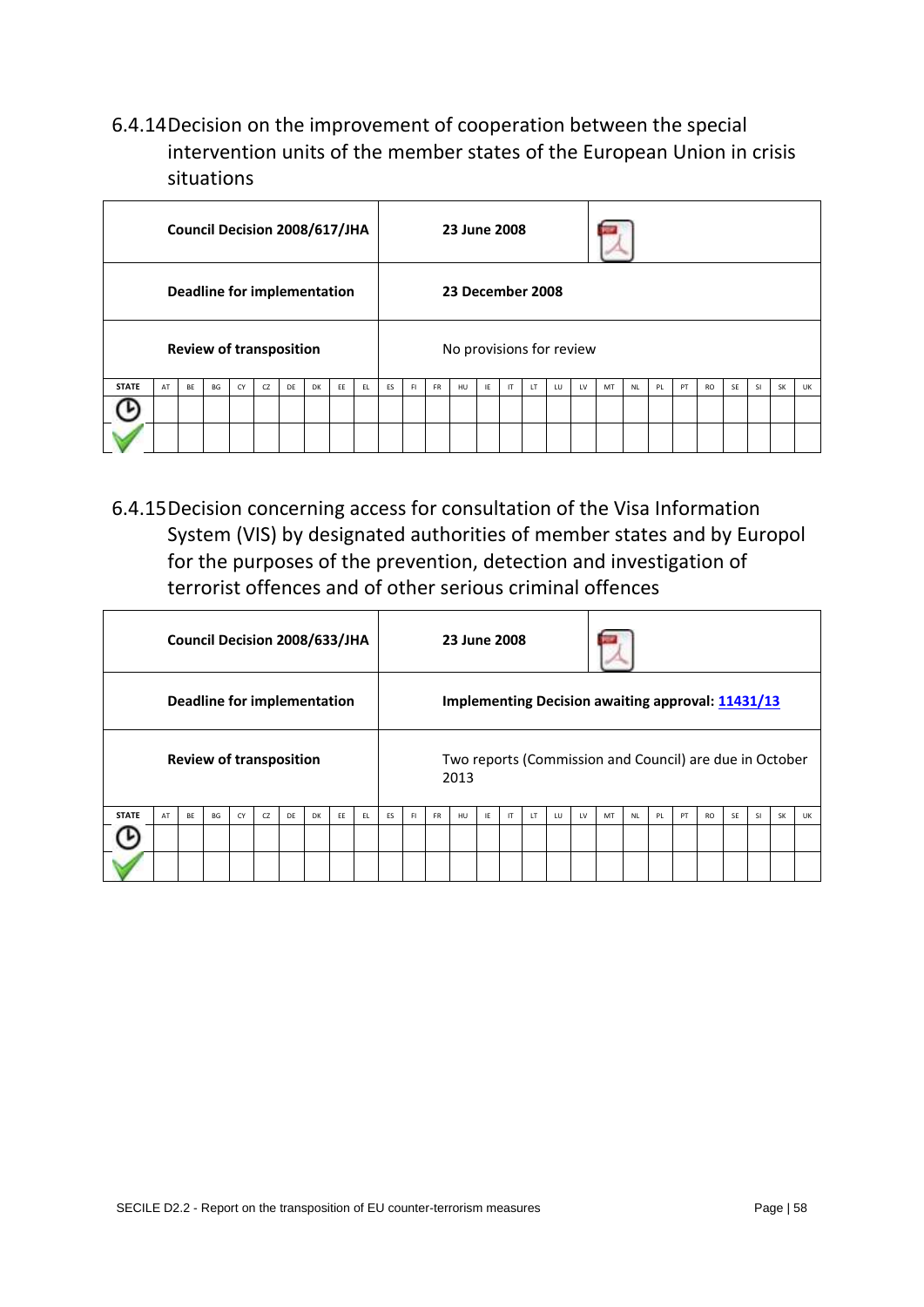### 6.4.14 Decision on the improvement of cooperation between the special intervention units of the member states of the European Union in crisis situations

| **Council Decision 2008/617/JHA** | **23 June 2008** |
|---|---|
| **Deadline for implementation** | **23 December 2008** |
| **Review of transposition** | No provisions for review |

| STATE | AT | BE | BG | CY | CZ | DE | DK | EE | EL | ES | FI | FR | HU | IE | IT | LT | LU | LV | MT | NL | PL | PT | RO | SE | SI | SK | UK |
|---|---|---|---|---|---|---|---|---|---|---|---|---|---|---|---|---|---|---|---|---|---|---|---|---|---|---|---|
| ⏲ | | | | | | | | | | | | | | | | | | | | | | | | | | | |
| ✔ | | | | | | | | | | | | | | | | | | | | | | | | | | | |

### 6.4.15 Decision concerning access for consultation of the Visa Information System (VIS) by designated authorities of member states and by Europol for the purposes of the prevention, detection and investigation of terrorist offences and of other serious criminal offences

| **Council Decision 2008/633/JHA** | **23 June 2008** |
|---|---|
| **Deadline for implementation** | **Implementing Decision awaiting approval: 11431/13** |
| **Review of transposition** | Two reports (Commission and Council) are due in October 2013 |

| STATE | AT | BE | BG | CY | CZ | DE | DK | EE | EL | ES | FI | FR | HU | IE | IT | LT | LU | LV | MT | NL | PL | PT | RO | SE | SI | SK | UK |
|---|---|---|---|---|---|---|---|---|---|---|---|---|---|---|---|---|---|---|---|---|---|---|---|---|---|---|---|
| ⏲ | | | | | | | | | | | | | | | | | | | | | | | | | | | |
| ✔ | | | | | | | | | | | | | | | | | | | | | | | | | | | |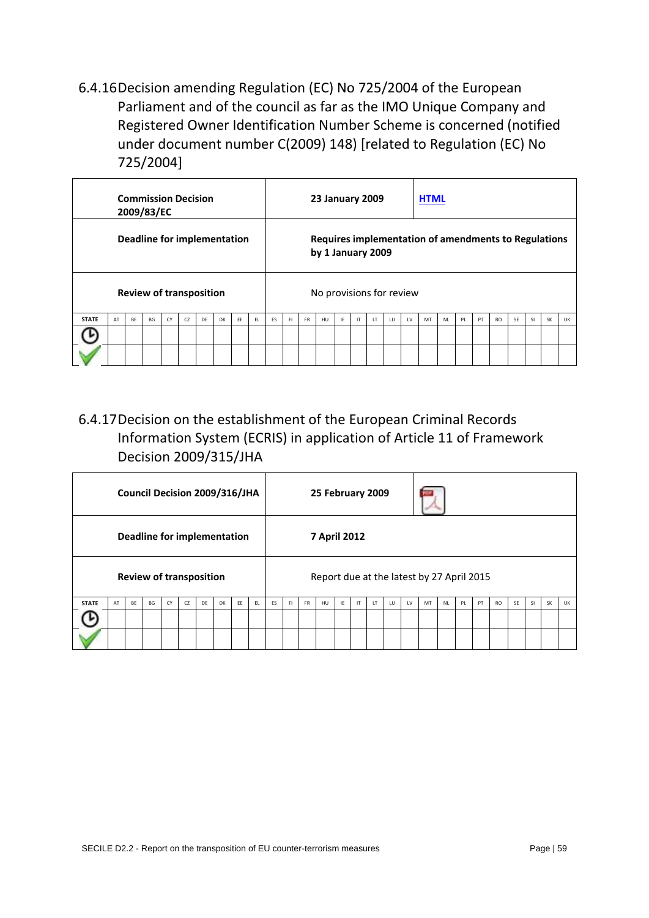### 6.4.16 Decision amending Regulation (EC) No 725/2004 of the European Parliament and of the council as far as the IMO Unique Company and Registered Owner Identification Number Scheme is concerned (notified under document number C(2009) 148) [related to Regulation (EC) No 725/2004]

| | | |
|---|---|---|
| **Commission Decision 2009/83/EC** | **23 January 2009** | **HTML** |
| **Deadline for implementation** | **Requires implementation of amendments to Regulations by 1 January 2009** | |
| **Review of transposition** | No provisions for review | |

| STATE | AT | BE | BG | CY | CZ | DE | DK | EE | EL | ES | FI | FR | HU | IE | IT | LT | LU | LV | MT | NL | PL | PT | RO | SE | SI | SK | UK |
|---|---|---|---|---|---|---|---|---|---|---|---|---|---|---|---|---|---|---|---|---|---|---|---|---|---|---|---|
| | | | | | | | | | | | | | | | | | | | | | | | | | | | |
| | | | | | | | | | | | | | | | | | | | | | | | | | | | |

### 6.4.17 Decision on the establishment of the European Criminal Records Information System (ECRIS) in application of Article 11 of Framework Decision 2009/315/JHA

| | | |
|---|---|---|
| **Council Decision 2009/316/JHA** | **25 February 2009** | |
| **Deadline for implementation** | **7 April 2012** | |
| **Review of transposition** | Report due at the latest by 27 April 2015 | |

| STATE | AT | BE | BG | CY | CZ | DE | DK | EE | EL | ES | FI | FR | HU | IE | IT | LT | LU | LV | MT | NL | PL | PT | RO | SE | SI | SK | UK |
|---|---|---|---|---|---|---|---|---|---|---|---|---|---|---|---|---|---|---|---|---|---|---|---|---|---|---|---|
| | | | | | | | | | | | | | | | | | | | | | | | | | | | |
| | | | | | | | | | | | | | | | | | | | | | | | | | | | |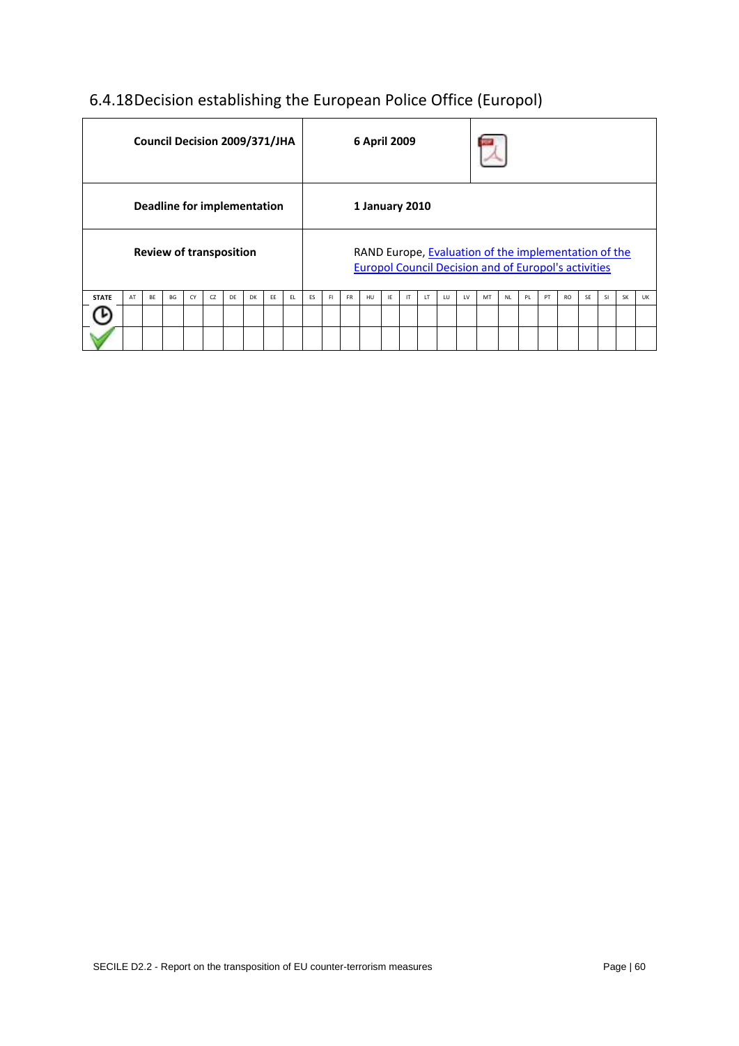### 6.4.18 Decision establishing the European Police Office (Europol)

| Council Decision 2009/371/JHA | 6 April 2009 |
|---|---|
| Deadline for implementation | 1 January 2010 |
| Review of transposition | RAND Europe, Evaluation of the implementation of the Europol Council Decision and of Europol's activities |

| STATE | AT | BE | BG | CY | CZ | DE | DK | EE | EL | ES | FI | FR | HU | IE | IT | LT | LU | LV | MT | NL | PL | PT | RO | SE | SI | SK | UK |
|---|---|---|---|---|---|---|---|---|---|---|---|---|---|---|---|---|---|---|---|---|---|---|---|---|---|---|---|
| ⏲ | | | | | | | | | | | | | | | | | | | | | | | | | | | |
| ✔ | | | | | | | | | | | | | | | | | | | | | | | | | | | |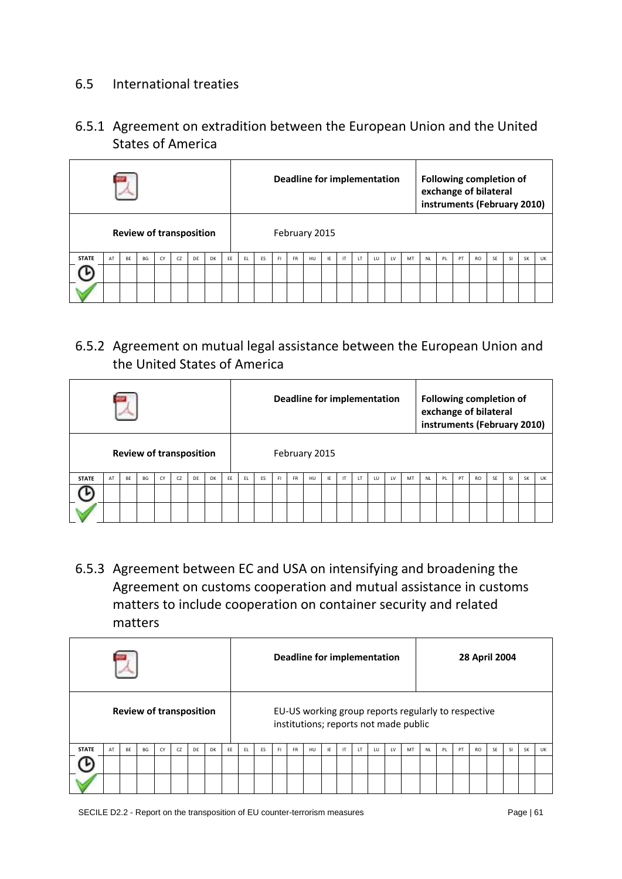## 6.5 International treaties

### 6.5.1 Agreement on extradition between the European Union and the United States of America

| | Deadline for implementation | Following completion of exchange of bilateral instruments (February 2010) |
|---|---|---|
| **Review of transposition** | February 2015 | |

| STATE | AT | BE | BG | CY | CZ | DE | DK | EE | EL | ES | FI | FR | HU | IE | IT | LT | LU | LV | MT | NL | PL | PT | RO | SE | SI | SK | UK |
|---|---|---|---|---|---|---|---|---|---|---|---|---|---|---|---|---|---|---|---|---|---|---|---|---|---|---|---|
| | | | | | | | | | | | | | | | | | | | | | | | | | | | |
| | | | | | | | | | | | | | | | | | | | | | | | | | | | |

### 6.5.2 Agreement on mutual legal assistance between the European Union and the United States of America

| | Deadline for implementation | Following completion of exchange of bilateral instruments (February 2010) |
|---|---|---|
| **Review of transposition** | February 2015 | |

| STATE | AT | BE | BG | CY | CZ | DE | DK | EE | EL | ES | FI | FR | HU | IE | IT | LT | LU | LV | MT | NL | PL | PT | RO | SE | SI | SK | UK |
|---|---|---|---|---|---|---|---|---|---|---|---|---|---|---|---|---|---|---|---|---|---|---|---|---|---|---|---|
| | | | | | | | | | | | | | | | | | | | | | | | | | | | |
| | | | | | | | | | | | | | | | | | | | | | | | | | | | |

### 6.5.3 Agreement between EC and USA on intensifying and broadening the Agreement on customs cooperation and mutual assistance in customs matters to include cooperation on container security and related matters

| | Deadline for implementation | 28 April 2004 |
|---|---|---|
| **Review of transposition** | EU-US working group reports regularly to respective institutions; reports not made public | |

| STATE | AT | BE | BG | CY | CZ | DE | DK | EE | EL | ES | FI | FR | HU | IE | IT | LT | LU | LV | MT | NL | PL | PT | RO | SE | SI | SK | UK |
|---|---|---|---|---|---|---|---|---|---|---|---|---|---|---|---|---|---|---|---|---|---|---|---|---|---|---|---|
| | | | | | | | | | | | | | | | | | | | | | | | | | | | |
| | | | | | | | | | | | | | | | | | | | | | | | | | | | |